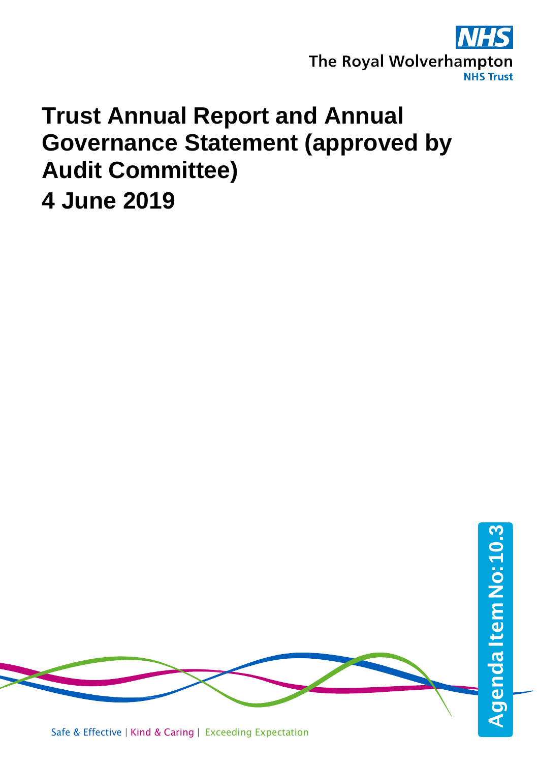The Royal Wolverhampton NHS Trust

# Trust Annual Report and Annual Governance Statement (approved by Audit Committee)

# 4 June 2019

Agenda Item No: 10.3

Safe & Effective | Kind & Caring | Exceeding Expectation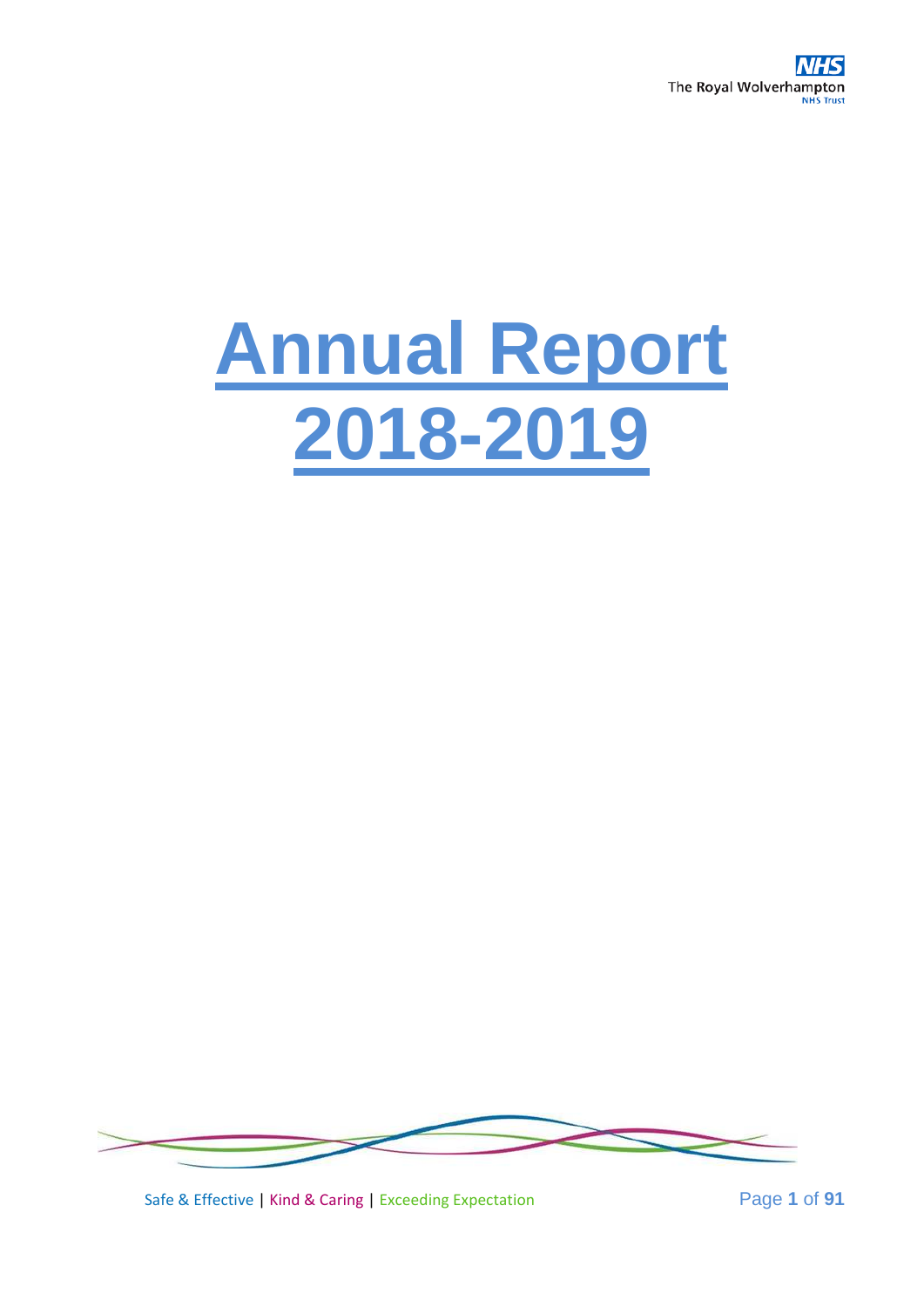# Annual Report 2018-2019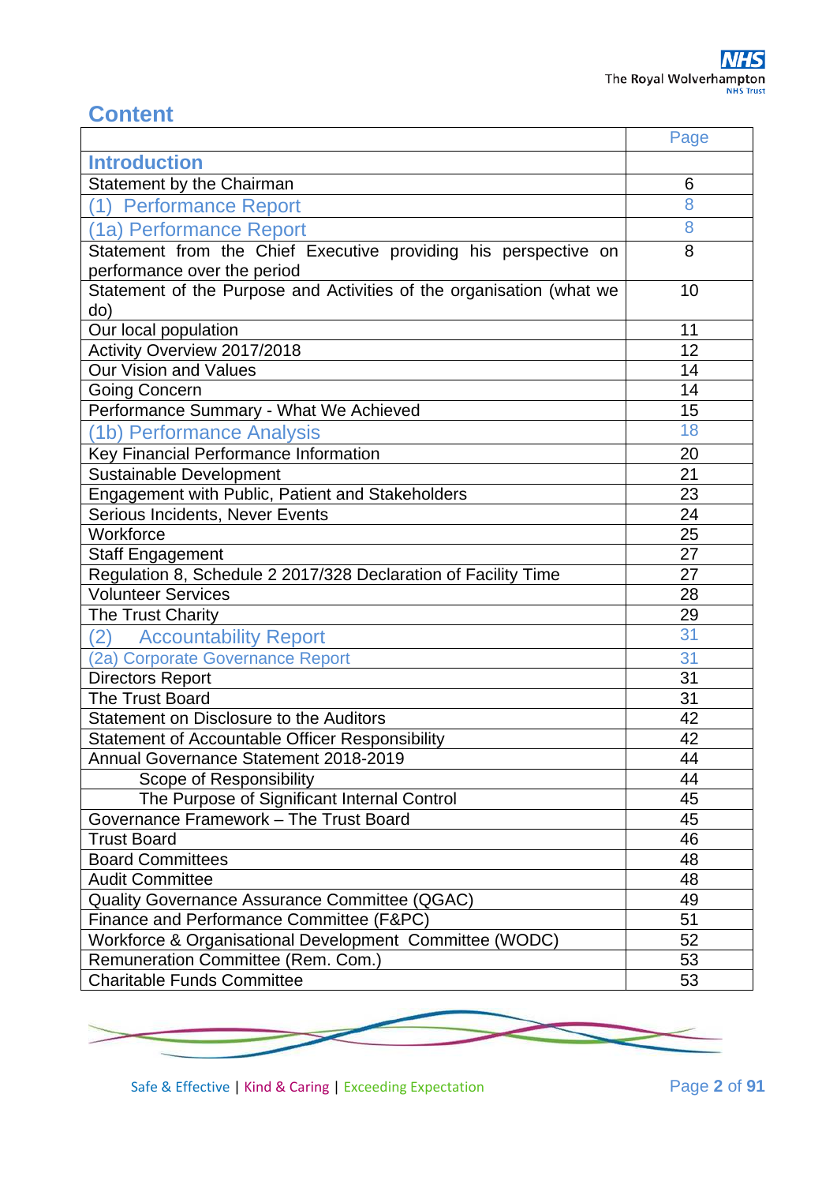## Content

| | Page |
|---|---|
| **Introduction** | |
| Statement by the Chairman | 6 |
| (1) Performance Report | 8 |
| (1a) Performance Report | 8 |
| Statement from the Chief Executive providing his perspective on performance over the period | 8 |
| Statement of the Purpose and Activities of the organisation (what we do) | 10 |
| Our local population | 11 |
| Activity Overview 2017/2018 | 12 |
| Our Vision and Values | 14 |
| Going Concern | 14 |
| Performance Summary - What We Achieved | 15 |
| (1b) Performance Analysis | 18 |
| Key Financial Performance Information | 20 |
| Sustainable Development | 21 |
| Engagement with Public, Patient and Stakeholders | 23 |
| Serious Incidents, Never Events | 24 |
| Workforce | 25 |
| Staff Engagement | 27 |
| Regulation 8, Schedule 2 2017/328 Declaration of Facility Time | 27 |
| Volunteer Services | 28 |
| The Trust Charity | 29 |
| (2) Accountability Report | 31 |
| (2a) Corporate Governance Report | 31 |
| Directors Report | 31 |
| The Trust Board | 31 |
| Statement on Disclosure to the Auditors | 42 |
| Statement of Accountable Officer Responsibility | 42 |
| Annual Governance Statement 2018-2019 | 44 |
| Scope of Responsibility | 44 |
| The Purpose of Significant Internal Control | 45 |
| Governance Framework – The Trust Board | 45 |
| Trust Board | 46 |
| Board Committees | 48 |
| Audit Committee | 48 |
| Quality Governance Assurance Committee (QGAC) | 49 |
| Finance and Performance Committee (F&PC) | 51 |
| Workforce & Organisational Development Committee (WODC) | 52 |
| Remuneration Committee (Rem. Com.) | 53 |
| Charitable Funds Committee | 53 |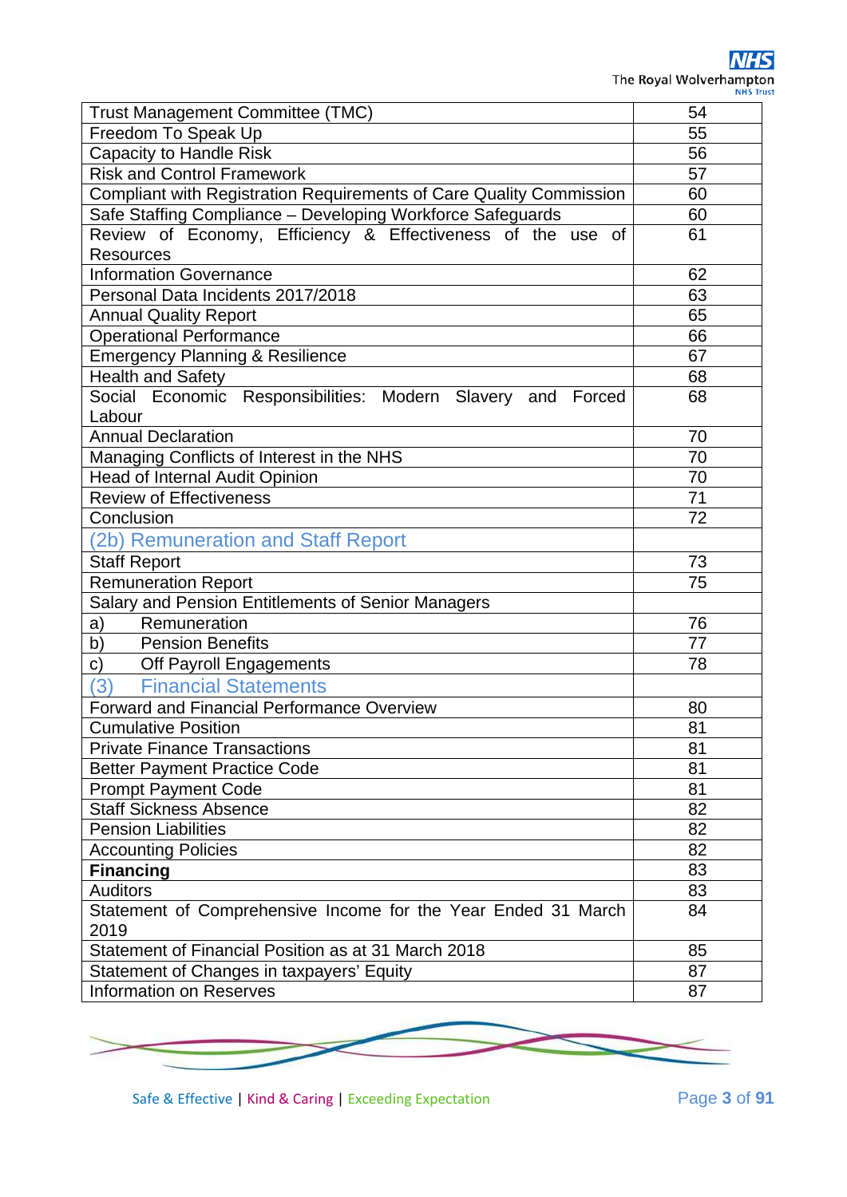| | |
|---|---|
| Trust Management Committee (TMC) | 54 |
| Freedom To Speak Up | 55 |
| Capacity to Handle Risk | 56 |
| Risk and Control Framework | 57 |
| Compliant with Registration Requirements of Care Quality Commission | 60 |
| Safe Staffing Compliance – Developing Workforce Safeguards | 60 |
| Review of Economy, Efficiency & Effectiveness of the use of Resources | 61 |
| Information Governance | 62 |
| Personal Data Incidents 2017/2018 | 63 |
| Annual Quality Report | 65 |
| Operational Performance | 66 |
| Emergency Planning & Resilience | 67 |
| Health and Safety | 68 |
| Social Economic Responsibilities: Modern Slavery and Forced Labour | 68 |
| Annual Declaration | 70 |
| Managing Conflicts of Interest in the NHS | 70 |
| Head of Internal Audit Opinion | 70 |
| Review of Effectiveness | 71 |
| Conclusion | 72 |
| **(2b) Remuneration and Staff Report** | |
| Staff Report | 73 |
| Remuneration Report | 75 |
| Salary and Pension Entitlements of Senior Managers | |
| a) Remuneration | 76 |
| b) Pension Benefits | 77 |
| c) Off Payroll Engagements | 78 |
| **(3) Financial Statements** | |
| Forward and Financial Performance Overview | 80 |
| Cumulative Position | 81 |
| Private Finance Transactions | 81 |
| Better Payment Practice Code | 81 |
| Prompt Payment Code | 81 |
| Staff Sickness Absence | 82 |
| Pension Liabilities | 82 |
| Accounting Policies | 82 |
| **Financing** | 83 |
| Auditors | 83 |
| Statement of Comprehensive Income for the Year Ended 31 March 2019 | 84 |
| Statement of Financial Position as at 31 March 2018 | 85 |
| Statement of Changes in taxpayers' Equity | 87 |
| Information on Reserves | 87 |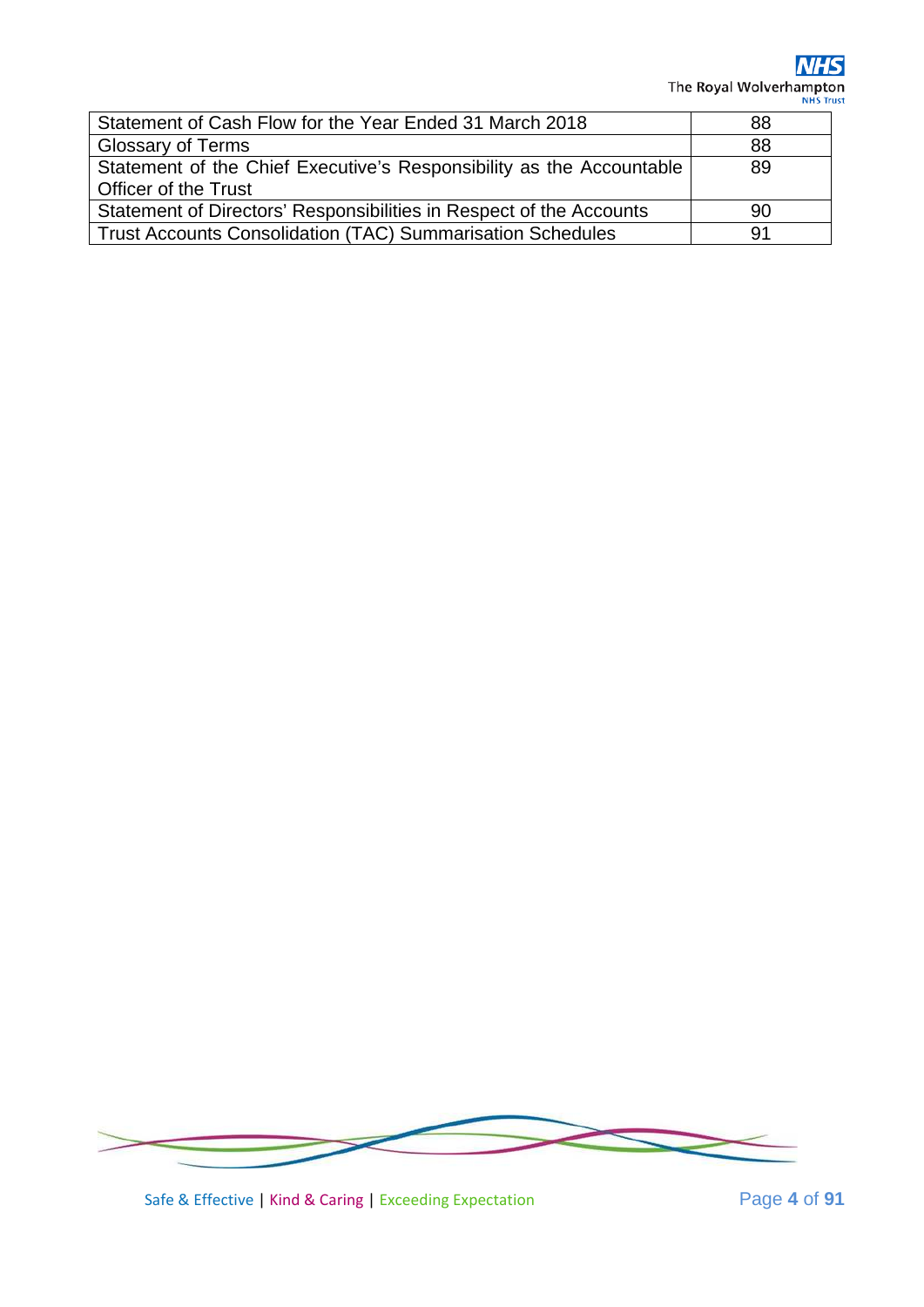| | |
|---|---|
| Statement of Cash Flow for the Year Ended 31 March 2018 | 88 |
| Glossary of Terms | 88 |
| Statement of the Chief Executive's Responsibility as the Accountable Officer of the Trust | 89 |
| Statement of Directors' Responsibilities in Respect of the Accounts | 90 |
| Trust Accounts Consolidation (TAC) Summarisation Schedules | 91 |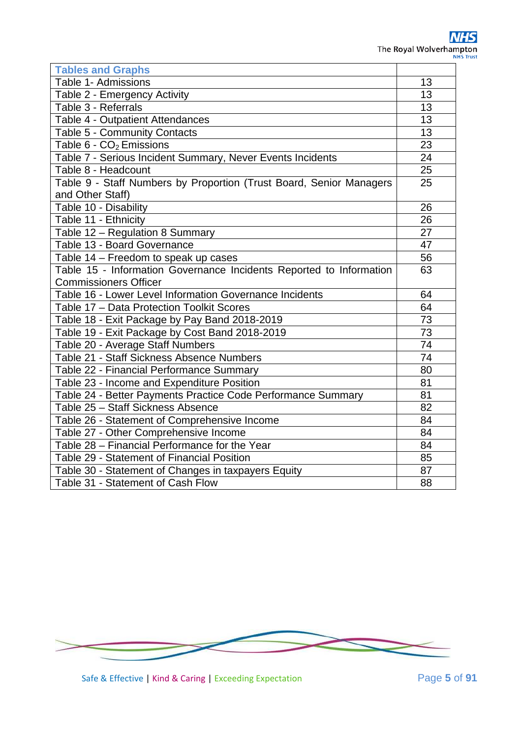| Tables and Graphs | |
|---|---|
| Table 1- Admissions | 13 |
| Table 2 - Emergency Activity | 13 |
| Table 3 - Referrals | 13 |
| Table 4 - Outpatient Attendances | 13 |
| Table 5 - Community Contacts | 13 |
| Table 6 - $CO_2$ Emissions | 23 |
| Table 7 - Serious Incident Summary, Never Events Incidents | 24 |
| Table 8 - Headcount | 25 |
| Table 9 - Staff Numbers by Proportion (Trust Board, Senior Managers and Other Staff) | 25 |
| Table 10 - Disability | 26 |
| Table 11 - Ethnicity | 26 |
| Table 12 – Regulation 8 Summary | 27 |
| Table 13 - Board Governance | 47 |
| Table 14 – Freedom to speak up cases | 56 |
| Table 15 - Information Governance Incidents Reported to Information Commissioners Officer | 63 |
| Table 16 - Lower Level Information Governance Incidents | 64 |
| Table 17 – Data Protection Toolkit Scores | 64 |
| Table 18 - Exit Package by Pay Band 2018-2019 | 73 |
| Table 19 - Exit Package by Cost Band 2018-2019 | 73 |
| Table 20 - Average Staff Numbers | 74 |
| Table 21 - Staff Sickness Absence Numbers | 74 |
| Table 22 - Financial Performance Summary | 80 |
| Table 23 - Income and Expenditure Position | 81 |
| Table 24 - Better Payments Practice Code Performance Summary | 81 |
| Table 25 – Staff Sickness Absence | 82 |
| Table 26 - Statement of Comprehensive Income | 84 |
| Table 27 - Other Comprehensive Income | 84 |
| Table 28 – Financial Performance for the Year | 84 |
| Table 29 - Statement of Financial Position | 85 |
| Table 30 - Statement of Changes in taxpayers Equity | 87 |
| Table 31 - Statement of Cash Flow | 88 |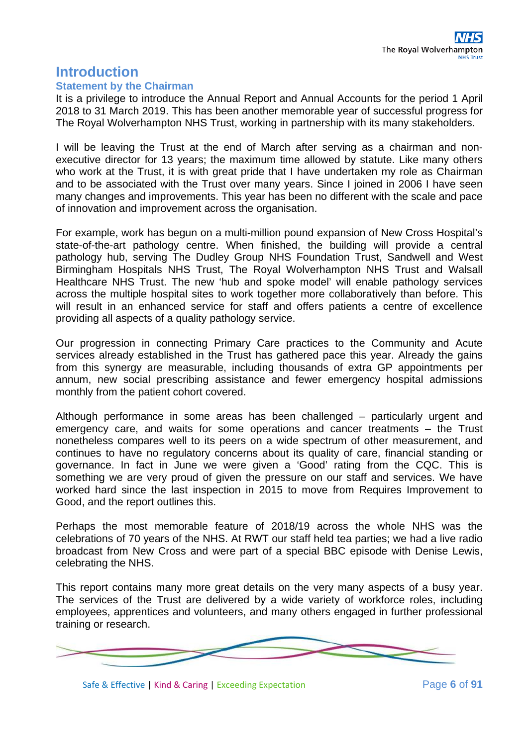# Introduction

## Statement by the Chairman

It is a privilege to introduce the Annual Report and Annual Accounts for the period 1 April 2018 to 31 March 2019. This has been another memorable year of successful progress for The Royal Wolverhampton NHS Trust, working in partnership with its many stakeholders.

I will be leaving the Trust at the end of March after serving as a chairman and non-executive director for 13 years; the maximum time allowed by statute. Like many others who work at the Trust, it is with great pride that I have undertaken my role as Chairman and to be associated with the Trust over many years. Since I joined in 2006 I have seen many changes and improvements. This year has been no different with the scale and pace of innovation and improvement across the organisation.

For example, work has begun on a multi-million pound expansion of New Cross Hospital's state-of-the-art pathology centre. When finished, the building will provide a central pathology hub, serving The Dudley Group NHS Foundation Trust, Sandwell and West Birmingham Hospitals NHS Trust, The Royal Wolverhampton NHS Trust and Walsall Healthcare NHS Trust. The new 'hub and spoke model' will enable pathology services across the multiple hospital sites to work together more collaboratively than before. This will result in an enhanced service for staff and offers patients a centre of excellence providing all aspects of a quality pathology service.

Our progression in connecting Primary Care practices to the Community and Acute services already established in the Trust has gathered pace this year. Already the gains from this synergy are measurable, including thousands of extra GP appointments per annum, new social prescribing assistance and fewer emergency hospital admissions monthly from the patient cohort covered.

Although performance in some areas has been challenged – particularly urgent and emergency care, and waits for some operations and cancer treatments – the Trust nonetheless compares well to its peers on a wide spectrum of other measurement, and continues to have no regulatory concerns about its quality of care, financial standing or governance. In fact in June we were given a 'Good' rating from the CQC. This is something we are very proud of given the pressure on our staff and services. We have worked hard since the last inspection in 2015 to move from Requires Improvement to Good, and the report outlines this.

Perhaps the most memorable feature of 2018/19 across the whole NHS was the celebrations of 70 years of the NHS. At RWT our staff held tea parties; we had a live radio broadcast from New Cross and were part of a special BBC episode with Denise Lewis, celebrating the NHS.

This report contains many more great details on the very many aspects of a busy year. The services of the Trust are delivered by a wide variety of workforce roles, including employees, apprentices and volunteers, and many others engaged in further professional training or research.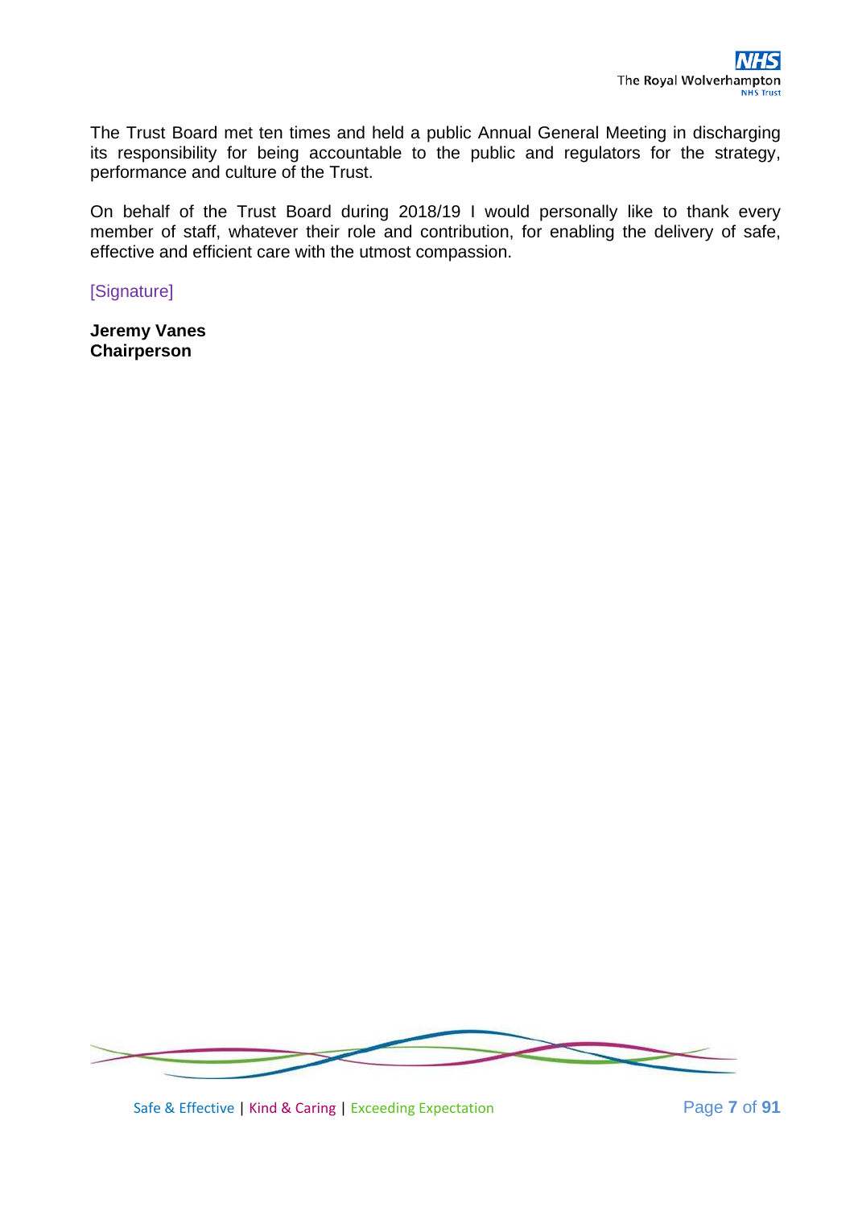The Trust Board met ten times and held a public Annual General Meeting in discharging its responsibility for being accountable to the public and regulators for the strategy, performance and culture of the Trust.

On behalf of the Trust Board during 2018/19 I would personally like to thank every member of staff, whatever their role and contribution, for enabling the delivery of safe, effective and efficient care with the utmost compassion.

[Signature]

**Jeremy Vanes**
**Chairperson**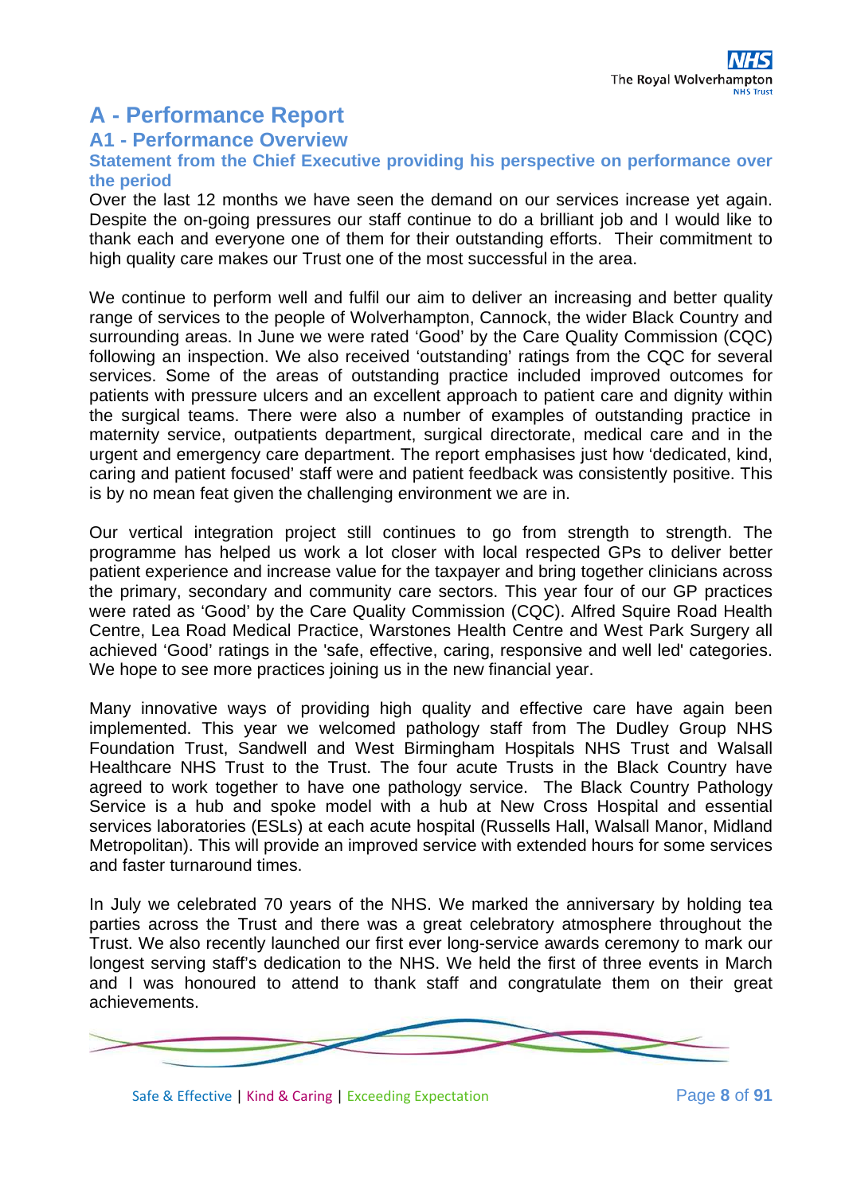# A - Performance Report

## A1 - Performance Overview

### Statement from the Chief Executive providing his perspective on performance over the period

Over the last 12 months we have seen the demand on our services increase yet again. Despite the on-going pressures our staff continue to do a brilliant job and I would like to thank each and everyone one of them for their outstanding efforts. Their commitment to high quality care makes our Trust one of the most successful in the area.

We continue to perform well and fulfil our aim to deliver an increasing and better quality range of services to the people of Wolverhampton, Cannock, the wider Black Country and surrounding areas. In June we were rated 'Good' by the Care Quality Commission (CQC) following an inspection. We also received 'outstanding' ratings from the CQC for several services. Some of the areas of outstanding practice included improved outcomes for patients with pressure ulcers and an excellent approach to patient care and dignity within the surgical teams. There were also a number of examples of outstanding practice in maternity service, outpatients department, surgical directorate, medical care and in the urgent and emergency care department. The report emphasises just how 'dedicated, kind, caring and patient focused' staff were and patient feedback was consistently positive. This is by no mean feat given the challenging environment we are in.

Our vertical integration project still continues to go from strength to strength. The programme has helped us work a lot closer with local respected GPs to deliver better patient experience and increase value for the taxpayer and bring together clinicians across the primary, secondary and community care sectors. This year four of our GP practices were rated as 'Good' by the Care Quality Commission (CQC). Alfred Squire Road Health Centre, Lea Road Medical Practice, Warstones Health Centre and West Park Surgery all achieved 'Good' ratings in the 'safe, effective, caring, responsive and well led' categories. We hope to see more practices joining us in the new financial year.

Many innovative ways of providing high quality and effective care have again been implemented. This year we welcomed pathology staff from The Dudley Group NHS Foundation Trust, Sandwell and West Birmingham Hospitals NHS Trust and Walsall Healthcare NHS Trust to the Trust. The four acute Trusts in the Black Country have agreed to work together to have one pathology service. The Black Country Pathology Service is a hub and spoke model with a hub at New Cross Hospital and essential services laboratories (ESLs) at each acute hospital (Russells Hall, Walsall Manor, Midland Metropolitan). This will provide an improved service with extended hours for some services and faster turnaround times.

In July we celebrated 70 years of the NHS. We marked the anniversary by holding tea parties across the Trust and there was a great celebratory atmosphere throughout the Trust. We also recently launched our first ever long-service awards ceremony to mark our longest serving staff's dedication to the NHS. We held the first of three events in March and I was honoured to attend to thank staff and congratulate them on their great achievements.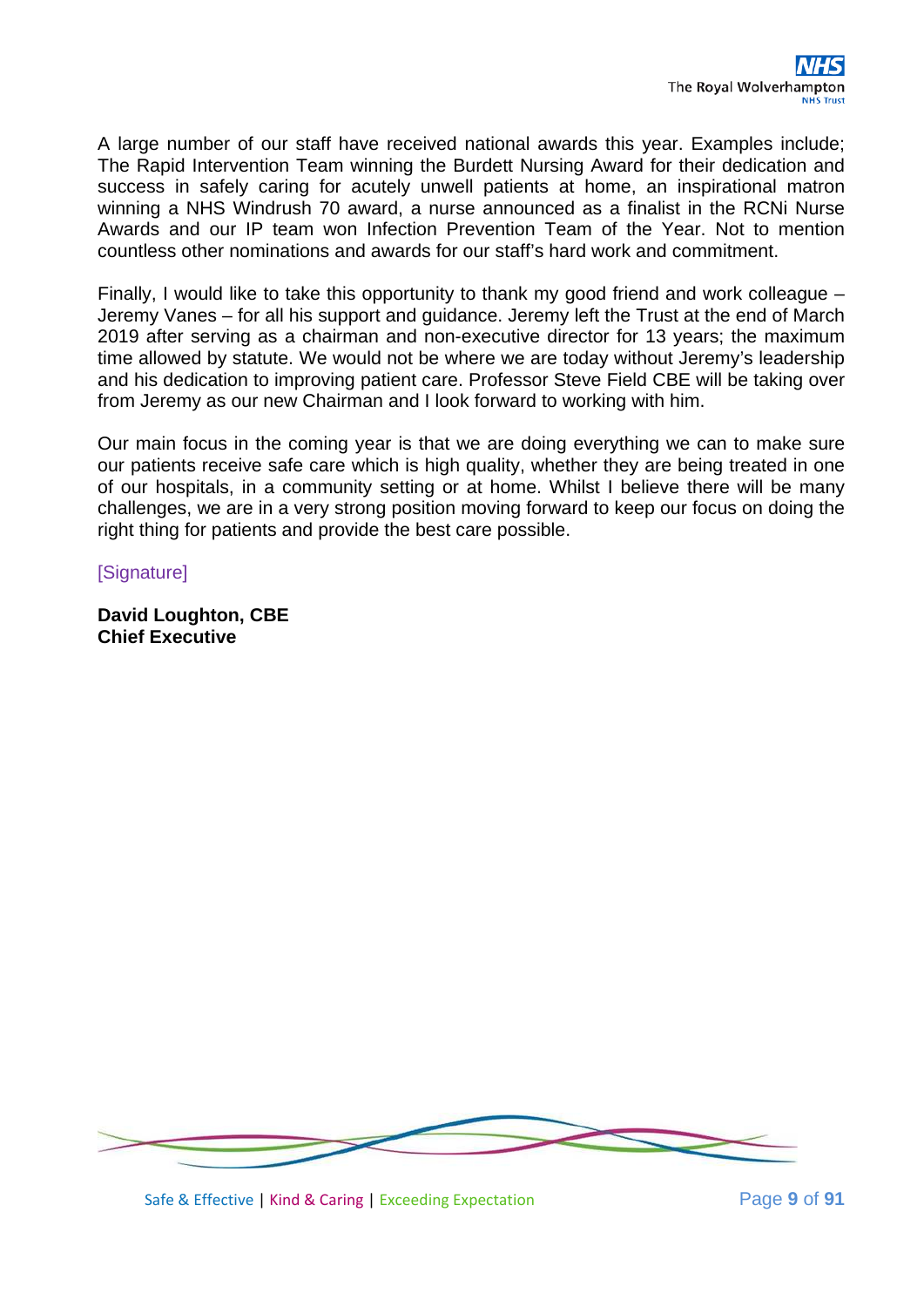A large number of our staff have received national awards this year. Examples include; The Rapid Intervention Team winning the Burdett Nursing Award for their dedication and success in safely caring for acutely unwell patients at home, an inspirational matron winning a NHS Windrush 70 award, a nurse announced as a finalist in the RCNi Nurse Awards and our IP team won Infection Prevention Team of the Year. Not to mention countless other nominations and awards for our staff's hard work and commitment.

Finally, I would like to take this opportunity to thank my good friend and work colleague – Jeremy Vanes – for all his support and guidance. Jeremy left the Trust at the end of March 2019 after serving as a chairman and non-executive director for 13 years; the maximum time allowed by statute. We would not be where we are today without Jeremy's leadership and his dedication to improving patient care. Professor Steve Field CBE will be taking over from Jeremy as our new Chairman and I look forward to working with him.

Our main focus in the coming year is that we are doing everything we can to make sure our patients receive safe care which is high quality, whether they are being treated in one of our hospitals, in a community setting or at home. Whilst I believe there will be many challenges, we are in a very strong position moving forward to keep our focus on doing the right thing for patients and provide the best care possible.

[Signature]

**David Loughton, CBE**
**Chief Executive**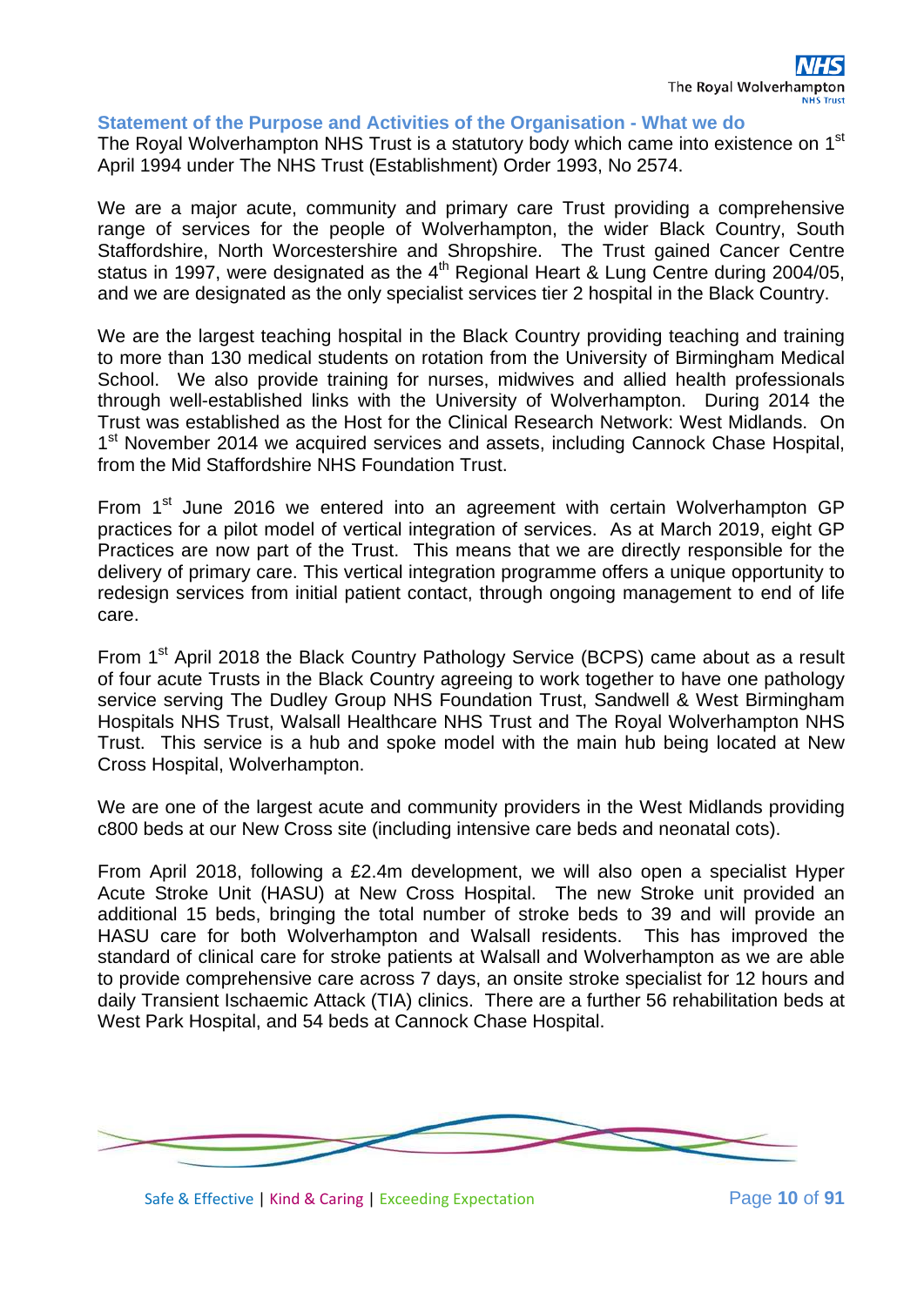### Statement of the Purpose and Activities of the Organisation - What we do

The Royal Wolverhampton NHS Trust is a statutory body which came into existence on 1st April 1994 under The NHS Trust (Establishment) Order 1993, No 2574.

We are a major acute, community and primary care Trust providing a comprehensive range of services for the people of Wolverhampton, the wider Black Country, South Staffordshire, North Worcestershire and Shropshire. The Trust gained Cancer Centre status in 1997, were designated as the 4th Regional Heart & Lung Centre during 2004/05, and we are designated as the only specialist services tier 2 hospital in the Black Country.

We are the largest teaching hospital in the Black Country providing teaching and training to more than 130 medical students on rotation from the University of Birmingham Medical School. We also provide training for nurses, midwives and allied health professionals through well-established links with the University of Wolverhampton. During 2014 the Trust was established as the Host for the Clinical Research Network: West Midlands. On 1st November 2014 we acquired services and assets, including Cannock Chase Hospital, from the Mid Staffordshire NHS Foundation Trust.

From 1st June 2016 we entered into an agreement with certain Wolverhampton GP practices for a pilot model of vertical integration of services. As at March 2019, eight GP Practices are now part of the Trust. This means that we are directly responsible for the delivery of primary care. This vertical integration programme offers a unique opportunity to redesign services from initial patient contact, through ongoing management to end of life care.

From 1st April 2018 the Black Country Pathology Service (BCPS) came about as a result of four acute Trusts in the Black Country agreeing to work together to have one pathology service serving The Dudley Group NHS Foundation Trust, Sandwell & West Birmingham Hospitals NHS Trust, Walsall Healthcare NHS Trust and The Royal Wolverhampton NHS Trust. This service is a hub and spoke model with the main hub being located at New Cross Hospital, Wolverhampton.

We are one of the largest acute and community providers in the West Midlands providing c800 beds at our New Cross site (including intensive care beds and neonatal cots).

From April 2018, following a £2.4m development, we will also open a specialist Hyper Acute Stroke Unit (HASU) at New Cross Hospital. The new Stroke unit provided an additional 15 beds, bringing the total number of stroke beds to 39 and will provide an HASU care for both Wolverhampton and Walsall residents. This has improved the standard of clinical care for stroke patients at Walsall and Wolverhampton as we are able to provide comprehensive care across 7 days, an onsite stroke specialist for 12 hours and daily Transient Ischaemic Attack (TIA) clinics. There are a further 56 rehabilitation beds at West Park Hospital, and 54 beds at Cannock Chase Hospital.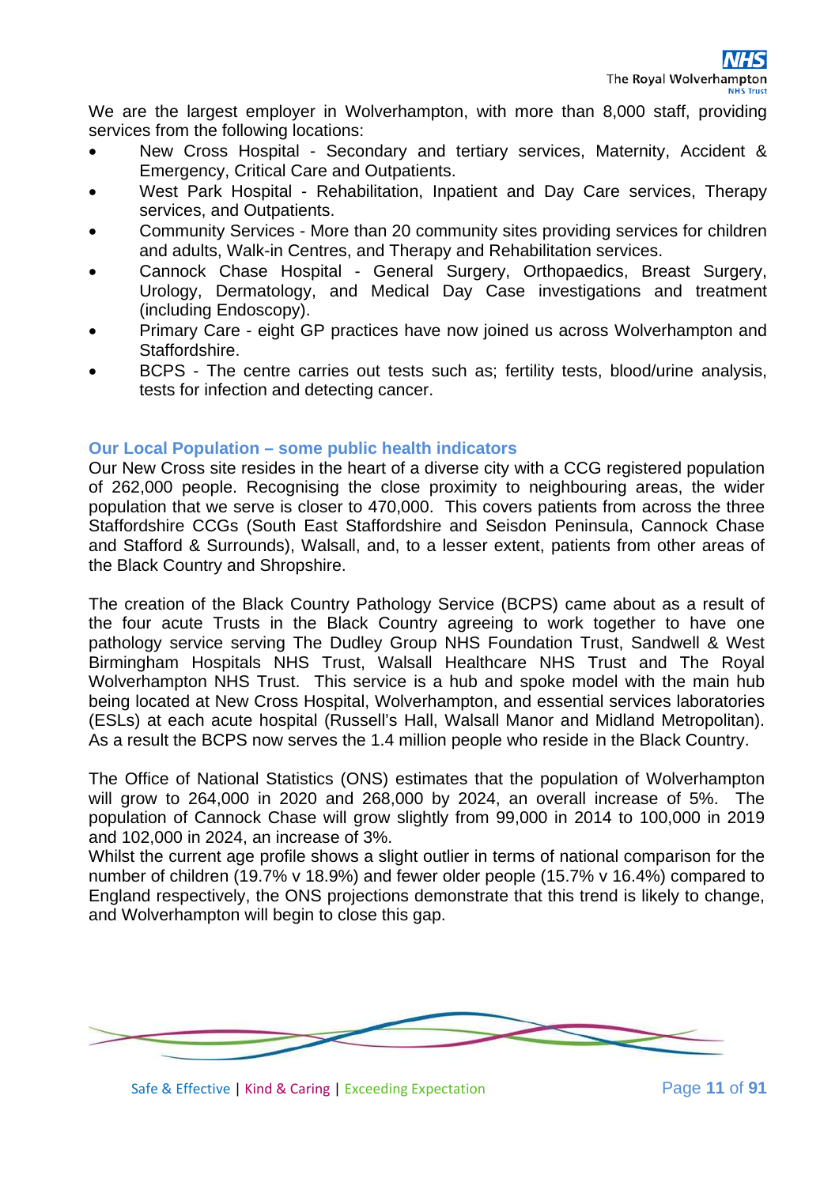We are the largest employer in Wolverhampton, with more than 8,000 staff, providing services from the following locations:

- New Cross Hospital - Secondary and tertiary services, Maternity, Accident & Emergency, Critical Care and Outpatients.
- West Park Hospital - Rehabilitation, Inpatient and Day Care services, Therapy services, and Outpatients.
- Community Services - More than 20 community sites providing services for children and adults, Walk-in Centres, and Therapy and Rehabilitation services.
- Cannock Chase Hospital - General Surgery, Orthopaedics, Breast Surgery, Urology, Dermatology, and Medical Day Case investigations and treatment (including Endoscopy).
- Primary Care - eight GP practices have now joined us across Wolverhampton and Staffordshire.
- BCPS - The centre carries out tests such as; fertility tests, blood/urine analysis, tests for infection and detecting cancer.

## Our Local Population – some public health indicators

Our New Cross site resides in the heart of a diverse city with a CCG registered population of 262,000 people. Recognising the close proximity to neighbouring areas, the wider population that we serve is closer to 470,000. This covers patients from across the three Staffordshire CCGs (South East Staffordshire and Seisdon Peninsula, Cannock Chase and Stafford & Surrounds), Walsall, and, to a lesser extent, patients from other areas of the Black Country and Shropshire.

The creation of the Black Country Pathology Service (BCPS) came about as a result of the four acute Trusts in the Black Country agreeing to work together to have one pathology service serving The Dudley Group NHS Foundation Trust, Sandwell & West Birmingham Hospitals NHS Trust, Walsall Healthcare NHS Trust and The Royal Wolverhampton NHS Trust. This service is a hub and spoke model with the main hub being located at New Cross Hospital, Wolverhampton, and essential services laboratories (ESLs) at each acute hospital (Russell's Hall, Walsall Manor and Midland Metropolitan). As a result the BCPS now serves the 1.4 million people who reside in the Black Country.

The Office of National Statistics (ONS) estimates that the population of Wolverhampton will grow to 264,000 in 2020 and 268,000 by 2024, an overall increase of 5%. The population of Cannock Chase will grow slightly from 99,000 in 2014 to 100,000 in 2019 and 102,000 in 2024, an increase of 3%.

Whilst the current age profile shows a slight outlier in terms of national comparison for the number of children (19.7% v 18.9%) and fewer older people (15.7% v 16.4%) compared to England respectively, the ONS projections demonstrate that this trend is likely to change, and Wolverhampton will begin to close this gap.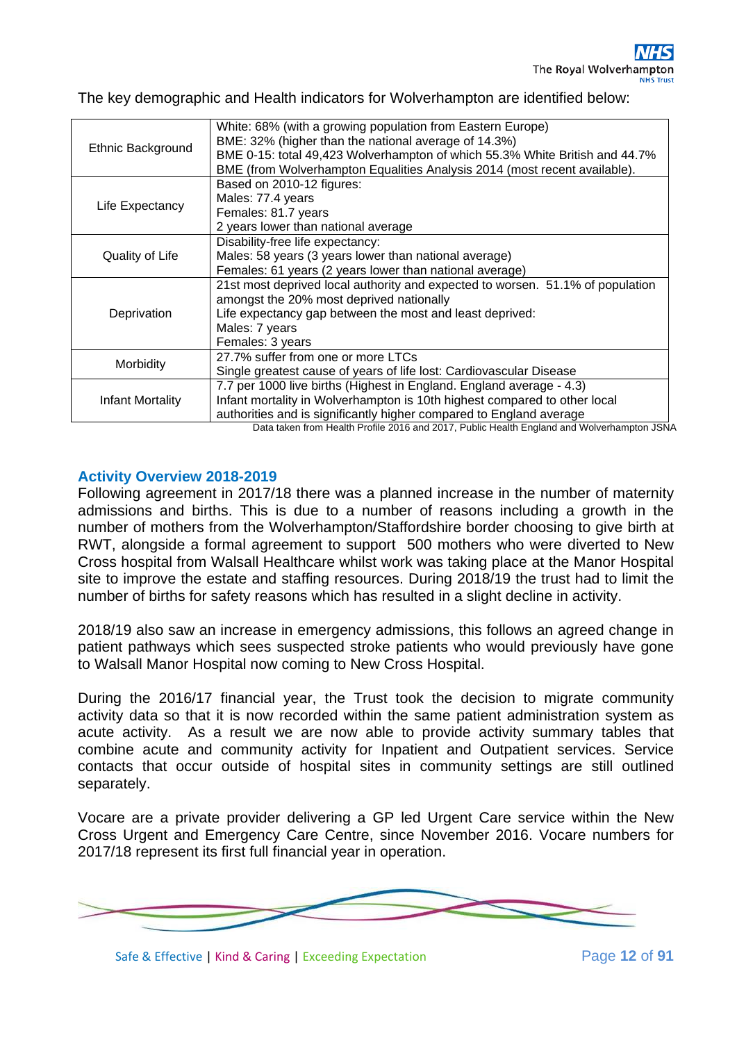The key demographic and Health indicators for Wolverhampton are identified below:

| | |
|---|---|
| Ethnic Background | White: 68% (with a growing population from Eastern Europe)<br>BME: 32% (higher than the national average of 14.3%)<br>BME 0-15: total 49,423 Wolverhampton of which 55.3% White British and 44.7% BME (from Wolverhampton Equalities Analysis 2014 (most recent available). |
| Life Expectancy | Based on 2010-12 figures:<br>Males: 77.4 years<br>Females: 81.7 years<br>2 years lower than national average |
| Quality of Life | Disability-free life expectancy:<br>Males: 58 years (3 years lower than national average)<br>Females: 61 years (2 years lower than national average) |
| Deprivation | 21st most deprived local authority and expected to worsen. 51.1% of population amongst the 20% most deprived nationally<br>Life expectancy gap between the most and least deprived:<br>Males: 7 years<br>Females: 3 years |
| Morbidity | 27.7% suffer from one or more LTCs<br>Single greatest cause of years of life lost: Cardiovascular Disease |
| Infant Mortality | 7.7 per 1000 live births (Highest in England. England average - 4.3)<br>Infant mortality in Wolverhampton is 10th highest compared to other local authorities and is significantly higher compared to England average |

Data taken from Health Profile 2016 and 2017, Public Health England and Wolverhampton JSNA

## Activity Overview 2018-2019

Following agreement in 2017/18 there was a planned increase in the number of maternity admissions and births. This is due to a number of reasons including a growth in the number of mothers from the Wolverhampton/Staffordshire border choosing to give birth at RWT, alongside a formal agreement to support 500 mothers who were diverted to New Cross hospital from Walsall Healthcare whilst work was taking place at the Manor Hospital site to improve the estate and staffing resources. During 2018/19 the trust had to limit the number of births for safety reasons which has resulted in a slight decline in activity.

2018/19 also saw an increase in emergency admissions, this follows an agreed change in patient pathways which sees suspected stroke patients who would previously have gone to Walsall Manor Hospital now coming to New Cross Hospital.

During the 2016/17 financial year, the Trust took the decision to migrate community activity data so that it is now recorded within the same patient administration system as acute activity. As a result we are now able to provide activity summary tables that combine acute and community activity for Inpatient and Outpatient services. Service contacts that occur outside of hospital sites in community settings are still outlined separately.

Vocare are a private provider delivering a GP led Urgent Care service within the New Cross Urgent and Emergency Care Centre, since November 2016. Vocare numbers for 2017/18 represent its first full financial year in operation.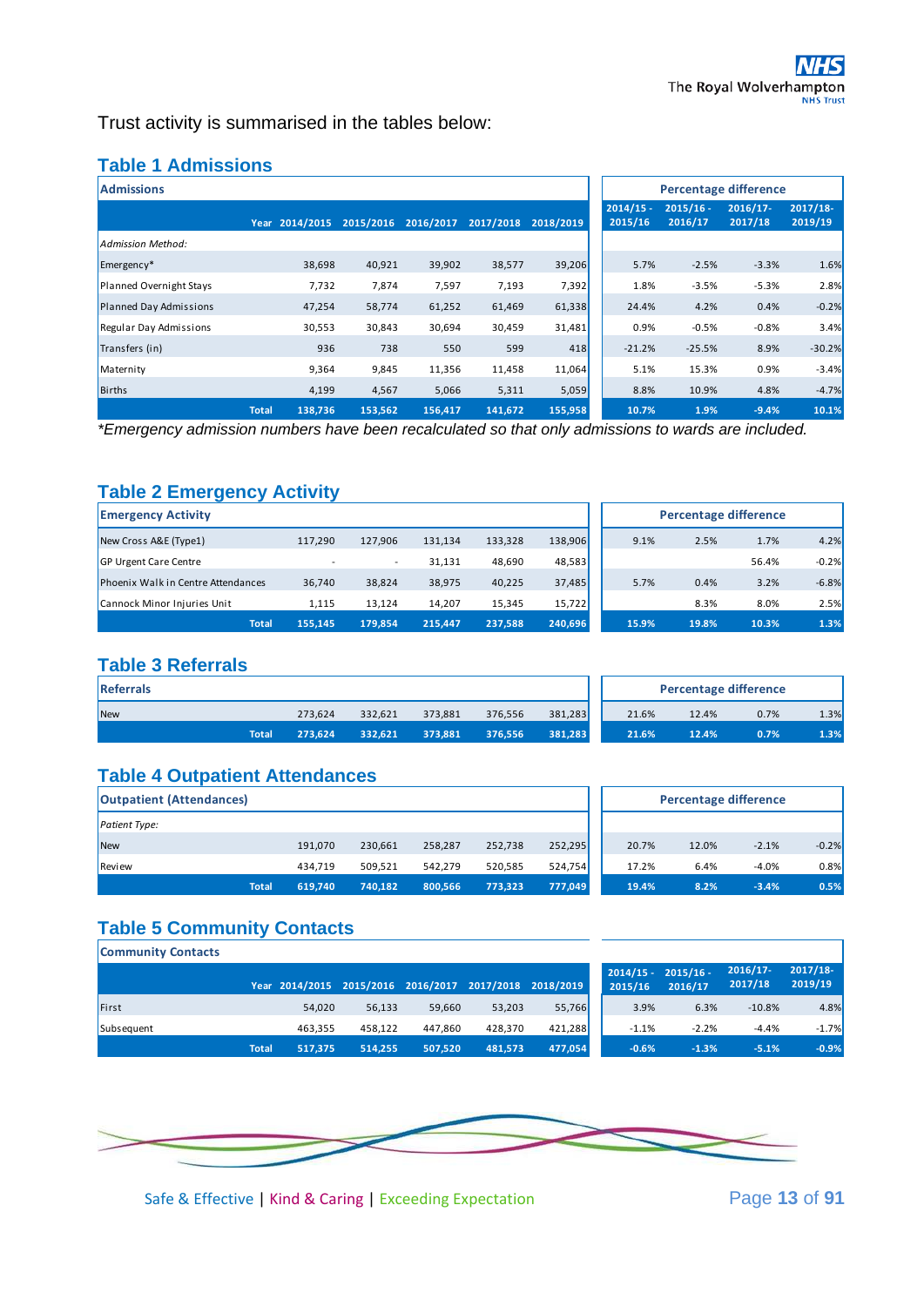Trust activity is summarised in the tables below:

## Table 1 Admissions

| Admissions | | | | | | Percentage difference | | | |
|---|---|---|---|---|---|---|---|---|---|
| Year | 2014/2015 | 2015/2016 | 2016/2017 | 2017/2018 | 2018/2019 | 2014/15 - 2015/16 | 2015/16 - 2016/17 | 2016/17- 2017/18 | 2017/18- 2019/19 |
| *Admission Method:* | | | | | | | | | |
| Emergency* | 38,698 | 40,921 | 39,902 | 38,577 | 39,206 | 5.7% | -2.5% | -3.3% | 1.6% |
| Planned Overnight Stays | 7,732 | 7,874 | 7,597 | 7,193 | 7,392 | 1.8% | -3.5% | -5.3% | 2.8% |
| Planned Day Admissions | 47,254 | 58,774 | 61,252 | 61,469 | 61,338 | 24.4% | 4.2% | 0.4% | -0.2% |
| Regular Day Admissions | 30,553 | 30,843 | 30,694 | 30,459 | 31,481 | 0.9% | -0.5% | -0.8% | 3.4% |
| Transfers (in) | 936 | 738 | 550 | 599 | 418 | -21.2% | -25.5% | 8.9% | -30.2% |
| Maternity | 9,364 | 9,845 | 11,356 | 11,458 | 11,064 | 5.1% | 15.3% | 0.9% | -3.4% |
| Births | 4,199 | 4,567 | 5,066 | 5,311 | 5,059 | 8.8% | 10.9% | 4.8% | -4.7% |
| **Total** | **138,736** | **153,562** | **156,417** | **141,672** | **155,958** | **10.7%** | **1.9%** | **-9.4%** | **10.1%** |

*\*Emergency admission numbers have been recalculated so that only admissions to wards are included.*

## Table 2 Emergency Activity

| Emergency Activity | | | | | | Percentage difference | | | |
|---|---|---|---|---|---|---|---|---|---|
| New Cross A&E (Type1) | 117,290 | 127,906 | 131,134 | 133,328 | 138,906 | 9.1% | 2.5% | 1.7% | 4.2% |
| GP Urgent Care Centre | - | - | 31,131 | 48,690 | 48,583 | | | 56.4% | -0.2% |
| Phoenix Walk in Centre Attendances | 36,740 | 38,824 | 38,975 | 40,225 | 37,485 | 5.7% | 0.4% | 3.2% | -6.8% |
| Cannock Minor Injuries Unit | 1,115 | 13,124 | 14,207 | 15,345 | 15,722 | | 8.3% | 8.0% | 2.5% |
| **Total** | **155,145** | **179,854** | **215,447** | **237,588** | **240,696** | **15.9%** | **19.8%** | **10.3%** | **1.3%** |

## Table 3 Referrals

| Referrals | | | | | | Percentage difference | | | |
|---|---|---|---|---|---|---|---|---|---|
| New | 273,624 | 332,621 | 373,881 | 376,556 | 381,283 | 21.6% | 12.4% | 0.7% | 1.3% |
| **Total** | **273,624** | **332,621** | **373,881** | **376,556** | **381,283** | **21.6%** | **12.4%** | **0.7%** | **1.3%** |

## Table 4 Outpatient Attendances

| Outpatient (Attendances) | | | | | | Percentage difference | | | |
|---|---|---|---|---|---|---|---|---|---|
| *Patient Type:* | | | | | | | | | |
| New | 191,070 | 230,661 | 258,287 | 252,738 | 252,295 | 20.7% | 12.0% | -2.1% | -0.2% |
| Review | 434,719 | 509,521 | 542,279 | 520,585 | 524,754 | 17.2% | 6.4% | -4.0% | 0.8% |
| **Total** | **619,740** | **740,182** | **800,566** | **773,323** | **777,049** | **19.4%** | **8.2%** | **-3.4%** | **0.5%** |

## Table 5 Community Contacts

| Community Contacts | | | | | | | | | |
|---|---|---|---|---|---|---|---|---|---|
| Year | 2014/2015 | 2015/2016 | 2016/2017 | 2017/2018 | 2018/2019 | 2014/15 - 2015/16 | 2015/16 - 2016/17 | 2016/17- 2017/18 | 2017/18- 2019/19 |
| First | 54,020 | 56,133 | 59,660 | 53,203 | 55,766 | 3.9% | 6.3% | -10.8% | 4.8% |
| Subsequent | 463,355 | 458,122 | 447,860 | 428,370 | 421,288 | -1.1% | -2.2% | -4.4% | -1.7% |
| **Total** | **517,375** | **514,255** | **507,520** | **481,573** | **477,054** | **-0.6%** | **-1.3%** | **-5.1%** | **-0.9%** |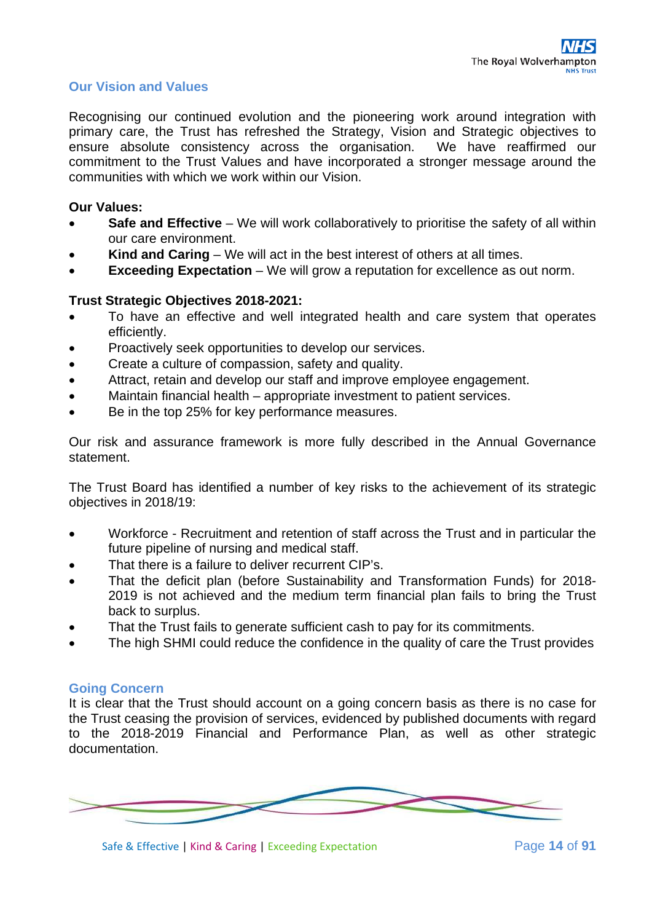## Our Vision and Values

Recognising our continued evolution and the pioneering work around integration with primary care, the Trust has refreshed the Strategy, Vision and Strategic objectives to ensure absolute consistency across the organisation. We have reaffirmed our commitment to the Trust Values and have incorporated a stronger message around the communities with which we work within our Vision.

**Our Values:**

- **Safe and Effective** – We will work collaboratively to prioritise the safety of all within our care environment.
- **Kind and Caring** – We will act in the best interest of others at all times.
- **Exceeding Expectation** – We will grow a reputation for excellence as out norm.

**Trust Strategic Objectives 2018-2021:**

- To have an effective and well integrated health and care system that operates efficiently.
- Proactively seek opportunities to develop our services.
- Create a culture of compassion, safety and quality.
- Attract, retain and develop our staff and improve employee engagement.
- Maintain financial health – appropriate investment to patient services.
- Be in the top 25% for key performance measures.

Our risk and assurance framework is more fully described in the Annual Governance statement.

The Trust Board has identified a number of key risks to the achievement of its strategic objectives in 2018/19:

- Workforce - Recruitment and retention of staff across the Trust and in particular the future pipeline of nursing and medical staff.
- That there is a failure to deliver recurrent CIP's.
- That the deficit plan (before Sustainability and Transformation Funds) for 2018-2019 is not achieved and the medium term financial plan fails to bring the Trust back to surplus.
- That the Trust fails to generate sufficient cash to pay for its commitments.
- The high SHMI could reduce the confidence in the quality of care the Trust provides

## Going Concern

It is clear that the Trust should account on a going concern basis as there is no case for the Trust ceasing the provision of services, evidenced by published documents with regard to the 2018-2019 Financial and Performance Plan, as well as other strategic documentation.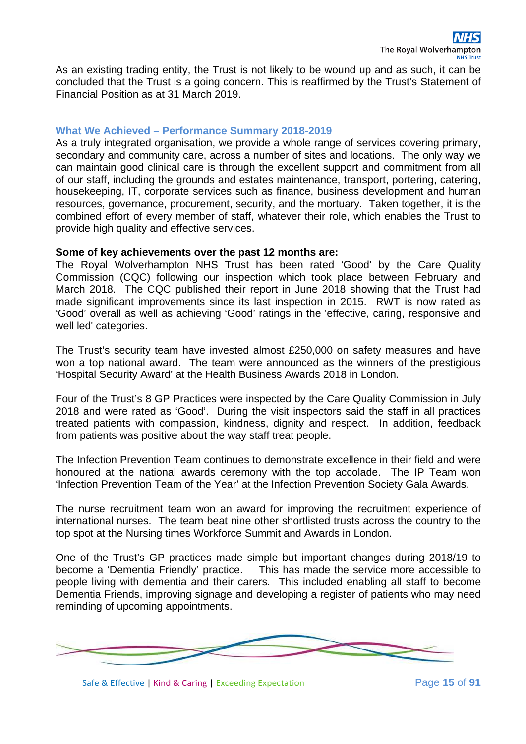As an existing trading entity, the Trust is not likely to be wound up and as such, it can be concluded that the Trust is a going concern. This is reaffirmed by the Trust's Statement of Financial Position as at 31 March 2019.

## What We Achieved – Performance Summary 2018-2019

As a truly integrated organisation, we provide a whole range of services covering primary, secondary and community care, across a number of sites and locations. The only way we can maintain good clinical care is through the excellent support and commitment from all of our staff, including the grounds and estates maintenance, transport, portering, catering, housekeeping, IT, corporate services such as finance, business development and human resources, governance, procurement, security, and the mortuary. Taken together, it is the combined effort of every member of staff, whatever their role, which enables the Trust to provide high quality and effective services.

**Some of key achievements over the past 12 months are:**

The Royal Wolverhampton NHS Trust has been rated 'Good' by the Care Quality Commission (CQC) following our inspection which took place between February and March 2018. The CQC published their report in June 2018 showing that the Trust had made significant improvements since its last inspection in 2015. RWT is now rated as 'Good' overall as well as achieving 'Good' ratings in the 'effective, caring, responsive and well led' categories.

The Trust's security team have invested almost £250,000 on safety measures and have won a top national award. The team were announced as the winners of the prestigious 'Hospital Security Award' at the Health Business Awards 2018 in London.

Four of the Trust's 8 GP Practices were inspected by the Care Quality Commission in July 2018 and were rated as 'Good'. During the visit inspectors said the staff in all practices treated patients with compassion, kindness, dignity and respect. In addition, feedback from patients was positive about the way staff treat people.

The Infection Prevention Team continues to demonstrate excellence in their field and were honoured at the national awards ceremony with the top accolade. The IP Team won 'Infection Prevention Team of the Year' at the Infection Prevention Society Gala Awards.

The nurse recruitment team won an award for improving the recruitment experience of international nurses. The team beat nine other shortlisted trusts across the country to the top spot at the Nursing times Workforce Summit and Awards in London.

One of the Trust's GP practices made simple but important changes during 2018/19 to become a 'Dementia Friendly' practice. This has made the service more accessible to people living with dementia and their carers. This included enabling all staff to become Dementia Friends, improving signage and developing a register of patients who may need reminding of upcoming appointments.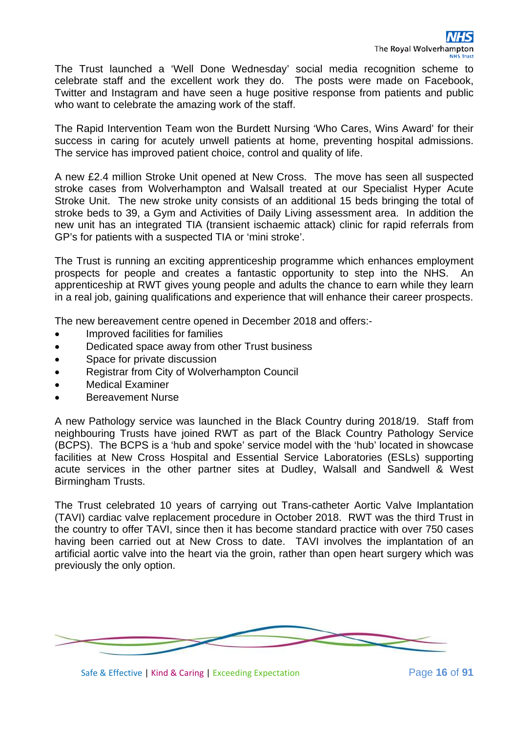The Trust launched a 'Well Done Wednesday' social media recognition scheme to celebrate staff and the excellent work they do. The posts were made on Facebook, Twitter and Instagram and have seen a huge positive response from patients and public who want to celebrate the amazing work of the staff.

The Rapid Intervention Team won the Burdett Nursing 'Who Cares, Wins Award' for their success in caring for acutely unwell patients at home, preventing hospital admissions. The service has improved patient choice, control and quality of life.

A new £2.4 million Stroke Unit opened at New Cross. The move has seen all suspected stroke cases from Wolverhampton and Walsall treated at our Specialist Hyper Acute Stroke Unit. The new stroke unity consists of an additional 15 beds bringing the total of stroke beds to 39, a Gym and Activities of Daily Living assessment area. In addition the new unit has an integrated TIA (transient ischaemic attack) clinic for rapid referrals from GP's for patients with a suspected TIA or 'mini stroke'.

The Trust is running an exciting apprenticeship programme which enhances employment prospects for people and creates a fantastic opportunity to step into the NHS. An apprenticeship at RWT gives young people and adults the chance to earn while they learn in a real job, gaining qualifications and experience that will enhance their career prospects.

The new bereavement centre opened in December 2018 and offers:-

- Improved facilities for families
- Dedicated space away from other Trust business
- Space for private discussion
- Registrar from City of Wolverhampton Council
- Medical Examiner
- Bereavement Nurse

A new Pathology service was launched in the Black Country during 2018/19. Staff from neighbouring Trusts have joined RWT as part of the Black Country Pathology Service (BCPS). The BCPS is a 'hub and spoke' service model with the 'hub' located in showcase facilities at New Cross Hospital and Essential Service Laboratories (ESLs) supporting acute services in the other partner sites at Dudley, Walsall and Sandwell & West Birmingham Trusts.

The Trust celebrated 10 years of carrying out Trans-catheter Aortic Valve Implantation (TAVI) cardiac valve replacement procedure in October 2018. RWT was the third Trust in the country to offer TAVI, since then it has become standard practice with over 750 cases having been carried out at New Cross to date. TAVI involves the implantation of an artificial aortic valve into the heart via the groin, rather than open heart surgery which was previously the only option.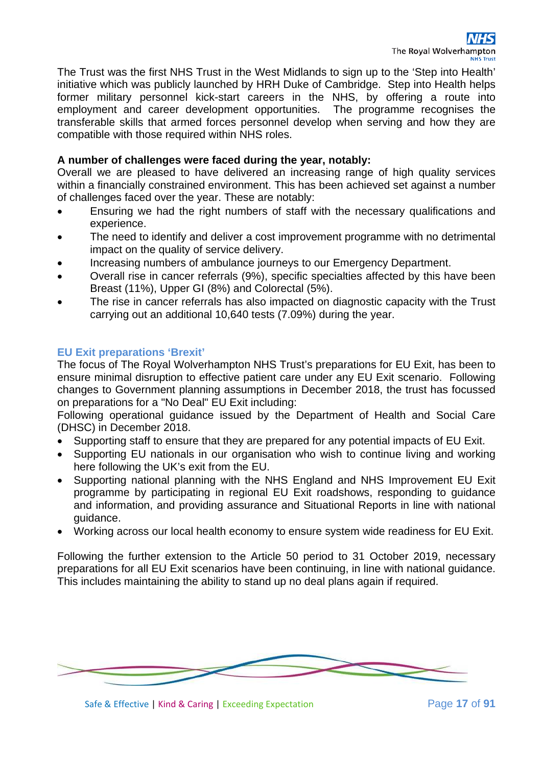The Trust was the first NHS Trust in the West Midlands to sign up to the 'Step into Health' initiative which was publicly launched by HRH Duke of Cambridge. Step into Health helps former military personnel kick-start careers in the NHS, by offering a route into employment and career development opportunities. The programme recognises the transferable skills that armed forces personnel develop when serving and how they are compatible with those required within NHS roles.

**A number of challenges were faced during the year, notably:**

Overall we are pleased to have delivered an increasing range of high quality services within a financially constrained environment. This has been achieved set against a number of challenges faced over the year. These are notably:

- Ensuring we had the right numbers of staff with the necessary qualifications and experience.
- The need to identify and deliver a cost improvement programme with no detrimental impact on the quality of service delivery.
- Increasing numbers of ambulance journeys to our Emergency Department.
- Overall rise in cancer referrals (9%), specific specialties affected by this have been Breast (11%), Upper GI (8%) and Colorectal (5%).
- The rise in cancer referrals has also impacted on diagnostic capacity with the Trust carrying out an additional 10,640 tests (7.09%) during the year.

## EU Exit preparations 'Brexit'

The focus of The Royal Wolverhampton NHS Trust's preparations for EU Exit, has been to ensure minimal disruption to effective patient care under any EU Exit scenario. Following changes to Government planning assumptions in December 2018, the trust has focussed on preparations for a "No Deal" EU Exit including:

Following operational guidance issued by the Department of Health and Social Care (DHSC) in December 2018.

- Supporting staff to ensure that they are prepared for any potential impacts of EU Exit.
- Supporting EU nationals in our organisation who wish to continue living and working here following the UK's exit from the EU.
- Supporting national planning with the NHS England and NHS Improvement EU Exit programme by participating in regional EU Exit roadshows, responding to guidance and information, and providing assurance and Situational Reports in line with national guidance.
- Working across our local health economy to ensure system wide readiness for EU Exit.

Following the further extension to the Article 50 period to 31 October 2019, necessary preparations for all EU Exit scenarios have been continuing, in line with national guidance. This includes maintaining the ability to stand up no deal plans again if required.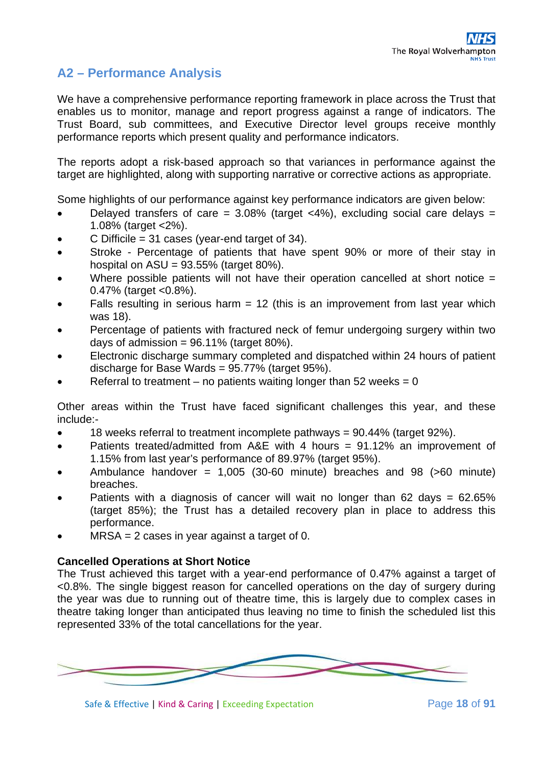## A2 – Performance Analysis

We have a comprehensive performance reporting framework in place across the Trust that enables us to monitor, manage and report progress against a range of indicators. The Trust Board, sub committees, and Executive Director level groups receive monthly performance reports which present quality and performance indicators.

The reports adopt a risk-based approach so that variances in performance against the target are highlighted, along with supporting narrative or corrective actions as appropriate.

Some highlights of our performance against key performance indicators are given below:

- Delayed transfers of care = 3.08% (target <4%), excluding social care delays = 1.08% (target <2%).
- C Difficile = 31 cases (year-end target of 34).
- Stroke - Percentage of patients that have spent 90% or more of their stay in hospital on ASU = 93.55% (target 80%).
- Where possible patients will not have their operation cancelled at short notice = 0.47% (target <0.8%).
- Falls resulting in serious harm = 12 (this is an improvement from last year which was 18).
- Percentage of patients with fractured neck of femur undergoing surgery within two days of admission = 96.11% (target 80%).
- Electronic discharge summary completed and dispatched within 24 hours of patient discharge for Base Wards = 95.77% (target 95%).
- Referral to treatment – no patients waiting longer than 52 weeks = 0

Other areas within the Trust have faced significant challenges this year, and these include:-

- 18 weeks referral to treatment incomplete pathways = 90.44% (target 92%).
- Patients treated/admitted from A&E with 4 hours = 91.12% an improvement of 1.15% from last year's performance of 89.97% (target 95%).
- Ambulance handover = 1,005 (30-60 minute) breaches and 98 (>60 minute) breaches.
- Patients with a diagnosis of cancer will wait no longer than 62 days = 62.65% (target 85%); the Trust has a detailed recovery plan in place to address this performance.
- MRSA = 2 cases in year against a target of 0.

**Cancelled Operations at Short Notice**

The Trust achieved this target with a year-end performance of 0.47% against a target of <0.8%. The single biggest reason for cancelled operations on the day of surgery during the year was due to running out of theatre time, this is largely due to complex cases in theatre taking longer than anticipated thus leaving no time to finish the scheduled list this represented 33% of the total cancellations for the year.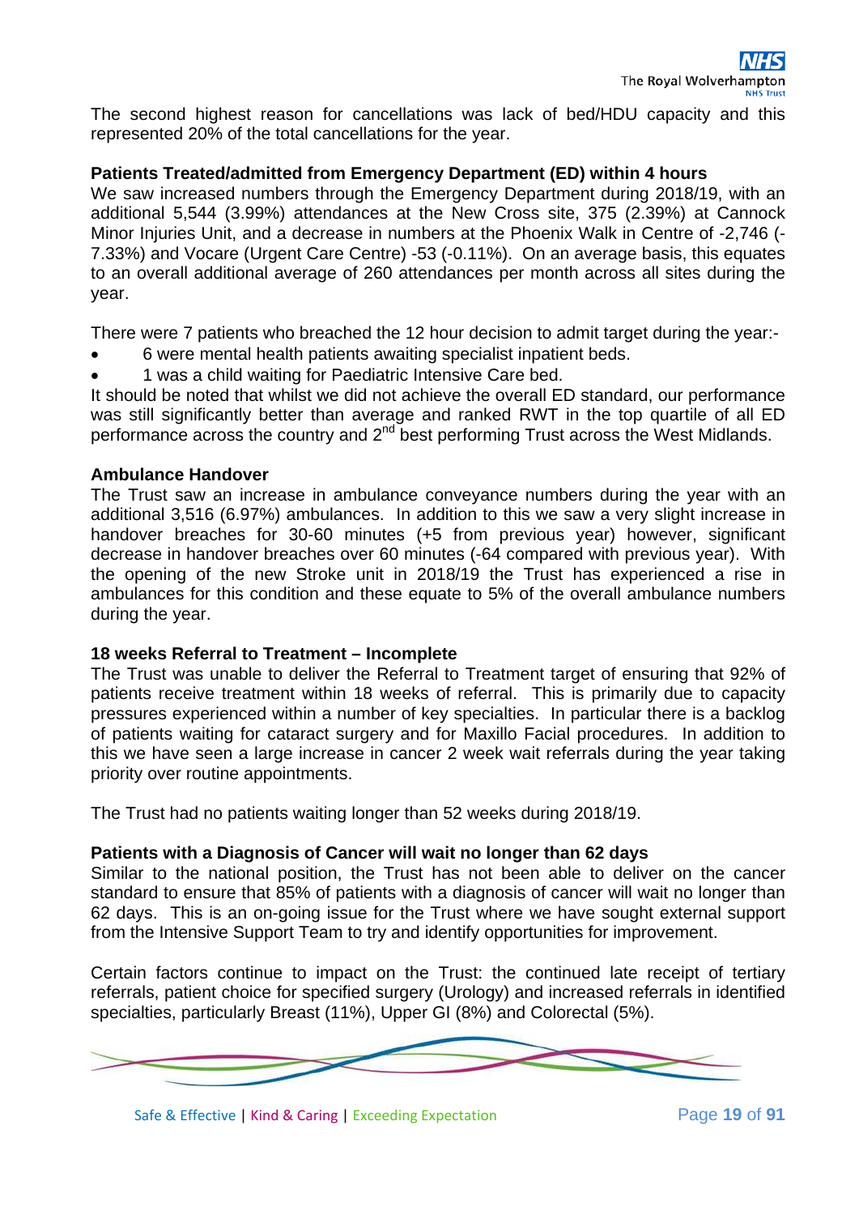The second highest reason for cancellations was lack of bed/HDU capacity and this represented 20% of the total cancellations for the year.

**Patients Treated/admitted from Emergency Department (ED) within 4 hours**

We saw increased numbers through the Emergency Department during 2018/19, with an additional 5,544 (3.99%) attendances at the New Cross site, 375 (2.39%) at Cannock Minor Injuries Unit, and a decrease in numbers at the Phoenix Walk in Centre of -2,746 (-7.33%) and Vocare (Urgent Care Centre) -53 (-0.11%). On an average basis, this equates to an overall additional average of 260 attendances per month across all sites during the year.

There were 7 patients who breached the 12 hour decision to admit target during the year:-

- 6 were mental health patients awaiting specialist inpatient beds.
- 1 was a child waiting for Paediatric Intensive Care bed.

It should be noted that whilst we did not achieve the overall ED standard, our performance was still significantly better than average and ranked RWT in the top quartile of all ED performance across the country and 2nd best performing Trust across the West Midlands.

**Ambulance Handover**

The Trust saw an increase in ambulance conveyance numbers during the year with an additional 3,516 (6.97%) ambulances. In addition to this we saw a very slight increase in handover breaches for 30-60 minutes (+5 from previous year) however, significant decrease in handover breaches over 60 minutes (-64 compared with previous year). With the opening of the new Stroke unit in 2018/19 the Trust has experienced a rise in ambulances for this condition and these equate to 5% of the overall ambulance numbers during the year.

**18 weeks Referral to Treatment – Incomplete**

The Trust was unable to deliver the Referral to Treatment target of ensuring that 92% of patients receive treatment within 18 weeks of referral. This is primarily due to capacity pressures experienced within a number of key specialties. In particular there is a backlog of patients waiting for cataract surgery and for Maxillo Facial procedures. In addition to this we have seen a large increase in cancer 2 week wait referrals during the year taking priority over routine appointments.

The Trust had no patients waiting longer than 52 weeks during 2018/19.

**Patients with a Diagnosis of Cancer will wait no longer than 62 days**

Similar to the national position, the Trust has not been able to deliver on the cancer standard to ensure that 85% of patients with a diagnosis of cancer will wait no longer than 62 days. This is an on-going issue for the Trust where we have sought external support from the Intensive Support Team to try and identify opportunities for improvement.

Certain factors continue to impact on the Trust: the continued late receipt of tertiary referrals, patient choice for specified surgery (Urology) and increased referrals in identified specialties, particularly Breast (11%), Upper GI (8%) and Colorectal (5%).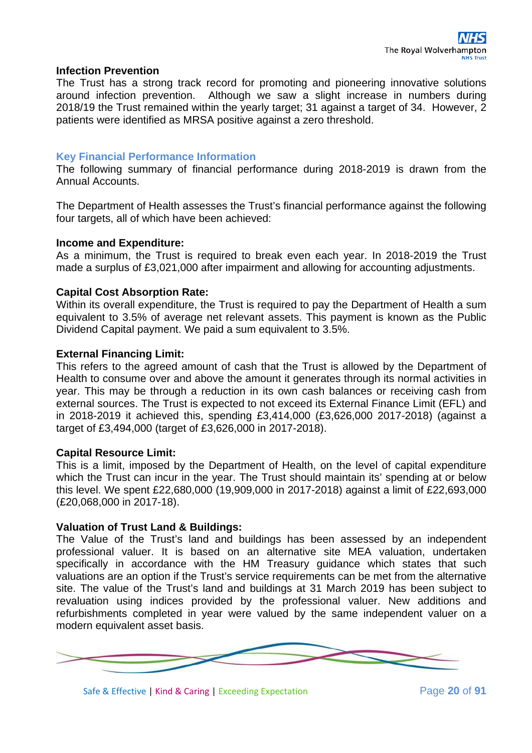**Infection Prevention**

The Trust has a strong track record for promoting and pioneering innovative solutions around infection prevention. Although we saw a slight increase in numbers during 2018/19 the Trust remained within the yearly target; 31 against a target of 34. However, 2 patients were identified as MRSA positive against a zero threshold.

## Key Financial Performance Information

The following summary of financial performance during 2018-2019 is drawn from the Annual Accounts.

The Department of Health assesses the Trust's financial performance against the following four targets, all of which have been achieved:

**Income and Expenditure:**

As a minimum, the Trust is required to break even each year. In 2018-2019 the Trust made a surplus of £3,021,000 after impairment and allowing for accounting adjustments.

**Capital Cost Absorption Rate:**

Within its overall expenditure, the Trust is required to pay the Department of Health a sum equivalent to 3.5% of average net relevant assets. This payment is known as the Public Dividend Capital payment. We paid a sum equivalent to 3.5%.

**External Financing Limit:**

This refers to the agreed amount of cash that the Trust is allowed by the Department of Health to consume over and above the amount it generates through its normal activities in year. This may be through a reduction in its own cash balances or receiving cash from external sources. The Trust is expected to not exceed its External Finance Limit (EFL) and in 2018-2019 it achieved this, spending £3,414,000 (£3,626,000 2017-2018) (against a target of £3,494,000 (target of £3,626,000 in 2017-2018).

**Capital Resource Limit:**

This is a limit, imposed by the Department of Health, on the level of capital expenditure which the Trust can incur in the year. The Trust should maintain its' spending at or below this level. We spent £22,680,000 (19,909,000 in 2017-2018) against a limit of £22,693,000 (£20,068,000 in 2017-18).

**Valuation of Trust Land & Buildings:**

The Value of the Trust's land and buildings has been assessed by an independent professional valuer. It is based on an alternative site MEA valuation, undertaken specifically in accordance with the HM Treasury guidance which states that such valuations are an option if the Trust's service requirements can be met from the alternative site. The value of the Trust's land and buildings at 31 March 2019 has been subject to revaluation using indices provided by the professional valuer. New additions and refurbishments completed in year were valued by the same independent valuer on a modern equivalent asset basis.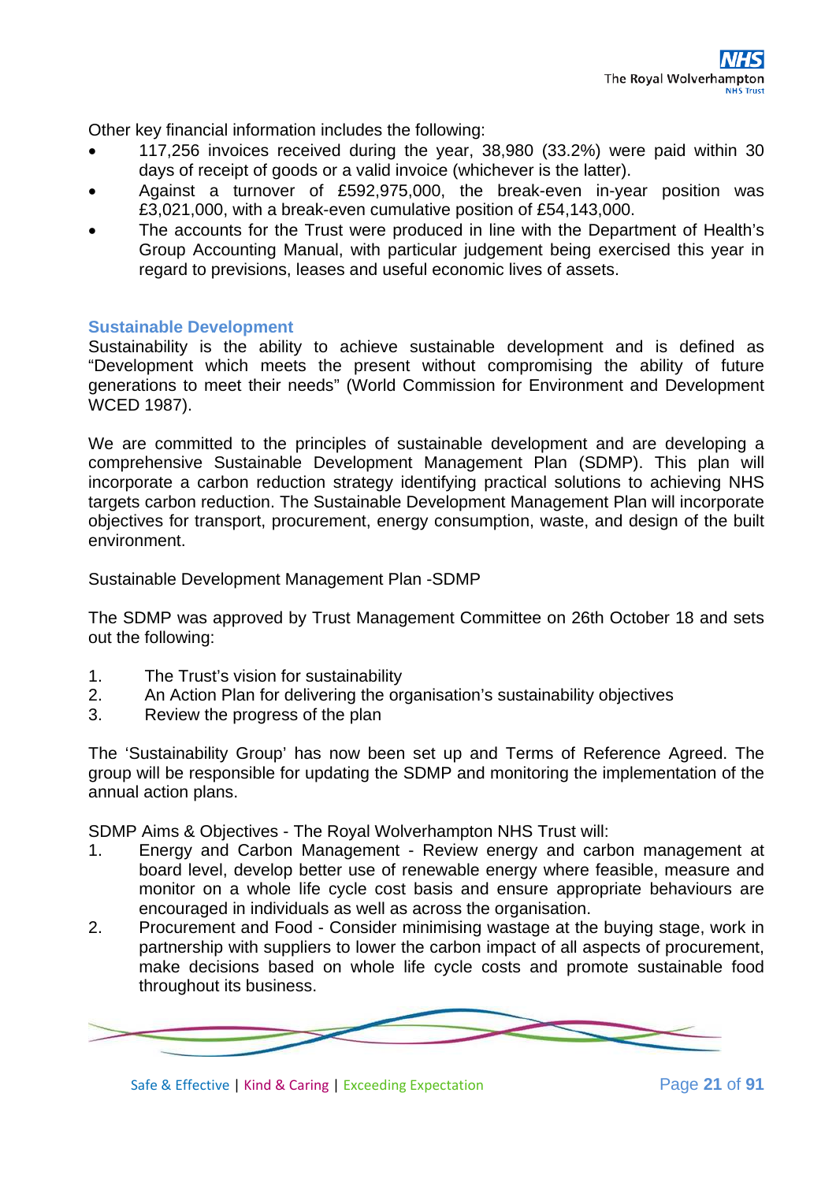Other key financial information includes the following:

- 117,256 invoices received during the year, 38,980 (33.2%) were paid within 30 days of receipt of goods or a valid invoice (whichever is the latter).
- Against a turnover of £592,975,000, the break-even in-year position was £3,021,000, with a break-even cumulative position of £54,143,000.
- The accounts for the Trust were produced in line with the Department of Health's Group Accounting Manual, with particular judgement being exercised this year in regard to previsions, leases and useful economic lives of assets.

## Sustainable Development

Sustainability is the ability to achieve sustainable development and is defined as "Development which meets the present without compromising the ability of future generations to meet their needs" (World Commission for Environment and Development WCED 1987).

We are committed to the principles of sustainable development and are developing a comprehensive Sustainable Development Management Plan (SDMP). This plan will incorporate a carbon reduction strategy identifying practical solutions to achieving NHS targets carbon reduction. The Sustainable Development Management Plan will incorporate objectives for transport, procurement, energy consumption, waste, and design of the built environment.

Sustainable Development Management Plan -SDMP

The SDMP was approved by Trust Management Committee on 26th October 18 and sets out the following:

1. The Trust's vision for sustainability
2. An Action Plan for delivering the organisation's sustainability objectives
3. Review the progress of the plan

The 'Sustainability Group' has now been set up and Terms of Reference Agreed. The group will be responsible for updating the SDMP and monitoring the implementation of the annual action plans.

SDMP Aims & Objectives - The Royal Wolverhampton NHS Trust will:

1. Energy and Carbon Management - Review energy and carbon management at board level, develop better use of renewable energy where feasible, measure and monitor on a whole life cycle cost basis and ensure appropriate behaviours are encouraged in individuals as well as across the organisation.
2. Procurement and Food - Consider minimising wastage at the buying stage, work in partnership with suppliers to lower the carbon impact of all aspects of procurement, make decisions based on whole life cycle costs and promote sustainable food throughout its business.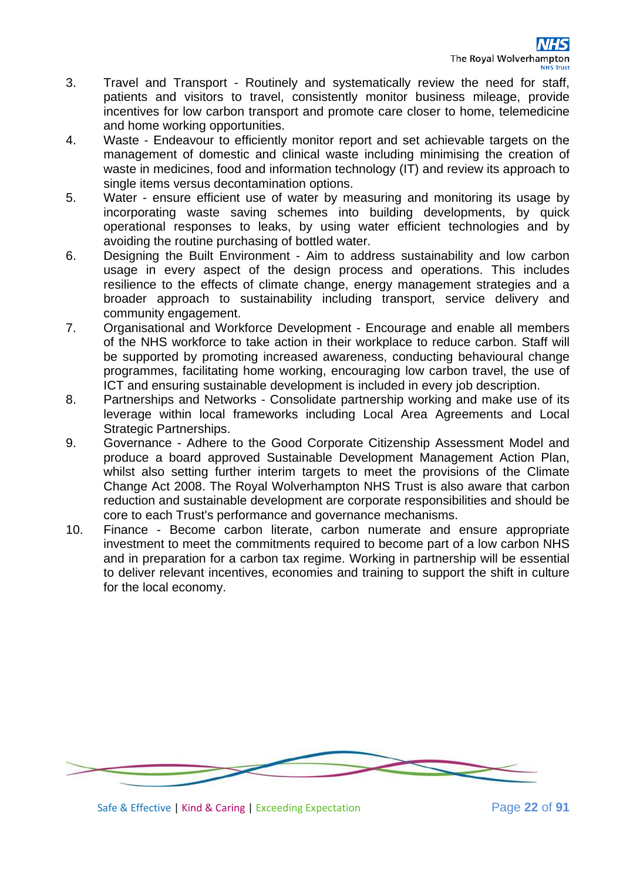3. Travel and Transport - Routinely and systematically review the need for staff, patients and visitors to travel, consistently monitor business mileage, provide incentives for low carbon transport and promote care closer to home, telemedicine and home working opportunities.
4. Waste - Endeavour to efficiently monitor report and set achievable targets on the management of domestic and clinical waste including minimising the creation of waste in medicines, food and information technology (IT) and review its approach to single items versus decontamination options.
5. Water - ensure efficient use of water by measuring and monitoring its usage by incorporating waste saving schemes into building developments, by quick operational responses to leaks, by using water efficient technologies and by avoiding the routine purchasing of bottled water.
6. Designing the Built Environment - Aim to address sustainability and low carbon usage in every aspect of the design process and operations. This includes resilience to the effects of climate change, energy management strategies and a broader approach to sustainability including transport, service delivery and community engagement.
7. Organisational and Workforce Development - Encourage and enable all members of the NHS workforce to take action in their workplace to reduce carbon. Staff will be supported by promoting increased awareness, conducting behavioural change programmes, facilitating home working, encouraging low carbon travel, the use of ICT and ensuring sustainable development is included in every job description.
8. Partnerships and Networks - Consolidate partnership working and make use of its leverage within local frameworks including Local Area Agreements and Local Strategic Partnerships.
9. Governance - Adhere to the Good Corporate Citizenship Assessment Model and produce a board approved Sustainable Development Management Action Plan, whilst also setting further interim targets to meet the provisions of the Climate Change Act 2008. The Royal Wolverhampton NHS Trust is also aware that carbon reduction and sustainable development are corporate responsibilities and should be core to each Trust's performance and governance mechanisms.
10. Finance - Become carbon literate, carbon numerate and ensure appropriate investment to meet the commitments required to become part of a low carbon NHS and in preparation for a carbon tax regime. Working in partnership will be essential to deliver relevant incentives, economies and training to support the shift in culture for the local economy.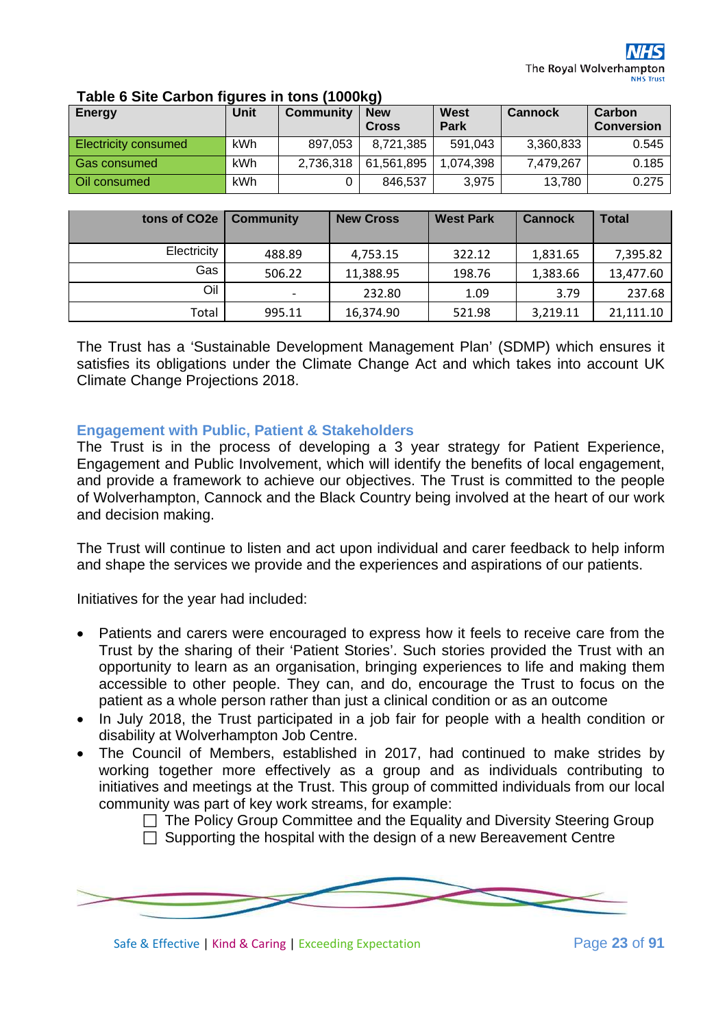**Table 6 Site Carbon figures in tons (1000kg)**

| Energy | Unit | Community | New Cross | West Park | Cannock | Carbon Conversion |
|---|---|---|---|---|---|---|
| Electricity consumed | kWh | 897,053 | 8,721,385 | 591,043 | 3,360,833 | 0.545 |
| Gas consumed | kWh | 2,736,318 | 61,561,895 | 1,074,398 | 7,479,267 | 0.185 |
| Oil consumed | kWh | 0 | 846,537 | 3,975 | 13,780 | 0.275 |

| tons of CO2e | Community | New Cross | West Park | Cannock | Total |
|---|---|---|---|---|---|
| Electricity | 488.89 | 4,753.15 | 322.12 | 1,831.65 | 7,395.82 |
| Gas | 506.22 | 11,388.95 | 198.76 | 1,383.66 | 13,477.60 |
| Oil | - | 232.80 | 1.09 | 3.79 | 237.68 |
| Total | 995.11 | 16,374.90 | 521.98 | 3,219.11 | 21,111.10 |

The Trust has a 'Sustainable Development Management Plan' (SDMP) which ensures it satisfies its obligations under the Climate Change Act and which takes into account UK Climate Change Projections 2018.

### Engagement with Public, Patient & Stakeholders

The Trust is in the process of developing a 3 year strategy for Patient Experience, Engagement and Public Involvement, which will identify the benefits of local engagement, and provide a framework to achieve our objectives. The Trust is committed to the people of Wolverhampton, Cannock and the Black Country being involved at the heart of our work and decision making.

The Trust will continue to listen and act upon individual and carer feedback to help inform and shape the services we provide and the experiences and aspirations of our patients.

Initiatives for the year had included:

- Patients and carers were encouraged to express how it feels to receive care from the Trust by the sharing of their 'Patient Stories'. Such stories provided the Trust with an opportunity to learn as an organisation, bringing experiences to life and making them accessible to other people. They can, and do, encourage the Trust to focus on the patient as a whole person rather than just a clinical condition or as an outcome
- In July 2018, the Trust participated in a job fair for people with a health condition or disability at Wolverhampton Job Centre.
- The Council of Members, established in 2017, had continued to make strides by working together more effectively as a group and as individuals contributing to initiatives and meetings at the Trust. This group of committed individuals from our local community was part of key work streams, for example:
  - The Policy Group Committee and the Equality and Diversity Steering Group
  - Supporting the hospital with the design of a new Bereavement Centre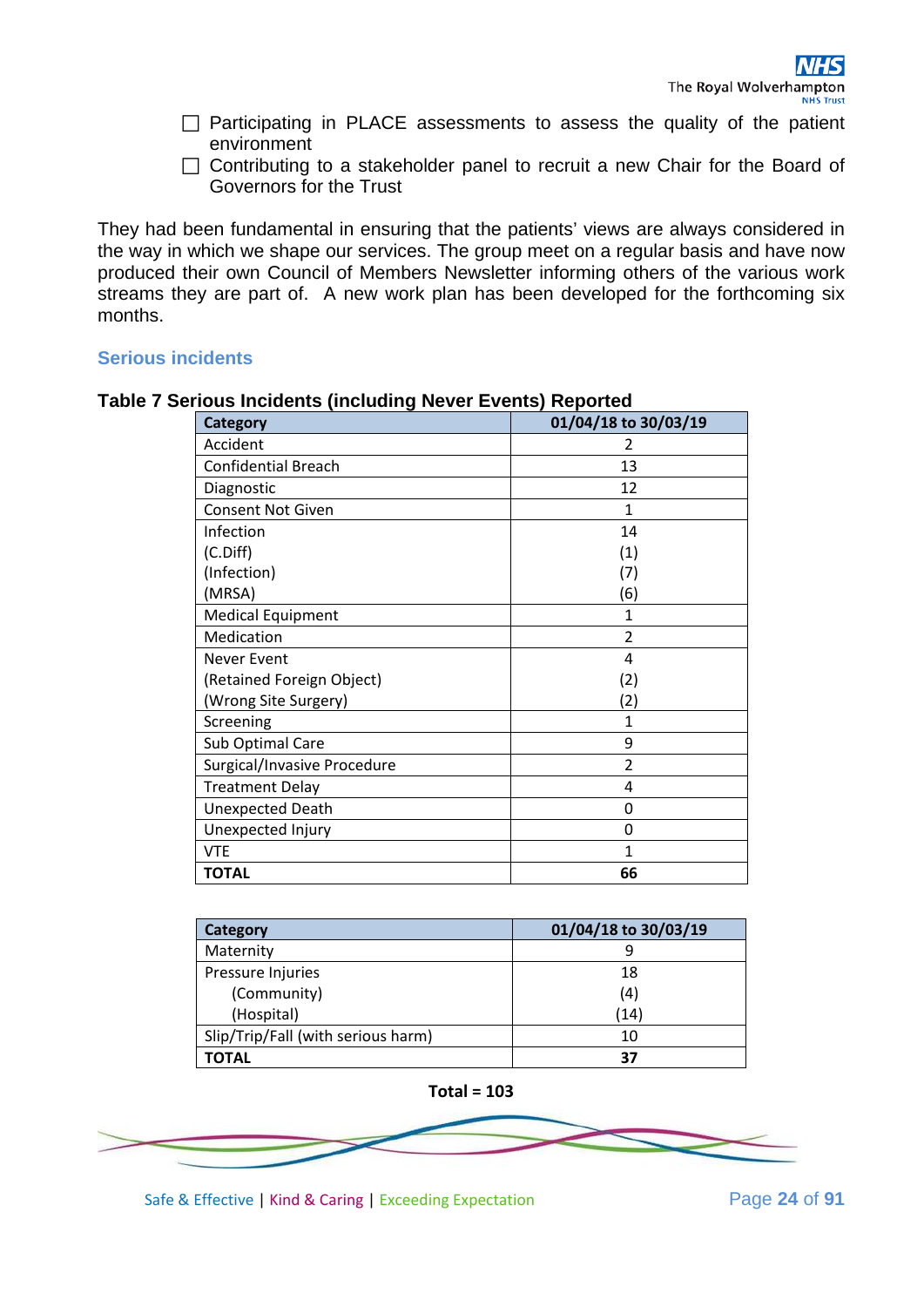- Participating in PLACE assessments to assess the quality of the patient environment
- Contributing to a stakeholder panel to recruit a new Chair for the Board of Governors for the Trust

They had been fundamental in ensuring that the patients' views are always considered in the way in which we shape our services. The group meet on a regular basis and have now produced their own Council of Members Newsletter informing others of the various work streams they are part of. A new work plan has been developed for the forthcoming six months.

## Serious incidents

**Table 7 Serious Incidents (including Never Events) Reported**

| Category | 01/04/18 to 30/03/19 |
|---|---|
| Accident | 2 |
| Confidential Breach | 13 |
| Diagnostic | 12 |
| Consent Not Given | 1 |
| Infection<br>(C.Diff)<br>(Infection)<br>(MRSA) | 14<br>(1)<br>(7)<br>(6) |
| Medical Equipment | 1 |
| Medication | 2 |
| Never Event<br>(Retained Foreign Object)<br>(Wrong Site Surgery) | 4<br>(2)<br>(2) |
| Screening | 1 |
| Sub Optimal Care | 9 |
| Surgical/Invasive Procedure | 2 |
| Treatment Delay | 4 |
| Unexpected Death | 0 |
| Unexpected Injury | 0 |
| VTE | 1 |
| **TOTAL** | **66** |

| Category | 01/04/18 to 30/03/19 |
|---|---|
| Maternity | 9 |
| Pressure Injuries<br>(Community)<br>(Hospital) | 18<br>(4)<br>(14) |
| Slip/Trip/Fall (with serious harm) | 10 |
| **TOTAL** | **37** |

**Total = 103**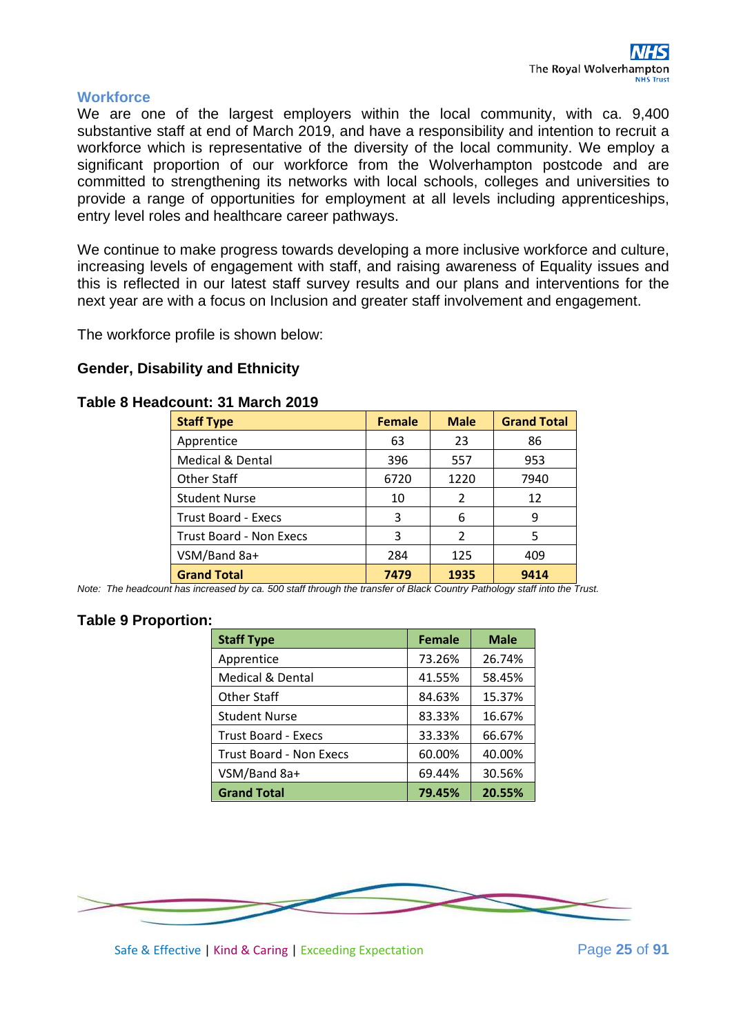## Workforce

We are one of the largest employers within the local community, with ca. 9,400 substantive staff at end of March 2019, and have a responsibility and intention to recruit a workforce which is representative of the diversity of the local community. We employ a significant proportion of our workforce from the Wolverhampton postcode and are committed to strengthening its networks with local schools, colleges and universities to provide a range of opportunities for employment at all levels including apprenticeships, entry level roles and healthcare career pathways.

We continue to make progress towards developing a more inclusive workforce and culture, increasing levels of engagement with staff, and raising awareness of Equality issues and this is reflected in our latest staff survey results and our plans and interventions for the next year are with a focus on Inclusion and greater staff involvement and engagement.

The workforce profile is shown below:

### Gender, Disability and Ethnicity

**Table 8 Headcount: 31 March 2019**

| Staff Type | Female | Male | Grand Total |
|---|---|---|---|
| Apprentice | 63 | 23 | 86 |
| Medical & Dental | 396 | 557 | 953 |
| Other Staff | 6720 | 1220 | 7940 |
| Student Nurse | 10 | 2 | 12 |
| Trust Board - Execs | 3 | 6 | 9 |
| Trust Board - Non Execs | 3 | 2 | 5 |
| VSM/Band 8a+ | 284 | 125 | 409 |
| **Grand Total** | **7479** | **1935** | **9414** |

*Note: The headcount has increased by ca. 500 staff through the transfer of Black Country Pathology staff into the Trust.*

**Table 9 Proportion:**

| Staff Type | Female | Male |
|---|---|---|
| Apprentice | 73.26% | 26.74% |
| Medical & Dental | 41.55% | 58.45% |
| Other Staff | 84.63% | 15.37% |
| Student Nurse | 83.33% | 16.67% |
| Trust Board - Execs | 33.33% | 66.67% |
| Trust Board - Non Execs | 60.00% | 40.00% |
| VSM/Band 8a+ | 69.44% | 30.56% |
| **Grand Total** | **79.45%** | **20.55%** |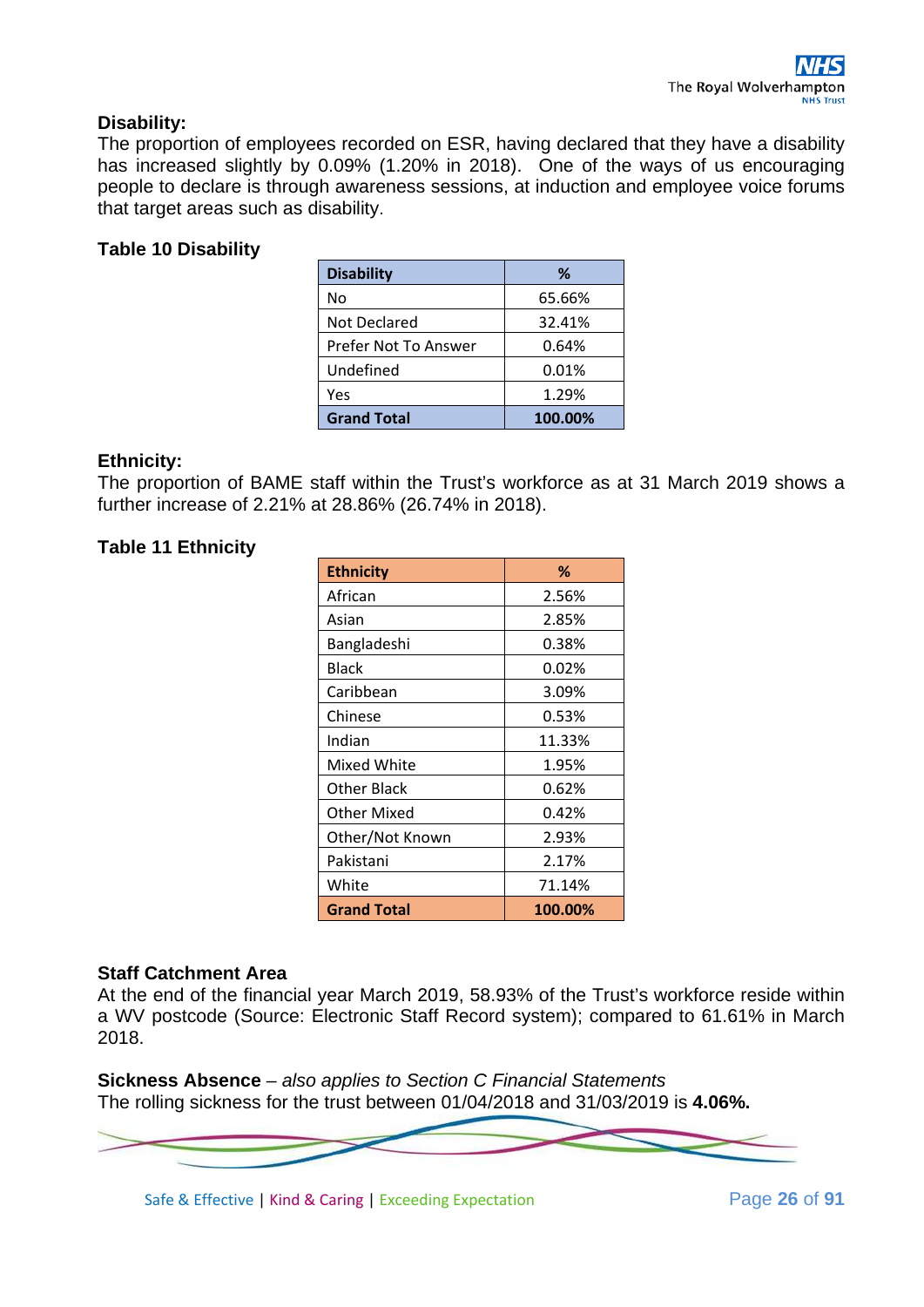**Disability:**

The proportion of employees recorded on ESR, having declared that they have a disability has increased slightly by 0.09% (1.20% in 2018). One of the ways of us encouraging people to declare is through awareness sessions, at induction and employee voice forums that target areas such as disability.

**Table 10 Disability**

| Disability | % |
|---|---|
| No | 65.66% |
| Not Declared | 32.41% |
| Prefer Not To Answer | 0.64% |
| Undefined | 0.01% |
| Yes | 1.29% |
| **Grand Total** | **100.00%** |

**Ethnicity:**

The proportion of BAME staff within the Trust's workforce as at 31 March 2019 shows a further increase of 2.21% at 28.86% (26.74% in 2018).

**Table 11 Ethnicity**

| Ethnicity | % |
|---|---|
| African | 2.56% |
| Asian | 2.85% |
| Bangladeshi | 0.38% |
| Black | 0.02% |
| Caribbean | 3.09% |
| Chinese | 0.53% |
| Indian | 11.33% |
| Mixed White | 1.95% |
| Other Black | 0.62% |
| Other Mixed | 0.42% |
| Other/Not Known | 2.93% |
| Pakistani | 2.17% |
| White | 71.14% |
| **Grand Total** | **100.00%** |

**Staff Catchment Area**

At the end of the financial year March 2019, 58.93% of the Trust's workforce reside within a WV postcode (Source: Electronic Staff Record system); compared to 61.61% in March 2018.

**Sickness Absence** – *also applies to Section C Financial Statements*

The rolling sickness for the trust between 01/04/2018 and 31/03/2019 is **4.06%.**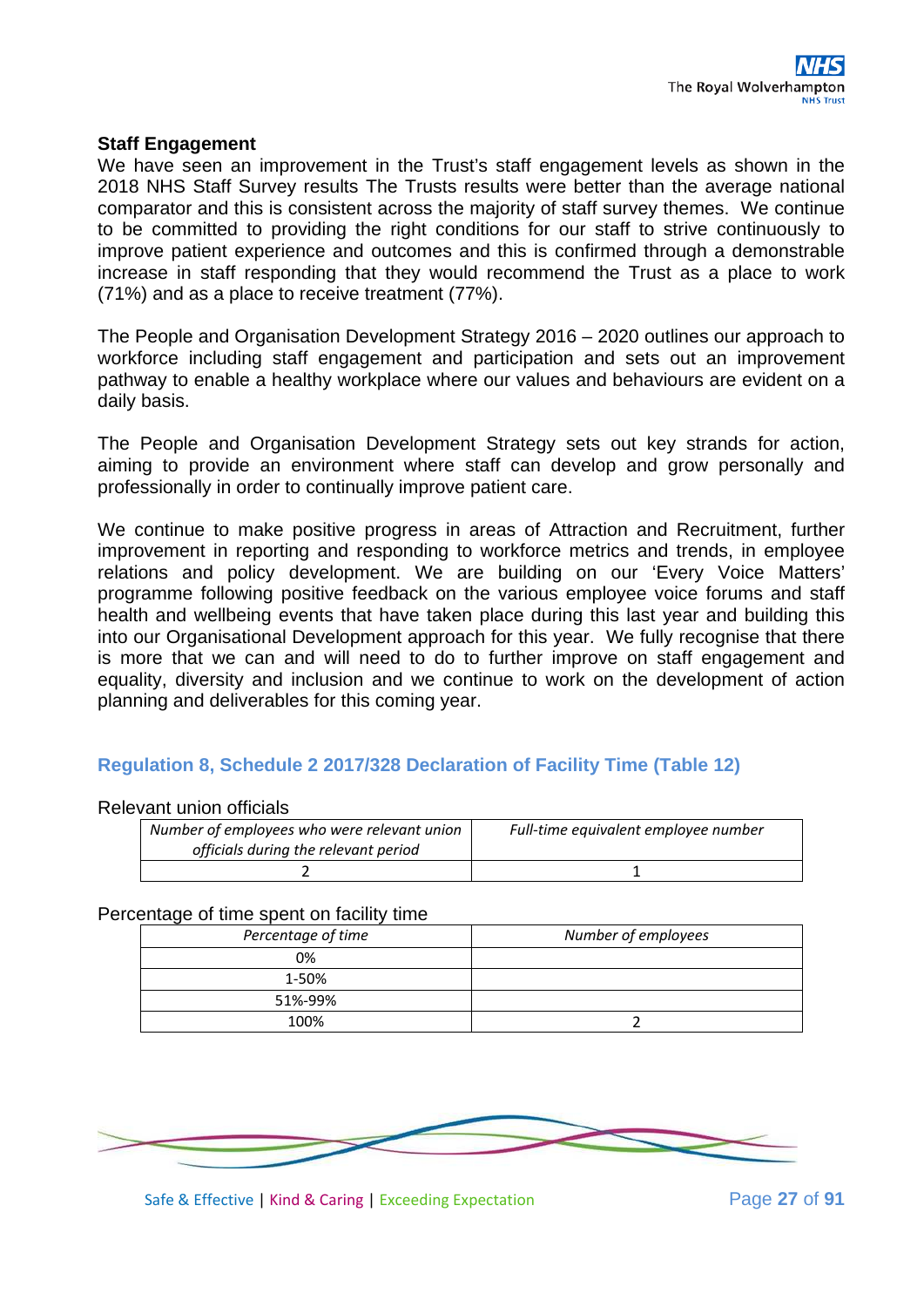### Staff Engagement

We have seen an improvement in the Trust's staff engagement levels as shown in the 2018 NHS Staff Survey results The Trusts results were better than the average national comparator and this is consistent across the majority of staff survey themes. We continue to be committed to providing the right conditions for our staff to strive continuously to improve patient experience and outcomes and this is confirmed through a demonstrable increase in staff responding that they would recommend the Trust as a place to work (71%) and as a place to receive treatment (77%).

The People and Organisation Development Strategy 2016 – 2020 outlines our approach to workforce including staff engagement and participation and sets out an improvement pathway to enable a healthy workplace where our values and behaviours are evident on a daily basis.

The People and Organisation Development Strategy sets out key strands for action, aiming to provide an environment where staff can develop and grow personally and professionally in order to continually improve patient care.

We continue to make positive progress in areas of Attraction and Recruitment, further improvement in reporting and responding to workforce metrics and trends, in employee relations and policy development. We are building on our 'Every Voice Matters' programme following positive feedback on the various employee voice forums and staff health and wellbeing events that have taken place during this last year and building this into our Organisational Development approach for this year. We fully recognise that there is more that we can and will need to do to further improve on staff engagement and equality, diversity and inclusion and we continue to work on the development of action planning and deliverables for this coming year.

## Regulation 8, Schedule 2 2017/328 Declaration of Facility Time (Table 12)

Relevant union officials

| *Number of employees who were relevant union officials during the relevant period* | *Full-time equivalent employee number* |
|---|---|
| 2 | 1 |

Percentage of time spent on facility time

| *Percentage of time* | *Number of employees* |
|---|---|
| 0% | |
| 1-50% | |
| 51%-99% | |
| 100% | 2 |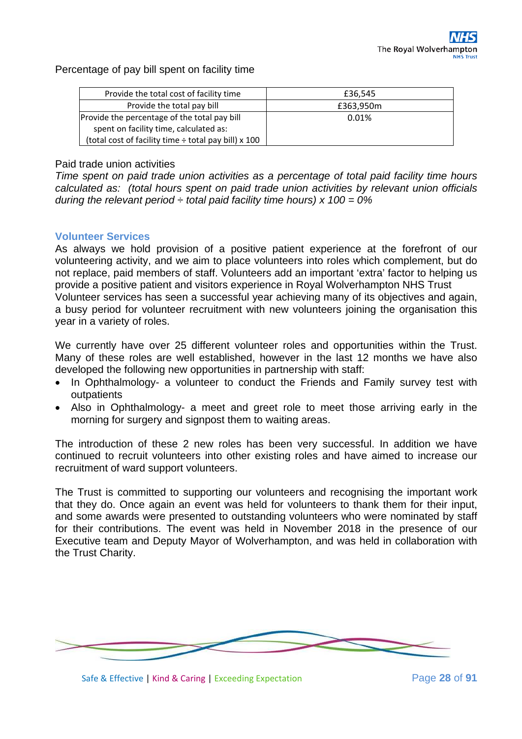Percentage of pay bill spent on facility time

| Provide the total cost of facility time | £36,545 |
|---|---|
| Provide the total pay bill | £363,950m |
| Provide the percentage of the total pay bill spent on facility time, calculated as: (total cost of facility time ÷ total pay bill) x 100 | 0.01% |

Paid trade union activities

*Time spent on paid trade union activities as a percentage of total paid facility time hours calculated as: (total hours spent on paid trade union activities by relevant union officials during the relevant period ÷ total paid facility time hours) x 100 = 0%*

### Volunteer Services

As always we hold provision of a positive patient experience at the forefront of our volunteering activity, and we aim to place volunteers into roles which complement, but do not replace, paid members of staff. Volunteers add an important 'extra' factor to helping us provide a positive patient and visitors experience in Royal Wolverhampton NHS Trust
Volunteer services has seen a successful year achieving many of its objectives and again, a busy period for volunteer recruitment with new volunteers joining the organisation this year in a variety of roles.

We currently have over 25 different volunteer roles and opportunities within the Trust. Many of these roles are well established, however in the last 12 months we have also developed the following new opportunities in partnership with staff:

- In Ophthalmology- a volunteer to conduct the Friends and Family survey test with outpatients
- Also in Ophthalmology- a meet and greet role to meet those arriving early in the morning for surgery and signpost them to waiting areas.

The introduction of these 2 new roles has been very successful. In addition we have continued to recruit volunteers into other existing roles and have aimed to increase our recruitment of ward support volunteers.

The Trust is committed to supporting our volunteers and recognising the important work that they do. Once again an event was held for volunteers to thank them for their input, and some awards were presented to outstanding volunteers who were nominated by staff for their contributions. The event was held in November 2018 in the presence of our Executive team and Deputy Mayor of Wolverhampton, and was held in collaboration with the Trust Charity.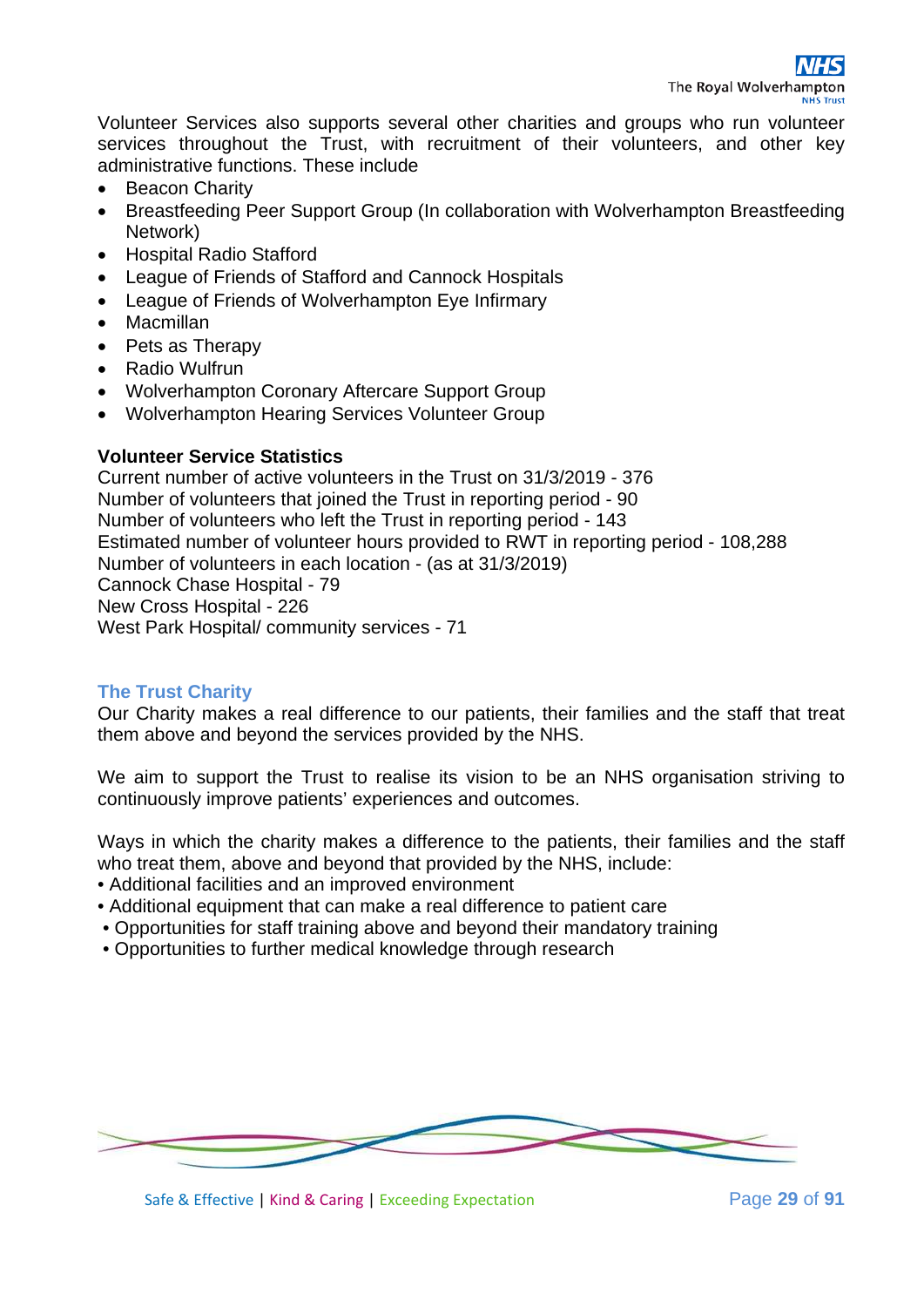Volunteer Services also supports several other charities and groups who run volunteer services throughout the Trust, with recruitment of their volunteers, and other key administrative functions. These include

- Beacon Charity
- Breastfeeding Peer Support Group (In collaboration with Wolverhampton Breastfeeding Network)
- Hospital Radio Stafford
- League of Friends of Stafford and Cannock Hospitals
- League of Friends of Wolverhampton Eye Infirmary
- Macmillan
- Pets as Therapy
- Radio Wulfrun
- Wolverhampton Coronary Aftercare Support Group
- Wolverhampton Hearing Services Volunteer Group

**Volunteer Service Statistics**

Current number of active volunteers in the Trust on 31/3/2019 - 376
Number of volunteers that joined the Trust in reporting period - 90
Number of volunteers who left the Trust in reporting period - 143
Estimated number of volunteer hours provided to RWT in reporting period - 108,288
Number of volunteers in each location - (as at 31/3/2019)
Cannock Chase Hospital - 79
New Cross Hospital - 226
West Park Hospital/ community services - 71

## The Trust Charity

Our Charity makes a real difference to our patients, their families and the staff that treat them above and beyond the services provided by the NHS.

We aim to support the Trust to realise its vision to be an NHS organisation striving to continuously improve patients' experiences and outcomes.

Ways in which the charity makes a difference to the patients, their families and the staff who treat them, above and beyond that provided by the NHS, include:

- Additional facilities and an improved environment
- Additional equipment that can make a real difference to patient care
- Opportunities for staff training above and beyond their mandatory training
- Opportunities to further medical knowledge through research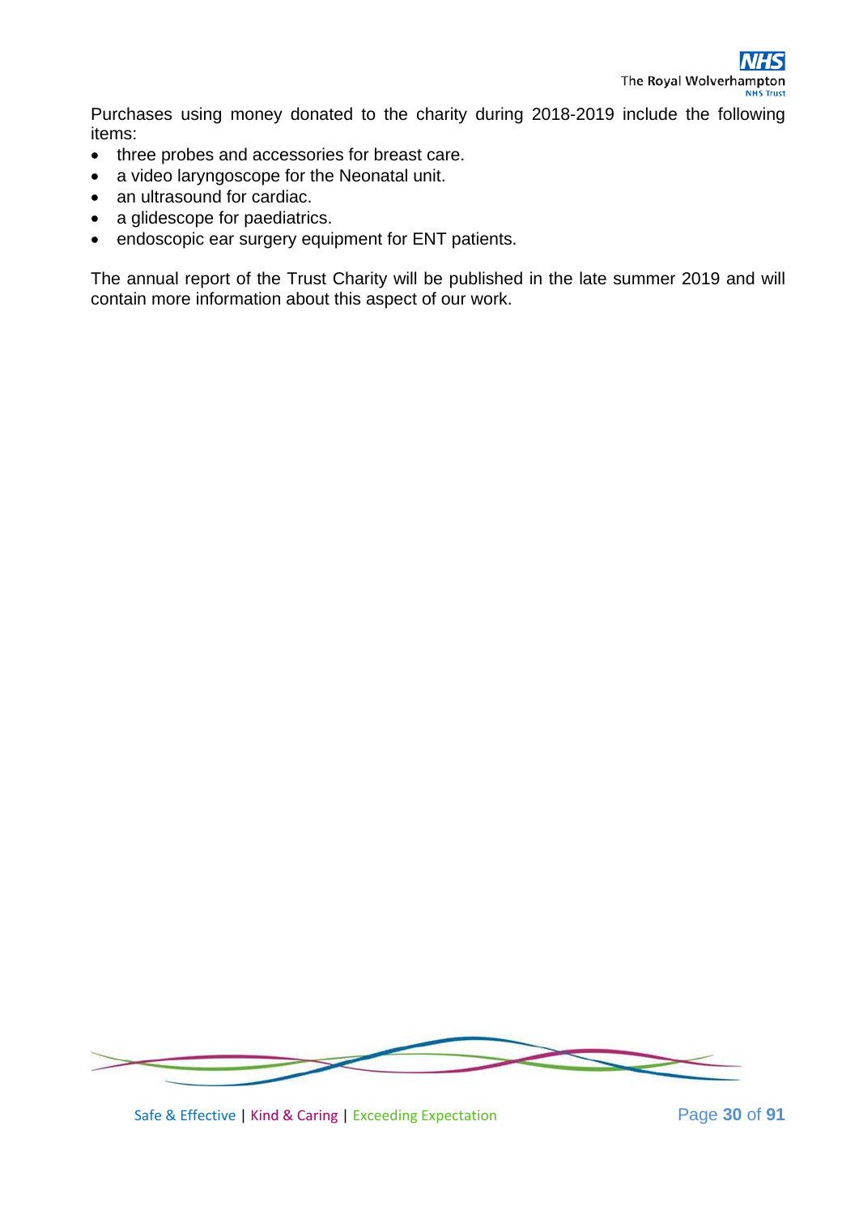Purchases using money donated to the charity during 2018-2019 include the following items:

- three probes and accessories for breast care.
- a video laryngoscope for the Neonatal unit.
- an ultrasound for cardiac.
- a glidescope for paediatrics.
- endoscopic ear surgery equipment for ENT patients.

The annual report of the Trust Charity will be published in the late summer 2019 and will contain more information about this aspect of our work.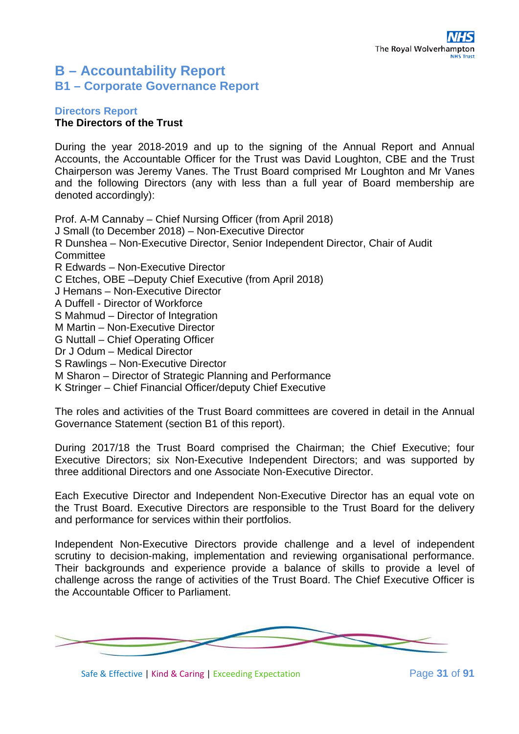# B – Accountability Report

## B1 – Corporate Governance Report

### Directors Report

**The Directors of the Trust**

During the year 2018-2019 and up to the signing of the Annual Report and Annual Accounts, the Accountable Officer for the Trust was David Loughton, CBE and the Trust Chairperson was Jeremy Vanes. The Trust Board comprised Mr Loughton and Mr Vanes and the following Directors (any with less than a full year of Board membership are denoted accordingly):

Prof. A-M Cannaby – Chief Nursing Officer (from April 2018)
J Small (to December 2018) – Non-Executive Director
R Dunshea – Non-Executive Director, Senior Independent Director, Chair of Audit Committee
R Edwards – Non-Executive Director
C Etches, OBE –Deputy Chief Executive (from April 2018)
J Hemans – Non-Executive Director
A Duffell - Director of Workforce
S Mahmud – Director of Integration
M Martin – Non-Executive Director
G Nuttall – Chief Operating Officer
Dr J Odum – Medical Director
S Rawlings – Non-Executive Director
M Sharon – Director of Strategic Planning and Performance
K Stringer – Chief Financial Officer/deputy Chief Executive

The roles and activities of the Trust Board committees are covered in detail in the Annual Governance Statement (section B1 of this report).

During 2017/18 the Trust Board comprised the Chairman; the Chief Executive; four Executive Directors; six Non-Executive Independent Directors; and was supported by three additional Directors and one Associate Non-Executive Director.

Each Executive Director and Independent Non-Executive Director has an equal vote on the Trust Board. Executive Directors are responsible to the Trust Board for the delivery and performance for services within their portfolios.

Independent Non-Executive Directors provide challenge and a level of independent scrutiny to decision-making, implementation and reviewing organisational performance. Their backgrounds and experience provide a balance of skills to provide a level of challenge across the range of activities of the Trust Board. The Chief Executive Officer is the Accountable Officer to Parliament.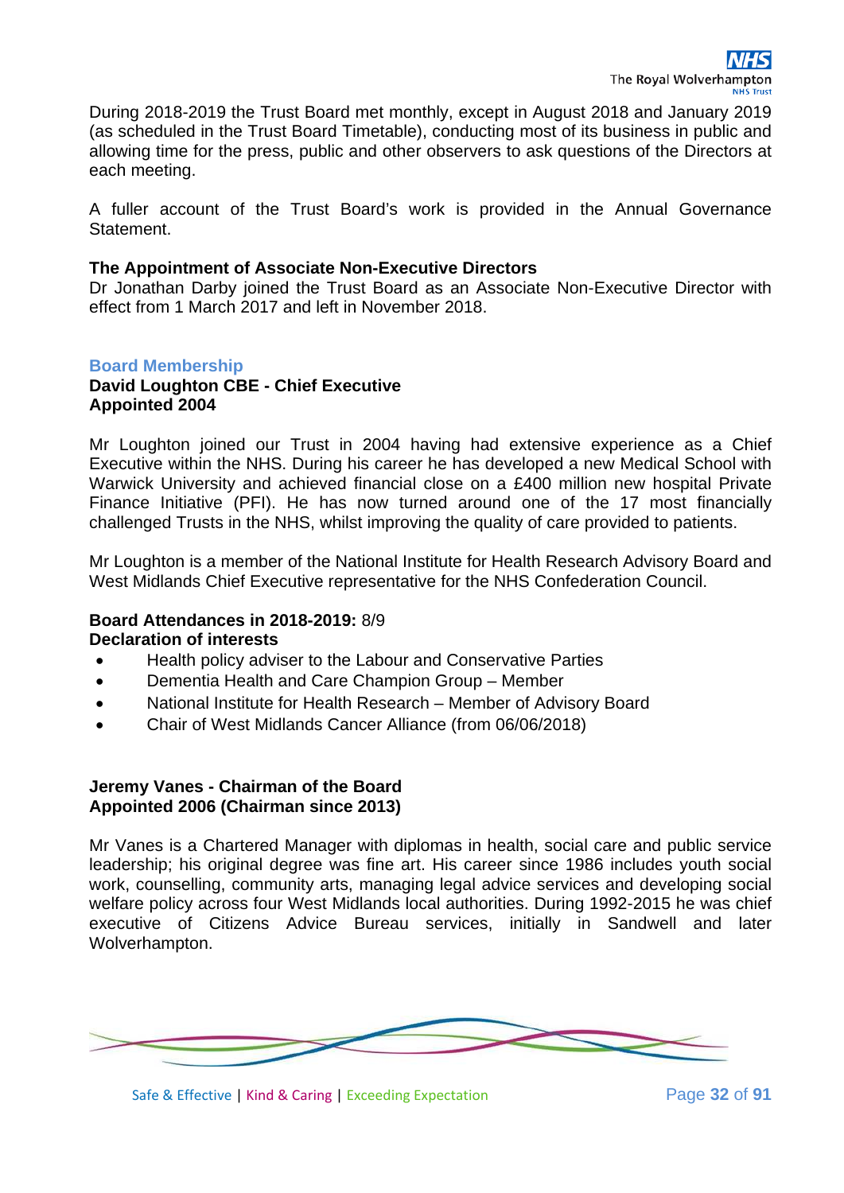During 2018-2019 the Trust Board met monthly, except in August 2018 and January 2019 (as scheduled in the Trust Board Timetable), conducting most of its business in public and allowing time for the press, public and other observers to ask questions of the Directors at each meeting.

A fuller account of the Trust Board's work is provided in the Annual Governance Statement.

**The Appointment of Associate Non-Executive Directors**

Dr Jonathan Darby joined the Trust Board as an Associate Non-Executive Director with effect from 1 March 2017 and left in November 2018.

## Board Membership

**David Loughton CBE - Chief Executive**
**Appointed 2004**

Mr Loughton joined our Trust in 2004 having had extensive experience as a Chief Executive within the NHS. During his career he has developed a new Medical School with Warwick University and achieved financial close on a £400 million new hospital Private Finance Initiative (PFI). He has now turned around one of the 17 most financially challenged Trusts in the NHS, whilst improving the quality of care provided to patients.

Mr Loughton is a member of the National Institute for Health Research Advisory Board and West Midlands Chief Executive representative for the NHS Confederation Council.

**Board Attendances in 2018-2019:** 8/9

**Declaration of interests**

- Health policy adviser to the Labour and Conservative Parties
- Dementia Health and Care Champion Group – Member
- National Institute for Health Research – Member of Advisory Board
- Chair of West Midlands Cancer Alliance (from 06/06/2018)

**Jeremy Vanes - Chairman of the Board**
**Appointed 2006 (Chairman since 2013)**

Mr Vanes is a Chartered Manager with diplomas in health, social care and public service leadership; his original degree was fine art. His career since 1986 includes youth social work, counselling, community arts, managing legal advice services and developing social welfare policy across four West Midlands local authorities. During 1992-2015 he was chief executive of Citizens Advice Bureau services, initially in Sandwell and later Wolverhampton.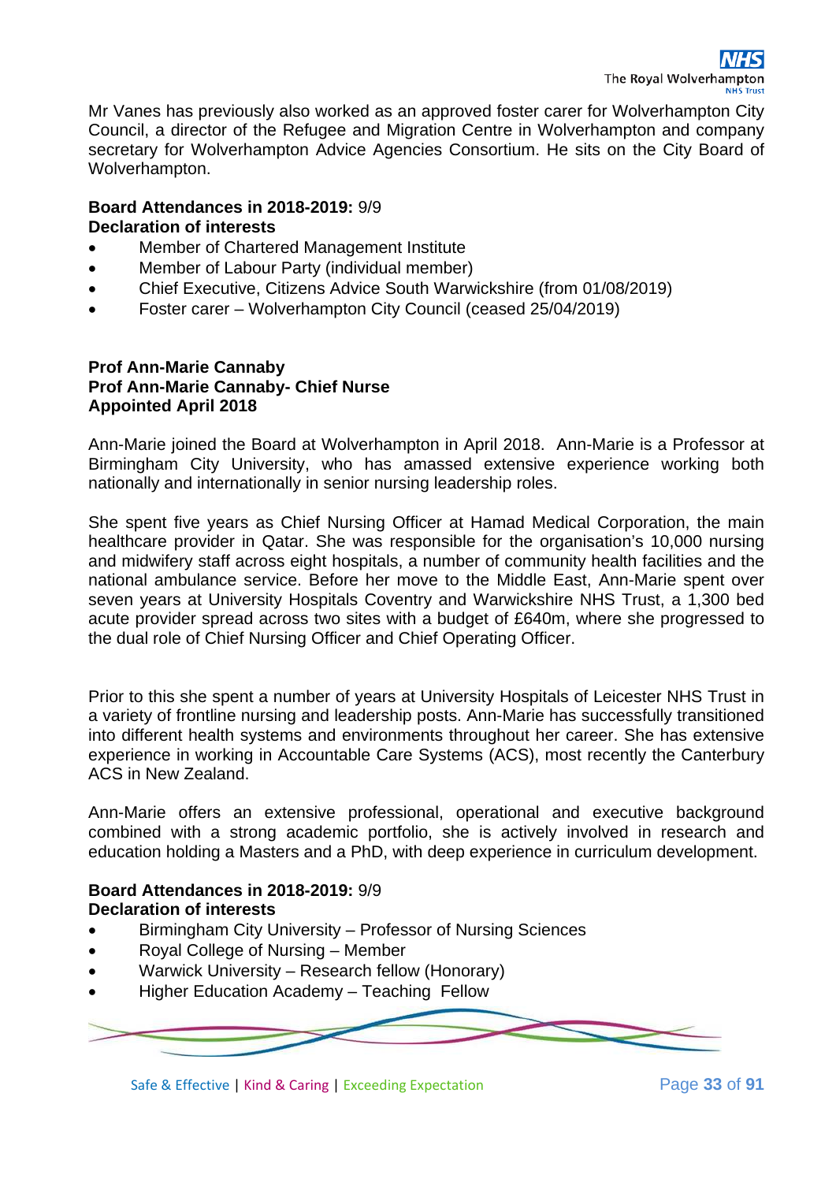Mr Vanes has previously also worked as an approved foster carer for Wolverhampton City Council, a director of the Refugee and Migration Centre in Wolverhampton and company secretary for Wolverhampton Advice Agencies Consortium. He sits on the City Board of Wolverhampton.

**Board Attendances in 2018-2019:** 9/9
**Declaration of interests**

- Member of Chartered Management Institute
- Member of Labour Party (individual member)
- Chief Executive, Citizens Advice South Warwickshire (from 01/08/2019)
- Foster carer – Wolverhampton City Council (ceased 25/04/2019)

**Prof Ann-Marie Cannaby**
**Prof Ann-Marie Cannaby- Chief Nurse**
**Appointed April 2018**

Ann-Marie joined the Board at Wolverhampton in April 2018. Ann-Marie is a Professor at Birmingham City University, who has amassed extensive experience working both nationally and internationally in senior nursing leadership roles.

She spent five years as Chief Nursing Officer at Hamad Medical Corporation, the main healthcare provider in Qatar. She was responsible for the organisation's 10,000 nursing and midwifery staff across eight hospitals, a number of community health facilities and the national ambulance service. Before her move to the Middle East, Ann-Marie spent over seven years at University Hospitals Coventry and Warwickshire NHS Trust, a 1,300 bed acute provider spread across two sites with a budget of £640m, where she progressed to the dual role of Chief Nursing Officer and Chief Operating Officer.

Prior to this she spent a number of years at University Hospitals of Leicester NHS Trust in a variety of frontline nursing and leadership posts. Ann-Marie has successfully transitioned into different health systems and environments throughout her career. She has extensive experience in working in Accountable Care Systems (ACS), most recently the Canterbury ACS in New Zealand.

Ann-Marie offers an extensive professional, operational and executive background combined with a strong academic portfolio, she is actively involved in research and education holding a Masters and a PhD, with deep experience in curriculum development.

**Board Attendances in 2018-2019:** 9/9
**Declaration of interests**

- Birmingham City University – Professor of Nursing Sciences
- Royal College of Nursing – Member
- Warwick University – Research fellow (Honorary)
- Higher Education Academy – Teaching Fellow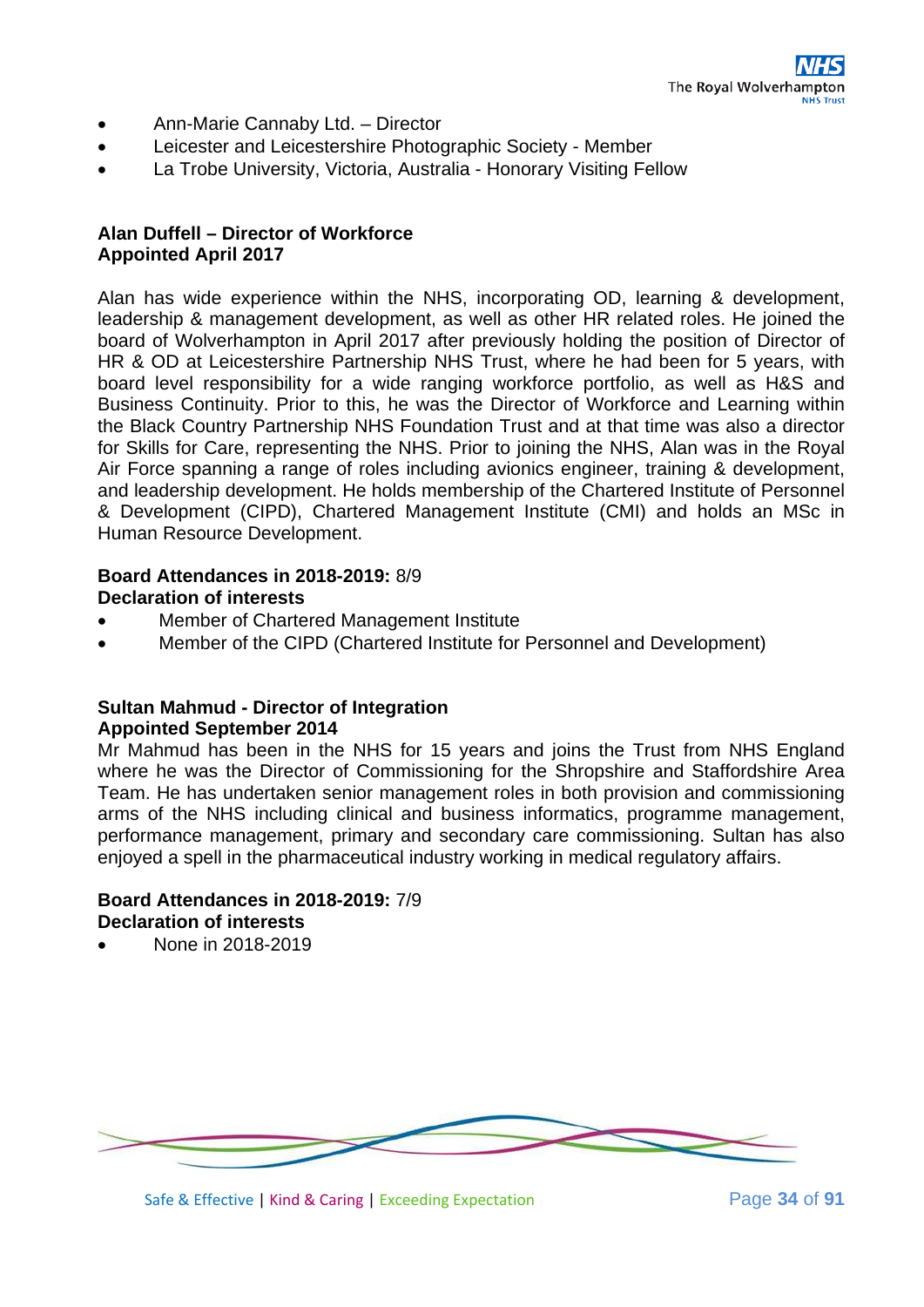- Ann-Marie Cannaby Ltd. – Director
- Leicester and Leicestershire Photographic Society - Member
- La Trobe University, Victoria, Australia - Honorary Visiting Fellow

**Alan Duffell – Director of Workforce**
**Appointed April 2017**

Alan has wide experience within the NHS, incorporating OD, learning & development, leadership & management development, as well as other HR related roles. He joined the board of Wolverhampton in April 2017 after previously holding the position of Director of HR & OD at Leicestershire Partnership NHS Trust, where he had been for 5 years, with board level responsibility for a wide ranging workforce portfolio, as well as H&S and Business Continuity. Prior to this, he was the Director of Workforce and Learning within the Black Country Partnership NHS Foundation Trust and at that time was also a director for Skills for Care, representing the NHS. Prior to joining the NHS, Alan was in the Royal Air Force spanning a range of roles including avionics engineer, training & development, and leadership development. He holds membership of the Chartered Institute of Personnel & Development (CIPD), Chartered Management Institute (CMI) and holds an MSc in Human Resource Development.

**Board Attendances in 2018-2019:** 8/9
**Declaration of interests**

- Member of Chartered Management Institute
- Member of the CIPD (Chartered Institute for Personnel and Development)

**Sultan Mahmud - Director of Integration**
**Appointed September 2014**

Mr Mahmud has been in the NHS for 15 years and joins the Trust from NHS England where he was the Director of Commissioning for the Shropshire and Staffordshire Area Team. He has undertaken senior management roles in both provision and commissioning arms of the NHS including clinical and business informatics, programme management, performance management, primary and secondary care commissioning. Sultan has also enjoyed a spell in the pharmaceutical industry working in medical regulatory affairs.

**Board Attendances in 2018-2019:** 7/9
**Declaration of interests**

- None in 2018-2019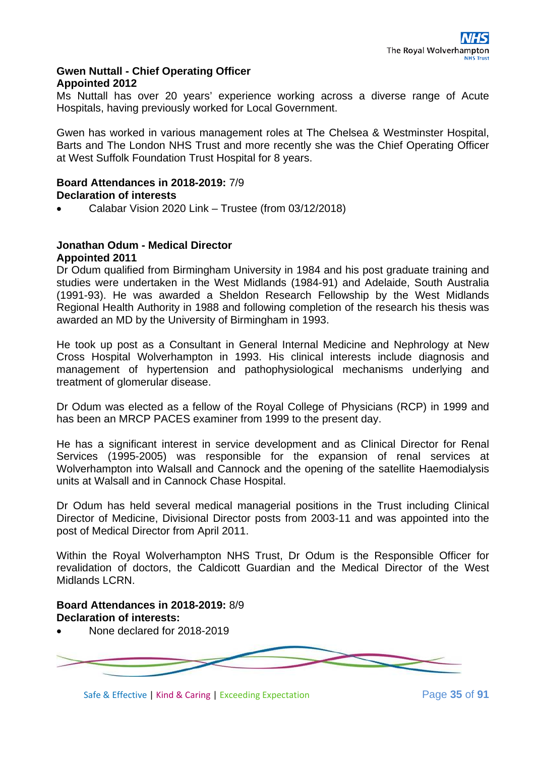**Gwen Nuttall - Chief Operating Officer**
**Appointed 2012**

Ms Nuttall has over 20 years' experience working across a diverse range of Acute Hospitals, having previously worked for Local Government.

Gwen has worked in various management roles at The Chelsea & Westminster Hospital, Barts and The London NHS Trust and more recently she was the Chief Operating Officer at West Suffolk Foundation Trust Hospital for 8 years.

**Board Attendances in 2018-2019:** 7/9
**Declaration of interests**

- Calabar Vision 2020 Link – Trustee (from 03/12/2018)

**Jonathan Odum - Medical Director**
**Appointed 2011**

Dr Odum qualified from Birmingham University in 1984 and his post graduate training and studies were undertaken in the West Midlands (1984-91) and Adelaide, South Australia (1991-93). He was awarded a Sheldon Research Fellowship by the West Midlands Regional Health Authority in 1988 and following completion of the research his thesis was awarded an MD by the University of Birmingham in 1993.

He took up post as a Consultant in General Internal Medicine and Nephrology at New Cross Hospital Wolverhampton in 1993. His clinical interests include diagnosis and management of hypertension and pathophysiological mechanisms underlying and treatment of glomerular disease.

Dr Odum was elected as a fellow of the Royal College of Physicians (RCP) in 1999 and has been an MRCP PACES examiner from 1999 to the present day.

He has a significant interest in service development and as Clinical Director for Renal Services (1995-2005) was responsible for the expansion of renal services at Wolverhampton into Walsall and Cannock and the opening of the satellite Haemodialysis units at Walsall and in Cannock Chase Hospital.

Dr Odum has held several medical managerial positions in the Trust including Clinical Director of Medicine, Divisional Director posts from 2003-11 and was appointed into the post of Medical Director from April 2011.

Within the Royal Wolverhampton NHS Trust, Dr Odum is the Responsible Officer for revalidation of doctors, the Caldicott Guardian and the Medical Director of the West Midlands LCRN.

**Board Attendances in 2018-2019:** 8/9
**Declaration of interests:**

- None declared for 2018-2019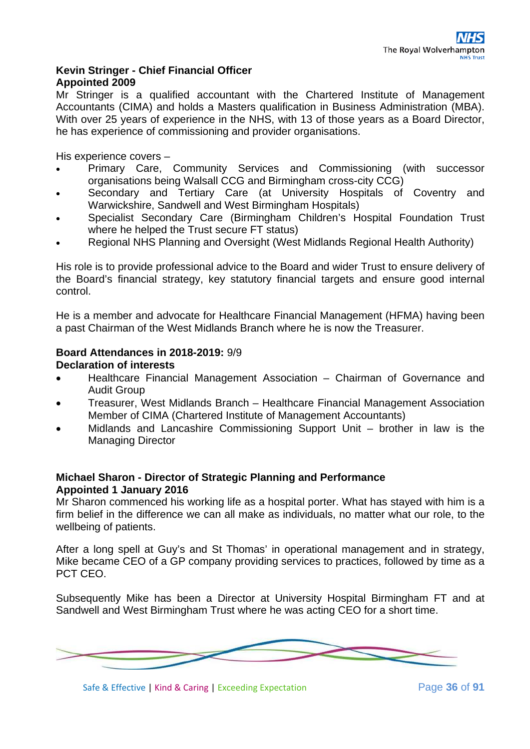**Kevin Stringer - Chief Financial Officer**
**Appointed 2009**

Mr Stringer is a qualified accountant with the Chartered Institute of Management Accountants (CIMA) and holds a Masters qualification in Business Administration (MBA). With over 25 years of experience in the NHS, with 13 of those years as a Board Director, he has experience of commissioning and provider organisations.

His experience covers –

- Primary Care, Community Services and Commissioning (with successor organisations being Walsall CCG and Birmingham cross-city CCG)
- Secondary and Tertiary Care (at University Hospitals of Coventry and Warwickshire, Sandwell and West Birmingham Hospitals)
- Specialist Secondary Care (Birmingham Children's Hospital Foundation Trust where he helped the Trust secure FT status)
- Regional NHS Planning and Oversight (West Midlands Regional Health Authority)

His role is to provide professional advice to the Board and wider Trust to ensure delivery of the Board's financial strategy, key statutory financial targets and ensure good internal control.

He is a member and advocate for Healthcare Financial Management (HFMA) having been a past Chairman of the West Midlands Branch where he is now the Treasurer.

**Board Attendances in 2018-2019:** 9/9

**Declaration of interests**

- Healthcare Financial Management Association – Chairman of Governance and Audit Group
- Treasurer, West Midlands Branch – Healthcare Financial Management Association Member of CIMA (Chartered Institute of Management Accountants)
- Midlands and Lancashire Commissioning Support Unit – brother in law is the Managing Director

**Michael Sharon - Director of Strategic Planning and Performance**
**Appointed 1 January 2016**

Mr Sharon commenced his working life as a hospital porter. What has stayed with him is a firm belief in the difference we can all make as individuals, no matter what our role, to the wellbeing of patients.

After a long spell at Guy's and St Thomas' in operational management and in strategy, Mike became CEO of a GP company providing services to practices, followed by time as a PCT CEO.

Subsequently Mike has been a Director at University Hospital Birmingham FT and at Sandwell and West Birmingham Trust where he was acting CEO for a short time.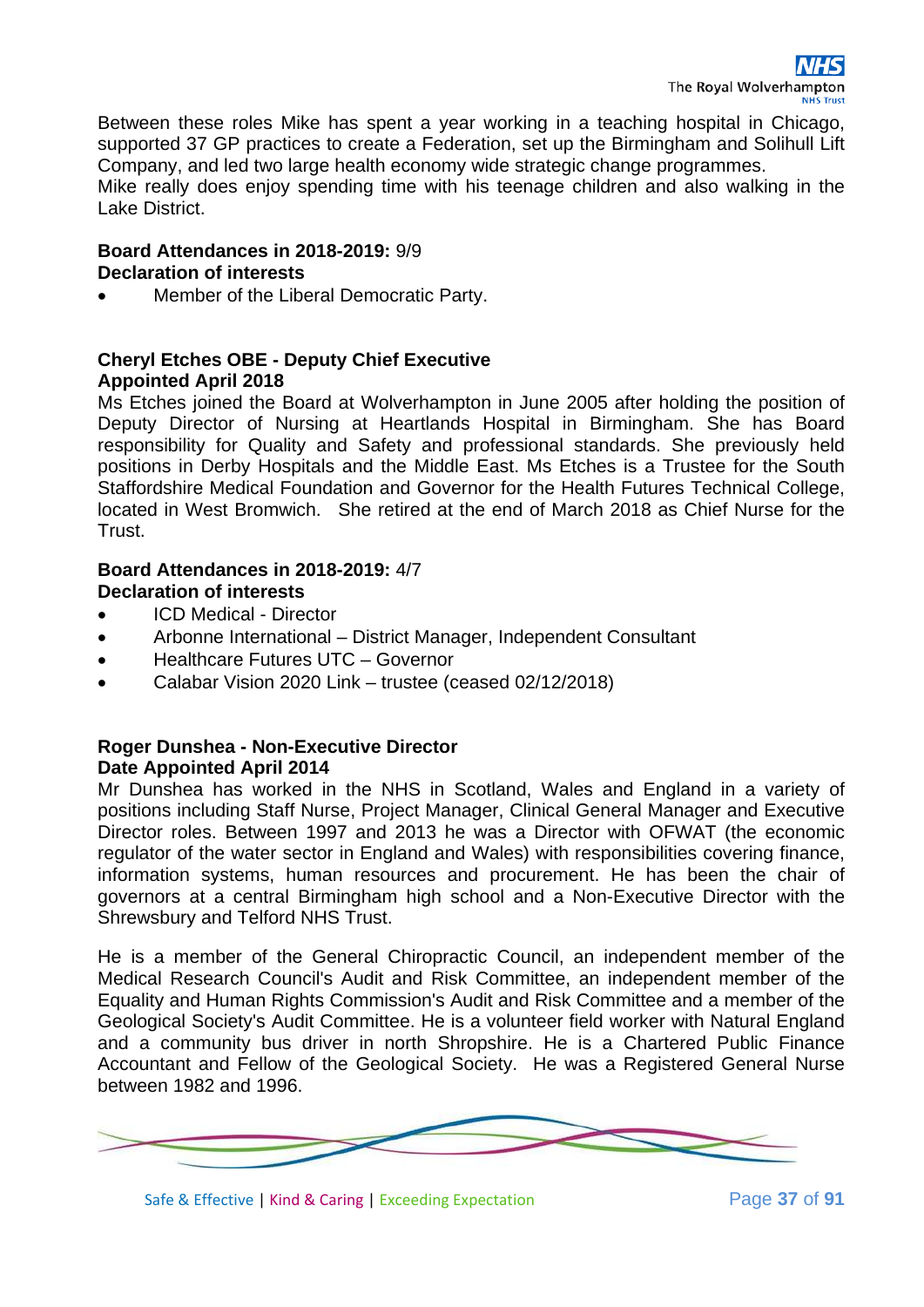Between these roles Mike has spent a year working in a teaching hospital in Chicago, supported 37 GP practices to create a Federation, set up the Birmingham and Solihull Lift Company, and led two large health economy wide strategic change programmes.
Mike really does enjoy spending time with his teenage children and also walking in the Lake District.

**Board Attendances in 2018-2019:** 9/9
**Declaration of interests**

- Member of the Liberal Democratic Party.

**Cheryl Etches OBE - Deputy Chief Executive**
**Appointed April 2018**

Ms Etches joined the Board at Wolverhampton in June 2005 after holding the position of Deputy Director of Nursing at Heartlands Hospital in Birmingham. She has Board responsibility for Quality and Safety and professional standards. She previously held positions in Derby Hospitals and the Middle East. Ms Etches is a Trustee for the South Staffordshire Medical Foundation and Governor for the Health Futures Technical College, located in West Bromwich. She retired at the end of March 2018 as Chief Nurse for the Trust.

**Board Attendances in 2018-2019:** 4/7
**Declaration of interests**

- ICD Medical - Director
- Arbonne International – District Manager, Independent Consultant
- Healthcare Futures UTC – Governor
- Calabar Vision 2020 Link – trustee (ceased 02/12/2018)

**Roger Dunshea - Non-Executive Director**
**Date Appointed April 2014**

Mr Dunshea has worked in the NHS in Scotland, Wales and England in a variety of positions including Staff Nurse, Project Manager, Clinical General Manager and Executive Director roles. Between 1997 and 2013 he was a Director with OFWAT (the economic regulator of the water sector in England and Wales) with responsibilities covering finance, information systems, human resources and procurement. He has been the chair of governors at a central Birmingham high school and a Non-Executive Director with the Shrewsbury and Telford NHS Trust.

He is a member of the General Chiropractic Council, an independent member of the Medical Research Council's Audit and Risk Committee, an independent member of the Equality and Human Rights Commission's Audit and Risk Committee and a member of the Geological Society's Audit Committee. He is a volunteer field worker with Natural England and a community bus driver in north Shropshire. He is a Chartered Public Finance Accountant and Fellow of the Geological Society. He was a Registered General Nurse between 1982 and 1996.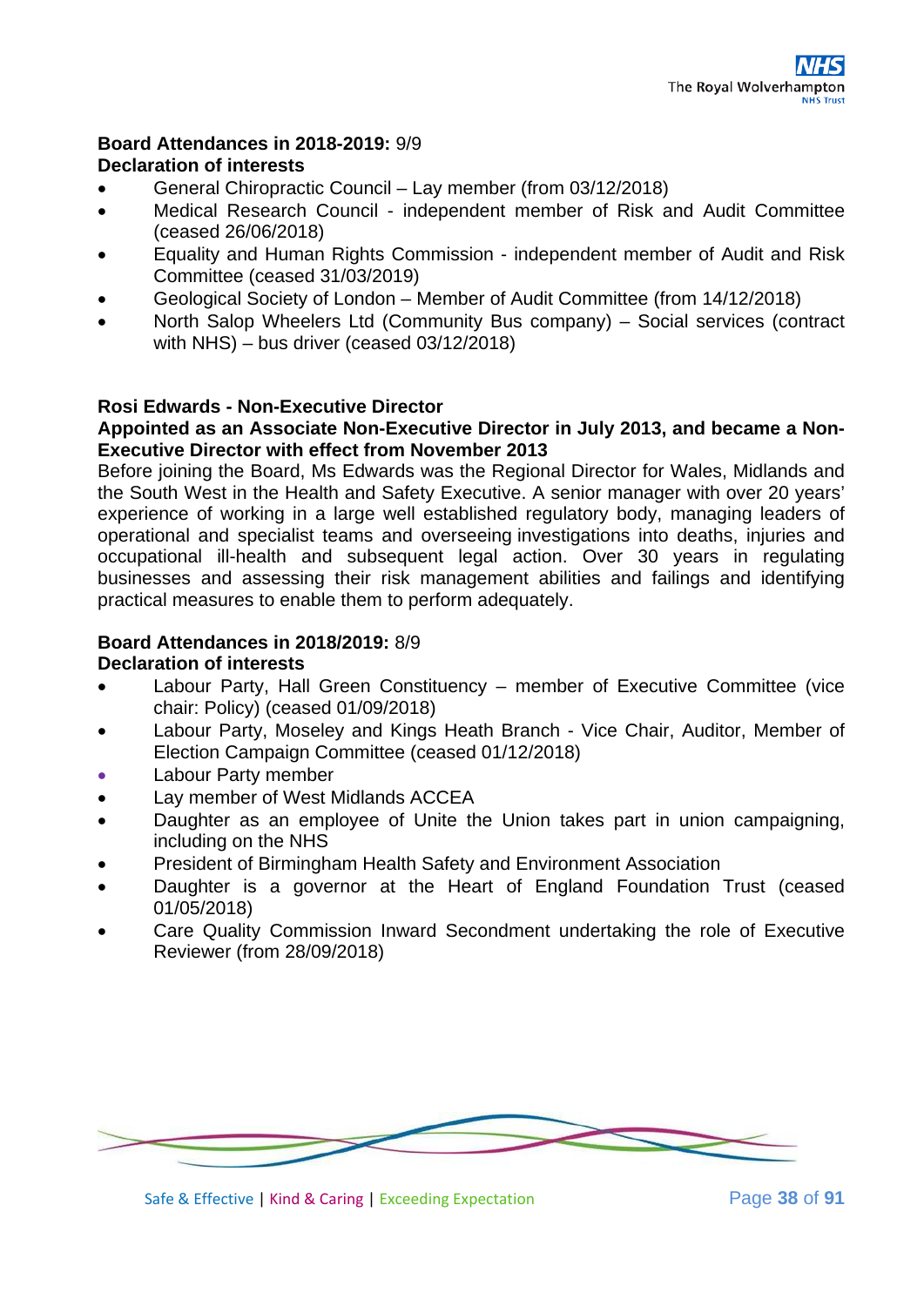**Board Attendances in 2018-2019:** 9/9

**Declaration of interests**

- General Chiropractic Council – Lay member (from 03/12/2018)
- Medical Research Council - independent member of Risk and Audit Committee (ceased 26/06/2018)
- Equality and Human Rights Commission - independent member of Audit and Risk Committee (ceased 31/03/2019)
- Geological Society of London – Member of Audit Committee (from 14/12/2018)
- North Salop Wheelers Ltd (Community Bus company) – Social services (contract with NHS) – bus driver (ceased 03/12/2018)

**Rosi Edwards - Non-Executive Director**

**Appointed as an Associate Non-Executive Director in July 2013, and became a Non-Executive Director with effect from November 2013**

Before joining the Board, Ms Edwards was the Regional Director for Wales, Midlands and the South West in the Health and Safety Executive. A senior manager with over 20 years' experience of working in a large well established regulatory body, managing leaders of operational and specialist teams and overseeing investigations into deaths, injuries and occupational ill-health and subsequent legal action. Over 30 years in regulating businesses and assessing their risk management abilities and failings and identifying practical measures to enable them to perform adequately.

**Board Attendances in 2018/2019:** 8/9

**Declaration of interests**

- Labour Party, Hall Green Constituency – member of Executive Committee (vice chair: Policy) (ceased 01/09/2018)
- Labour Party, Moseley and Kings Heath Branch - Vice Chair, Auditor, Member of Election Campaign Committee (ceased 01/12/2018)
- Labour Party member
- Lay member of West Midlands ACCEA
- Daughter as an employee of Unite the Union takes part in union campaigning, including on the NHS
- President of Birmingham Health Safety and Environment Association
- Daughter is a governor at the Heart of England Foundation Trust (ceased 01/05/2018)
- Care Quality Commission Inward Secondment undertaking the role of Executive Reviewer (from 28/09/2018)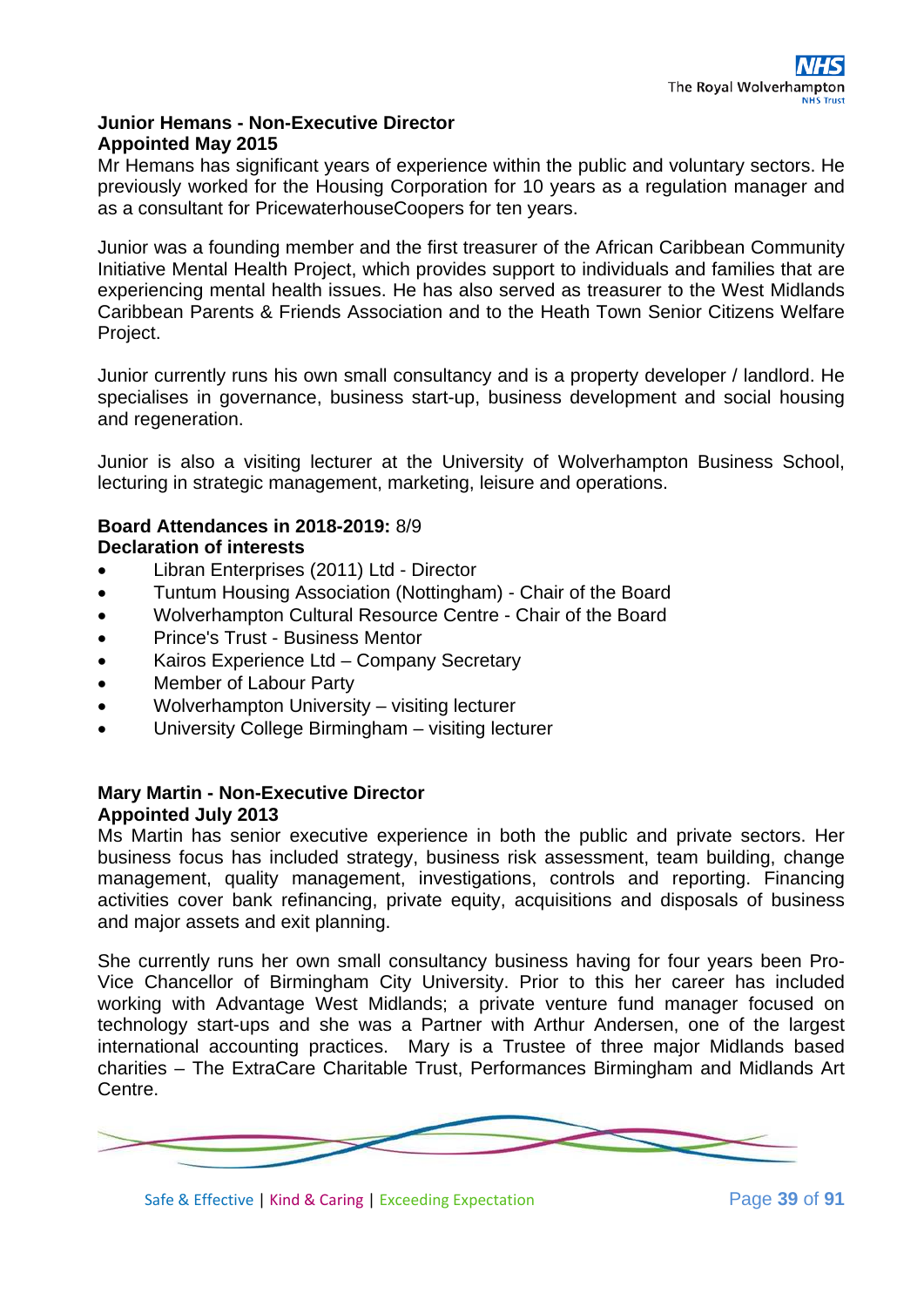**Junior Hemans - Non-Executive Director**
**Appointed May 2015**

Mr Hemans has significant years of experience within the public and voluntary sectors. He previously worked for the Housing Corporation for 10 years as a regulation manager and as a consultant for PricewaterhouseCoopers for ten years.

Junior was a founding member and the first treasurer of the African Caribbean Community Initiative Mental Health Project, which provides support to individuals and families that are experiencing mental health issues. He has also served as treasurer to the West Midlands Caribbean Parents & Friends Association and to the Heath Town Senior Citizens Welfare Project.

Junior currently runs his own small consultancy and is a property developer / landlord. He specialises in governance, business start-up, business development and social housing and regeneration.

Junior is also a visiting lecturer at the University of Wolverhampton Business School, lecturing in strategic management, marketing, leisure and operations.

**Board Attendances in 2018-2019:** 8/9
**Declaration of interests**

- Libran Enterprises (2011) Ltd - Director
- Tuntum Housing Association (Nottingham) - Chair of the Board
- Wolverhampton Cultural Resource Centre - Chair of the Board
- Prince's Trust - Business Mentor
- Kairos Experience Ltd – Company Secretary
- Member of Labour Party
- Wolverhampton University – visiting lecturer
- University College Birmingham – visiting lecturer

**Mary Martin - Non-Executive Director**
**Appointed July 2013**

Ms Martin has senior executive experience in both the public and private sectors. Her business focus has included strategy, business risk assessment, team building, change management, quality management, investigations, controls and reporting. Financing activities cover bank refinancing, private equity, acquisitions and disposals of business and major assets and exit planning.

She currently runs her own small consultancy business having for four years been Pro-Vice Chancellor of Birmingham City University. Prior to this her career has included working with Advantage West Midlands; a private venture fund manager focused on technology start-ups and she was a Partner with Arthur Andersen, one of the largest international accounting practices. Mary is a Trustee of three major Midlands based charities – The ExtraCare Charitable Trust, Performances Birmingham and Midlands Art Centre.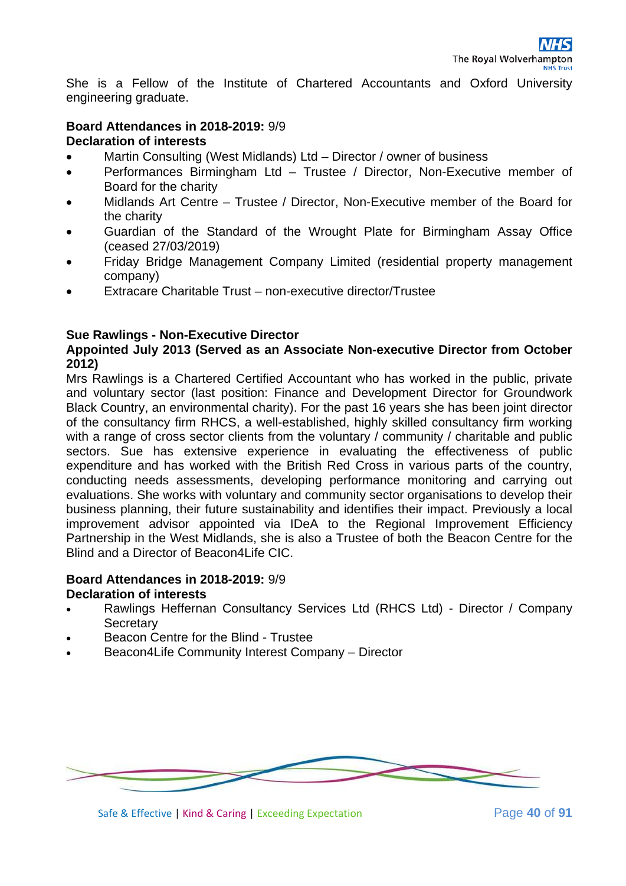She is a Fellow of the Institute of Chartered Accountants and Oxford University engineering graduate.

**Board Attendances in 2018-2019:** 9/9

**Declaration of interests**

- Martin Consulting (West Midlands) Ltd – Director / owner of business
- Performances Birmingham Ltd – Trustee / Director, Non-Executive member of Board for the charity
- Midlands Art Centre – Trustee / Director, Non-Executive member of the Board for the charity
- Guardian of the Standard of the Wrought Plate for Birmingham Assay Office (ceased 27/03/2019)
- Friday Bridge Management Company Limited (residential property management company)
- Extracare Charitable Trust – non-executive director/Trustee

**Sue Rawlings - Non-Executive Director**

**Appointed July 2013 (Served as an Associate Non-executive Director from October 2012)**

Mrs Rawlings is a Chartered Certified Accountant who has worked in the public, private and voluntary sector (last position: Finance and Development Director for Groundwork Black Country, an environmental charity). For the past 16 years she has been joint director of the consultancy firm RHCS, a well-established, highly skilled consultancy firm working with a range of cross sector clients from the voluntary / community / charitable and public sectors. Sue has extensive experience in evaluating the effectiveness of public expenditure and has worked with the British Red Cross in various parts of the country, conducting needs assessments, developing performance monitoring and carrying out evaluations. She works with voluntary and community sector organisations to develop their business planning, their future sustainability and identifies their impact. Previously a local improvement advisor appointed via IDeA to the Regional Improvement Efficiency Partnership in the West Midlands, she is also a Trustee of both the Beacon Centre for the Blind and a Director of Beacon4Life CIC.

**Board Attendances in 2018-2019:** 9/9

**Declaration of interests**

- Rawlings Heffernan Consultancy Services Ltd (RHCS Ltd) - Director / Company Secretary
- Beacon Centre for the Blind - Trustee
- Beacon4Life Community Interest Company – Director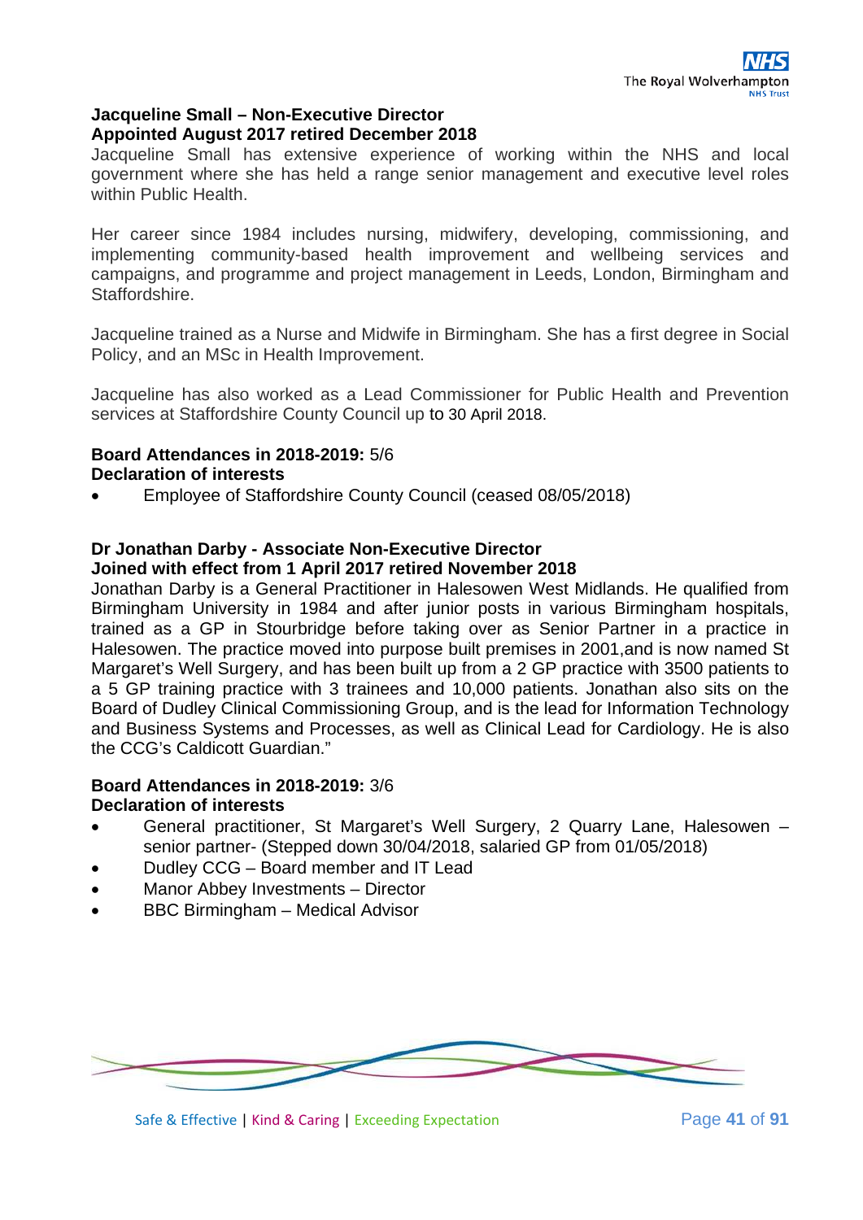**Jacqueline Small – Non-Executive Director**
**Appointed August 2017 retired December 2018**

Jacqueline Small has extensive experience of working within the NHS and local government where she has held a range senior management and executive level roles within Public Health.

Her career since 1984 includes nursing, midwifery, developing, commissioning, and implementing community-based health improvement and wellbeing services and campaigns, and programme and project management in Leeds, London, Birmingham and Staffordshire.

Jacqueline trained as a Nurse and Midwife in Birmingham. She has a first degree in Social Policy, and an MSc in Health Improvement.

Jacqueline has also worked as a Lead Commissioner for Public Health and Prevention services at Staffordshire County Council up to 30 April 2018.

**Board Attendances in 2018-2019:** 5/6
**Declaration of interests**

- Employee of Staffordshire County Council (ceased 08/05/2018)

**Dr Jonathan Darby - Associate Non-Executive Director**
**Joined with effect from 1 April 2017 retired November 2018**

Jonathan Darby is a General Practitioner in Halesowen West Midlands. He qualified from Birmingham University in 1984 and after junior posts in various Birmingham hospitals, trained as a GP in Stourbridge before taking over as Senior Partner in a practice in Halesowen. The practice moved into purpose built premises in 2001,and is now named St Margaret's Well Surgery, and has been built up from a 2 GP practice with 3500 patients to a 5 GP training practice with 3 trainees and 10,000 patients. Jonathan also sits on the Board of Dudley Clinical Commissioning Group, and is the lead for Information Technology and Business Systems and Processes, as well as Clinical Lead for Cardiology. He is also the CCG's Caldicott Guardian."

**Board Attendances in 2018-2019:** 3/6
**Declaration of interests**

- General practitioner, St Margaret's Well Surgery, 2 Quarry Lane, Halesowen – senior partner- (Stepped down 30/04/2018, salaried GP from 01/05/2018)
- Dudley CCG – Board member and IT Lead
- Manor Abbey Investments – Director
- BBC Birmingham – Medical Advisor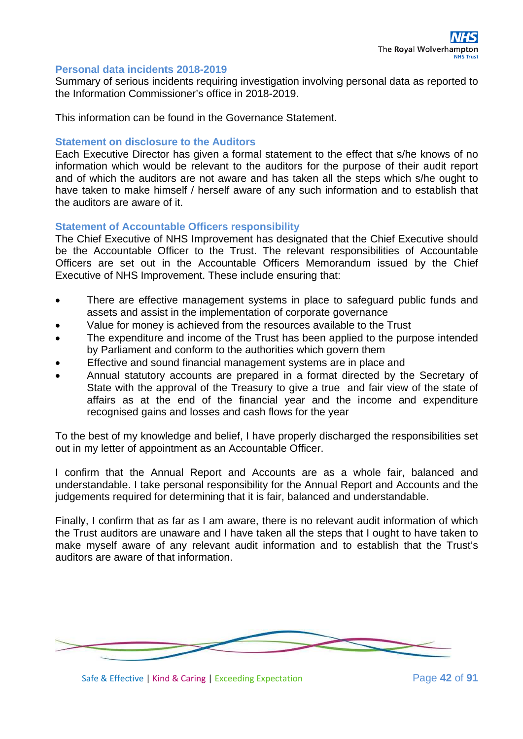## Personal data incidents 2018-2019

Summary of serious incidents requiring investigation involving personal data as reported to the Information Commissioner's office in 2018-2019.

This information can be found in the Governance Statement.

## Statement on disclosure to the Auditors

Each Executive Director has given a formal statement to the effect that s/he knows of no information which would be relevant to the auditors for the purpose of their audit report and of which the auditors are not aware and has taken all the steps which s/he ought to have taken to make himself / herself aware of any such information and to establish that the auditors are aware of it.

## Statement of Accountable Officers responsibility

The Chief Executive of NHS Improvement has designated that the Chief Executive should be the Accountable Officer to the Trust. The relevant responsibilities of Accountable Officers are set out in the Accountable Officers Memorandum issued by the Chief Executive of NHS Improvement. These include ensuring that:

- There are effective management systems in place to safeguard public funds and assets and assist in the implementation of corporate governance
- Value for money is achieved from the resources available to the Trust
- The expenditure and income of the Trust has been applied to the purpose intended by Parliament and conform to the authorities which govern them
- Effective and sound financial management systems are in place and
- Annual statutory accounts are prepared in a format directed by the Secretary of State with the approval of the Treasury to give a true and fair view of the state of affairs as at the end of the financial year and the income and expenditure recognised gains and losses and cash flows for the year

To the best of my knowledge and belief, I have properly discharged the responsibilities set out in my letter of appointment as an Accountable Officer.

I confirm that the Annual Report and Accounts are as a whole fair, balanced and understandable. I take personal responsibility for the Annual Report and Accounts and the judgements required for determining that it is fair, balanced and understandable.

Finally, I confirm that as far as I am aware, there is no relevant audit information of which the Trust auditors are unaware and I have taken all the steps that I ought to have taken to make myself aware of any relevant audit information and to establish that the Trust's auditors are aware of that information.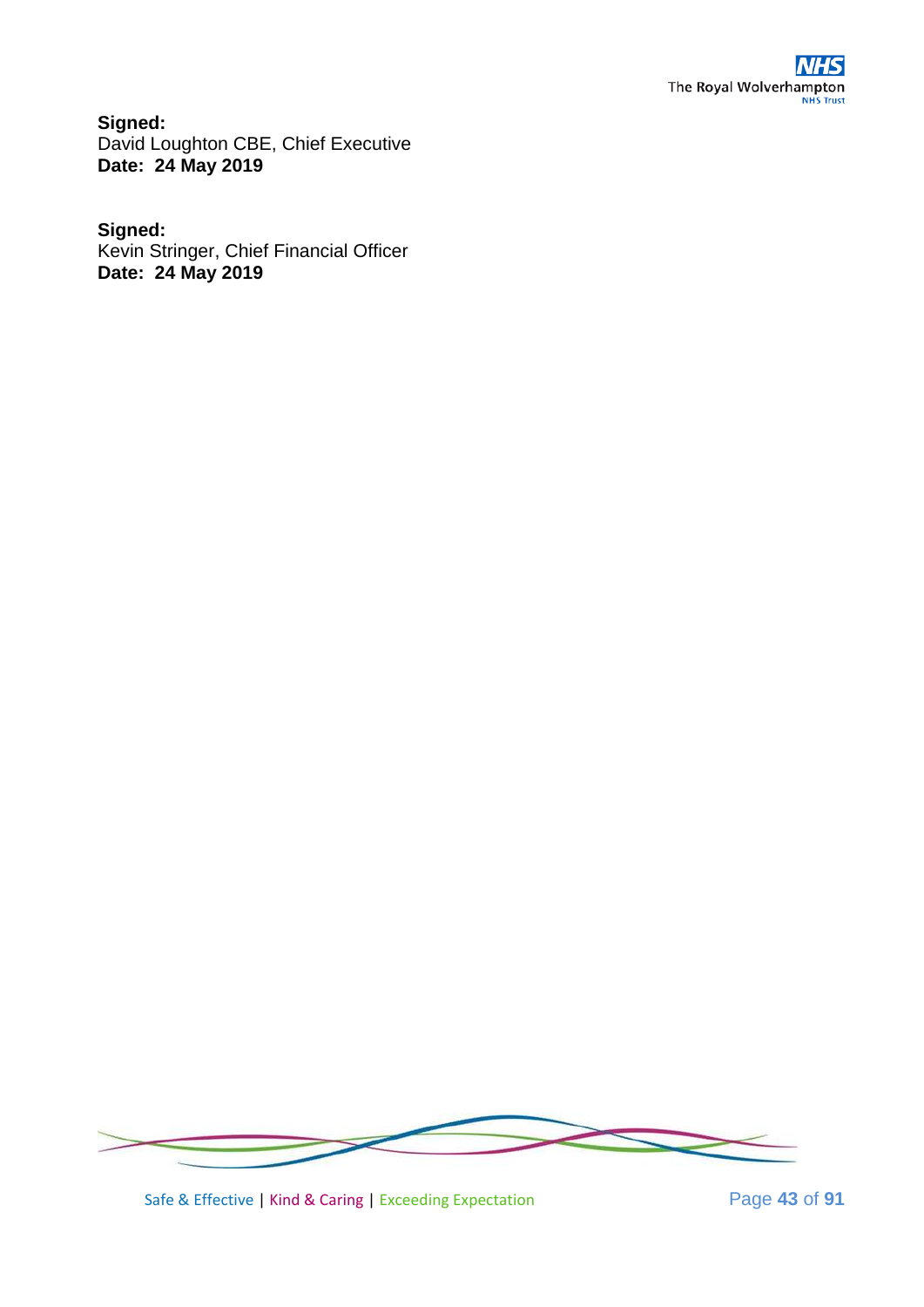**Signed:**
David Loughton CBE, Chief Executive
**Date: 24 May 2019**

**Signed:**
Kevin Stringer, Chief Financial Officer
**Date: 24 May 2019**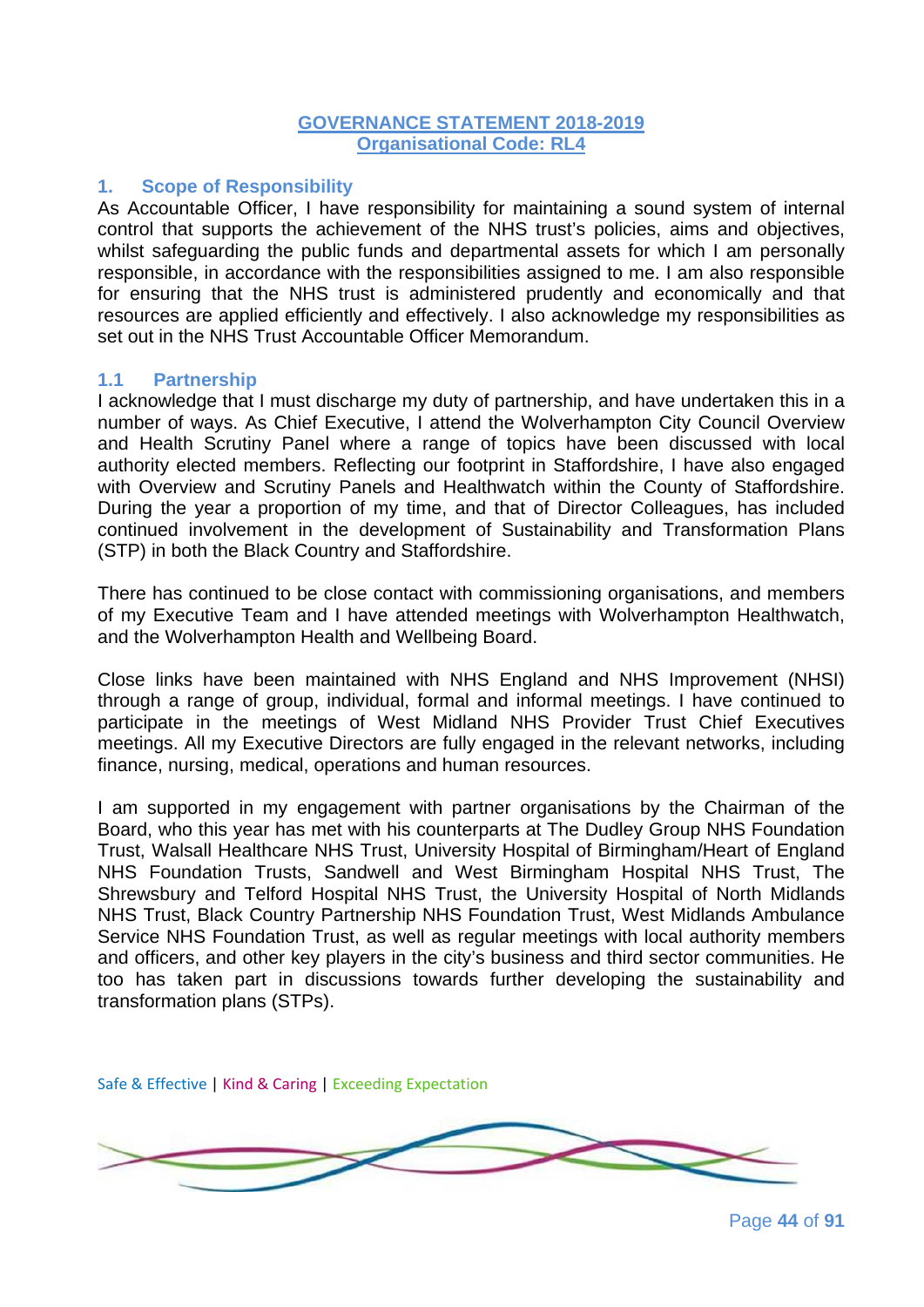**GOVERNANCE STATEMENT 2018-2019**
**Organisational Code: RL4**

## 1. Scope of Responsibility

As Accountable Officer, I have responsibility for maintaining a sound system of internal control that supports the achievement of the NHS trust's policies, aims and objectives, whilst safeguarding the public funds and departmental assets for which I am personally responsible, in accordance with the responsibilities assigned to me. I am also responsible for ensuring that the NHS trust is administered prudently and economically and that resources are applied efficiently and effectively. I also acknowledge my responsibilities as set out in the NHS Trust Accountable Officer Memorandum.

### 1.1 Partnership

I acknowledge that I must discharge my duty of partnership, and have undertaken this in a number of ways. As Chief Executive, I attend the Wolverhampton City Council Overview and Health Scrutiny Panel where a range of topics have been discussed with local authority elected members. Reflecting our footprint in Staffordshire, I have also engaged with Overview and Scrutiny Panels and Healthwatch within the County of Staffordshire. During the year a proportion of my time, and that of Director Colleagues, has included continued involvement in the development of Sustainability and Transformation Plans (STP) in both the Black Country and Staffordshire.

There has continued to be close contact with commissioning organisations, and members of my Executive Team and I have attended meetings with Wolverhampton Healthwatch, and the Wolverhampton Health and Wellbeing Board.

Close links have been maintained with NHS England and NHS Improvement (NHSI) through a range of group, individual, formal and informal meetings. I have continued to participate in the meetings of West Midland NHS Provider Trust Chief Executives meetings. All my Executive Directors are fully engaged in the relevant networks, including finance, nursing, medical, operations and human resources.

I am supported in my engagement with partner organisations by the Chairman of the Board, who this year has met with his counterparts at The Dudley Group NHS Foundation Trust, Walsall Healthcare NHS Trust, University Hospital of Birmingham/Heart of England NHS Foundation Trusts, Sandwell and West Birmingham Hospital NHS Trust, The Shrewsbury and Telford Hospital NHS Trust, the University Hospital of North Midlands NHS Trust, Black Country Partnership NHS Foundation Trust, West Midlands Ambulance Service NHS Foundation Trust, as well as regular meetings with local authority members and officers, and other key players in the city's business and third sector communities. He too has taken part in discussions towards further developing the sustainability and transformation plans (STPs).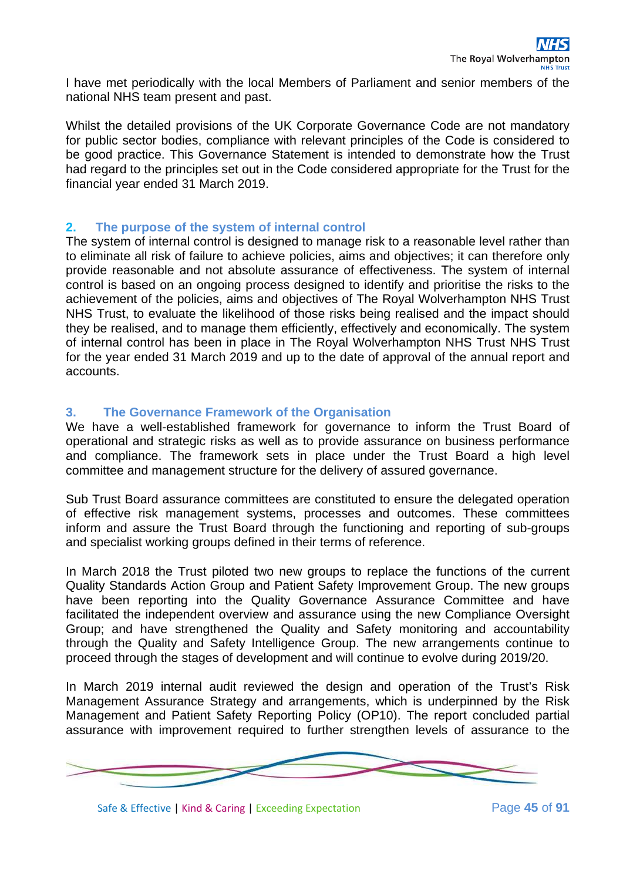I have met periodically with the local Members of Parliament and senior members of the national NHS team present and past.

Whilst the detailed provisions of the UK Corporate Governance Code are not mandatory for public sector bodies, compliance with relevant principles of the Code is considered to be good practice. This Governance Statement is intended to demonstrate how the Trust had regard to the principles set out in the Code considered appropriate for the Trust for the financial year ended 31 March 2019.

## 2. The purpose of the system of internal control

The system of internal control is designed to manage risk to a reasonable level rather than to eliminate all risk of failure to achieve policies, aims and objectives; it can therefore only provide reasonable and not absolute assurance of effectiveness. The system of internal control is based on an ongoing process designed to identify and prioritise the risks to the achievement of the policies, aims and objectives of The Royal Wolverhampton NHS Trust NHS Trust, to evaluate the likelihood of those risks being realised and the impact should they be realised, and to manage them efficiently, effectively and economically. The system of internal control has been in place in The Royal Wolverhampton NHS Trust NHS Trust for the year ended 31 March 2019 and up to the date of approval of the annual report and accounts.

## 3. The Governance Framework of the Organisation

We have a well-established framework for governance to inform the Trust Board of operational and strategic risks as well as to provide assurance on business performance and compliance. The framework sets in place under the Trust Board a high level committee and management structure for the delivery of assured governance.

Sub Trust Board assurance committees are constituted to ensure the delegated operation of effective risk management systems, processes and outcomes. These committees inform and assure the Trust Board through the functioning and reporting of sub-groups and specialist working groups defined in their terms of reference.

In March 2018 the Trust piloted two new groups to replace the functions of the current Quality Standards Action Group and Patient Safety Improvement Group. The new groups have been reporting into the Quality Governance Assurance Committee and have facilitated the independent overview and assurance using the new Compliance Oversight Group; and have strengthened the Quality and Safety monitoring and accountability through the Quality and Safety Intelligence Group. The new arrangements continue to proceed through the stages of development and will continue to evolve during 2019/20.

In March 2019 internal audit reviewed the design and operation of the Trust's Risk Management Assurance Strategy and arrangements, which is underpinned by the Risk Management and Patient Safety Reporting Policy (OP10). The report concluded partial assurance with improvement required to further strengthen levels of assurance to the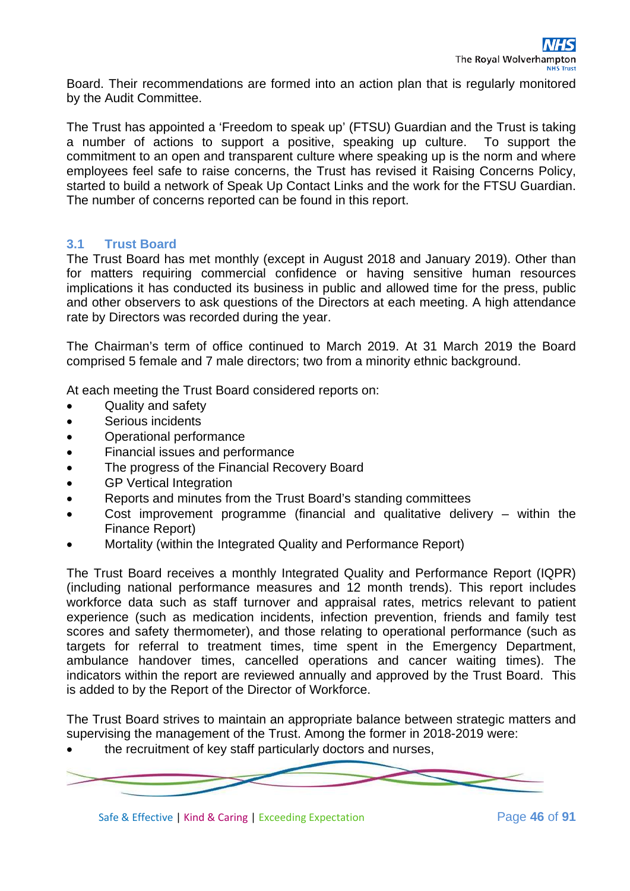Board. Their recommendations are formed into an action plan that is regularly monitored by the Audit Committee.

The Trust has appointed a 'Freedom to speak up' (FTSU) Guardian and the Trust is taking a number of actions to support a positive, speaking up culture. To support the commitment to an open and transparent culture where speaking up is the norm and where employees feel safe to raise concerns, the Trust has revised it Raising Concerns Policy, started to build a network of Speak Up Contact Links and the work for the FTSU Guardian. The number of concerns reported can be found in this report.

### 3.1 Trust Board

The Trust Board has met monthly (except in August 2018 and January 2019). Other than for matters requiring commercial confidence or having sensitive human resources implications it has conducted its business in public and allowed time for the press, public and other observers to ask questions of the Directors at each meeting. A high attendance rate by Directors was recorded during the year.

The Chairman's term of office continued to March 2019. At 31 March 2019 the Board comprised 5 female and 7 male directors; two from a minority ethnic background.

At each meeting the Trust Board considered reports on:

- Quality and safety
- Serious incidents
- Operational performance
- Financial issues and performance
- The progress of the Financial Recovery Board
- GP Vertical Integration
- Reports and minutes from the Trust Board's standing committees
- Cost improvement programme (financial and qualitative delivery – within the Finance Report)
- Mortality (within the Integrated Quality and Performance Report)

The Trust Board receives a monthly Integrated Quality and Performance Report (IQPR) (including national performance measures and 12 month trends). This report includes workforce data such as staff turnover and appraisal rates, metrics relevant to patient experience (such as medication incidents, infection prevention, friends and family test scores and safety thermometer), and those relating to operational performance (such as targets for referral to treatment times, time spent in the Emergency Department, ambulance handover times, cancelled operations and cancer waiting times). The indicators within the report are reviewed annually and approved by the Trust Board. This is added to by the Report of the Director of Workforce.

The Trust Board strives to maintain an appropriate balance between strategic matters and supervising the management of the Trust. Among the former in 2018-2019 were:

- the recruitment of key staff particularly doctors and nurses,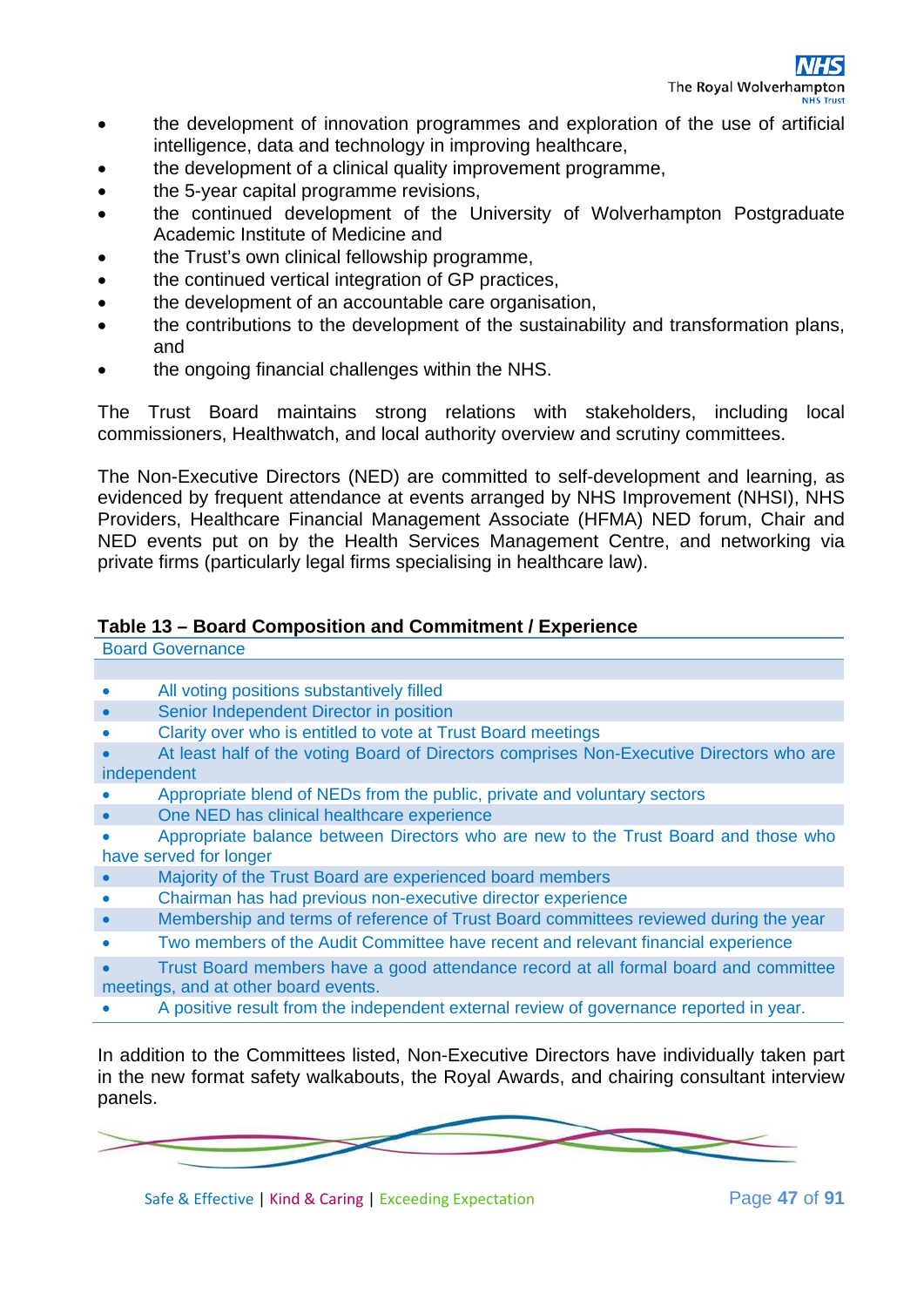- the development of innovation programmes and exploration of the use of artificial intelligence, data and technology in improving healthcare,
- the development of a clinical quality improvement programme,
- the 5-year capital programme revisions,
- the continued development of the University of Wolverhampton Postgraduate Academic Institute of Medicine and
- the Trust's own clinical fellowship programme,
- the continued vertical integration of GP practices,
- the development of an accountable care organisation,
- the contributions to the development of the sustainability and transformation plans, and
- the ongoing financial challenges within the NHS.

The Trust Board maintains strong relations with stakeholders, including local commissioners, Healthwatch, and local authority overview and scrutiny committees.

The Non-Executive Directors (NED) are committed to self-development and learning, as evidenced by frequent attendance at events arranged by NHS Improvement (NHSI), NHS Providers, Healthcare Financial Management Associate (HFMA) NED forum, Chair and NED events put on by the Health Services Management Centre, and networking via private firms (particularly legal firms specialising in healthcare law).

**Table 13 – Board Composition and Commitment / Experience**

| Board Governance |
|---|
| |
| • All voting positions substantively filled |
| • Senior Independent Director in position |
| • Clarity over who is entitled to vote at Trust Board meetings |
| • At least half of the voting Board of Directors comprises Non-Executive Directors who are independent |
| • Appropriate blend of NEDs from the public, private and voluntary sectors |
| • One NED has clinical healthcare experience |
| • Appropriate balance between Directors who are new to the Trust Board and those who have served for longer |
| • Majority of the Trust Board are experienced board members |
| • Chairman has had previous non-executive director experience |
| • Membership and terms of reference of Trust Board committees reviewed during the year |
| • Two members of the Audit Committee have recent and relevant financial experience |
| • Trust Board members have a good attendance record at all formal board and committee meetings, and at other board events. |
| • A positive result from the independent external review of governance reported in year. |

In addition to the Committees listed, Non-Executive Directors have individually taken part in the new format safety walkabouts, the Royal Awards, and chairing consultant interview panels.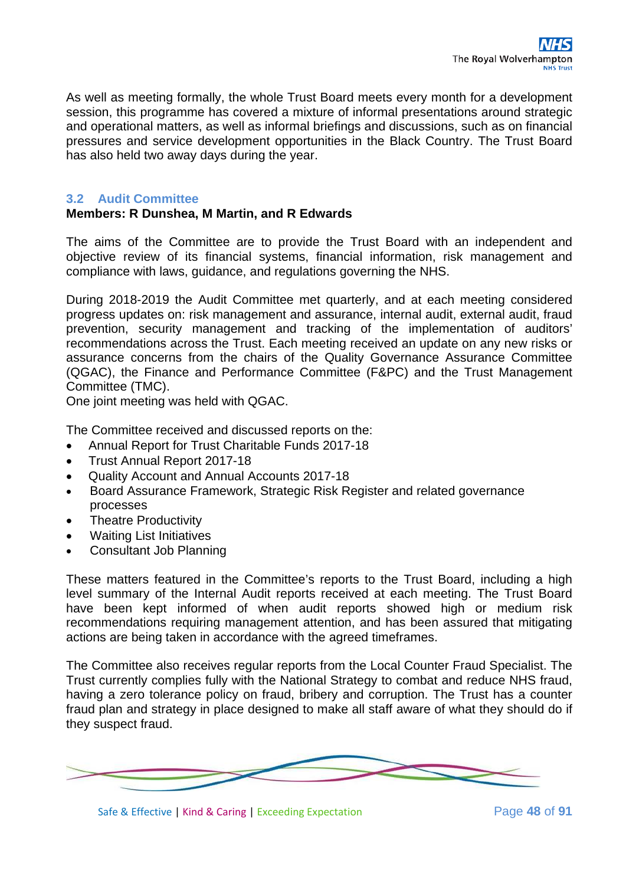As well as meeting formally, the whole Trust Board meets every month for a development session, this programme has covered a mixture of informal presentations around strategic and operational matters, as well as informal briefings and discussions, such as on financial pressures and service development opportunities in the Black Country. The Trust Board has also held two away days during the year.

### 3.2 Audit Committee

**Members: R Dunshea, M Martin, and R Edwards**

The aims of the Committee are to provide the Trust Board with an independent and objective review of its financial systems, financial information, risk management and compliance with laws, guidance, and regulations governing the NHS.

During 2018-2019 the Audit Committee met quarterly, and at each meeting considered progress updates on: risk management and assurance, internal audit, external audit, fraud prevention, security management and tracking of the implementation of auditors' recommendations across the Trust. Each meeting received an update on any new risks or assurance concerns from the chairs of the Quality Governance Assurance Committee (QGAC), the Finance and Performance Committee (F&PC) and the Trust Management Committee (TMC).
One joint meeting was held with QGAC.

The Committee received and discussed reports on the:

- Annual Report for Trust Charitable Funds 2017-18
- Trust Annual Report 2017-18
- Quality Account and Annual Accounts 2017-18
- Board Assurance Framework, Strategic Risk Register and related governance processes
- Theatre Productivity
- Waiting List Initiatives
- Consultant Job Planning

These matters featured in the Committee's reports to the Trust Board, including a high level summary of the Internal Audit reports received at each meeting. The Trust Board have been kept informed of when audit reports showed high or medium risk recommendations requiring management attention, and has been assured that mitigating actions are being taken in accordance with the agreed timeframes.

The Committee also receives regular reports from the Local Counter Fraud Specialist. The Trust currently complies fully with the National Strategy to combat and reduce NHS fraud, having a zero tolerance policy on fraud, bribery and corruption. The Trust has a counter fraud plan and strategy in place designed to make all staff aware of what they should do if they suspect fraud.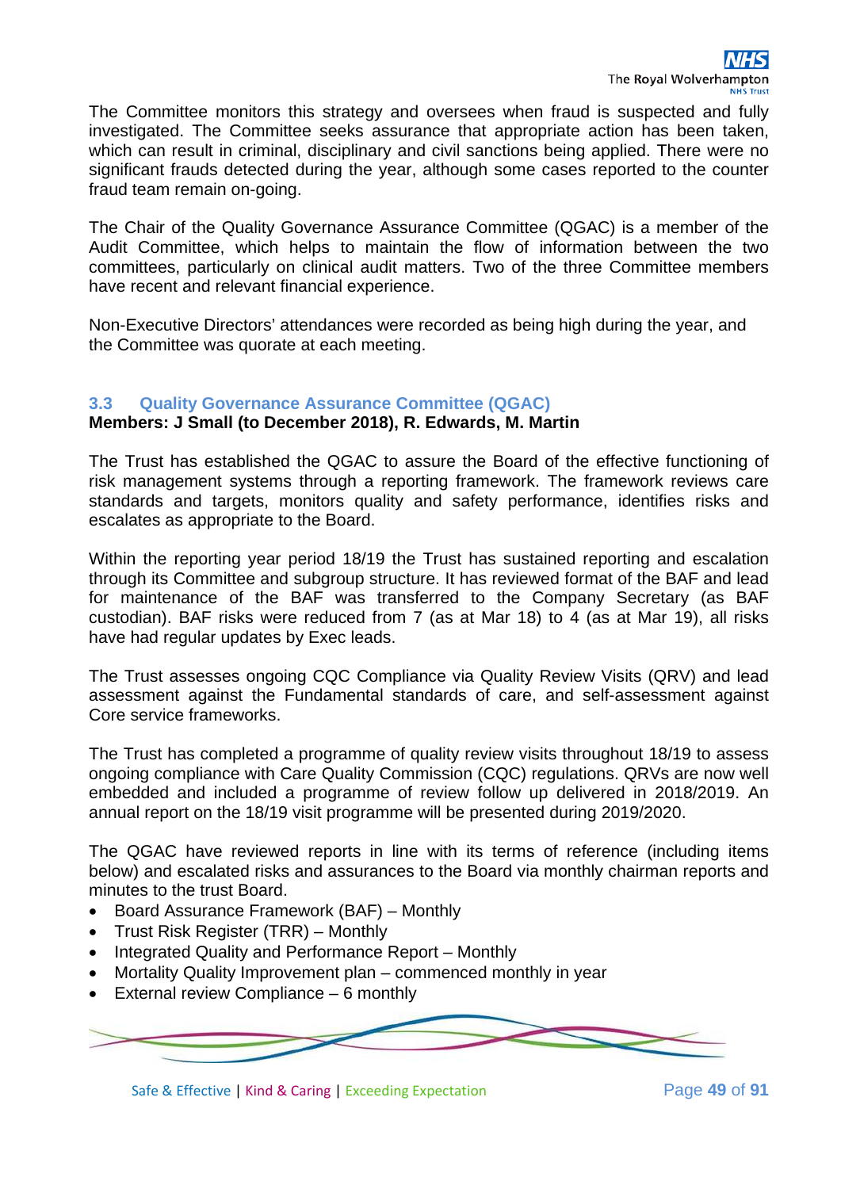The Committee monitors this strategy and oversees when fraud is suspected and fully investigated. The Committee seeks assurance that appropriate action has been taken, which can result in criminal, disciplinary and civil sanctions being applied. There were no significant frauds detected during the year, although some cases reported to the counter fraud team remain on-going.

The Chair of the Quality Governance Assurance Committee (QGAC) is a member of the Audit Committee, which helps to maintain the flow of information between the two committees, particularly on clinical audit matters. Two of the three Committee members have recent and relevant financial experience.

Non-Executive Directors' attendances were recorded as being high during the year, and the Committee was quorate at each meeting.

### 3.3 Quality Governance Assurance Committee (QGAC)

**Members: J Small (to December 2018), R. Edwards, M. Martin**

The Trust has established the QGAC to assure the Board of the effective functioning of risk management systems through a reporting framework. The framework reviews care standards and targets, monitors quality and safety performance, identifies risks and escalates as appropriate to the Board.

Within the reporting year period 18/19 the Trust has sustained reporting and escalation through its Committee and subgroup structure. It has reviewed format of the BAF and lead for maintenance of the BAF was transferred to the Company Secretary (as BAF custodian). BAF risks were reduced from 7 (as at Mar 18) to 4 (as at Mar 19), all risks have had regular updates by Exec leads.

The Trust assesses ongoing CQC Compliance via Quality Review Visits (QRV) and lead assessment against the Fundamental standards of care, and self-assessment against Core service frameworks.

The Trust has completed a programme of quality review visits throughout 18/19 to assess ongoing compliance with Care Quality Commission (CQC) regulations. QRVs are now well embedded and included a programme of review follow up delivered in 2018/2019. An annual report on the 18/19 visit programme will be presented during 2019/2020.

The QGAC have reviewed reports in line with its terms of reference (including items below) and escalated risks and assurances to the Board via monthly chairman reports and minutes to the trust Board.

- Board Assurance Framework (BAF) – Monthly
- Trust Risk Register (TRR) – Monthly
- Integrated Quality and Performance Report – Monthly
- Mortality Quality Improvement plan – commenced monthly in year
- External review Compliance – 6 monthly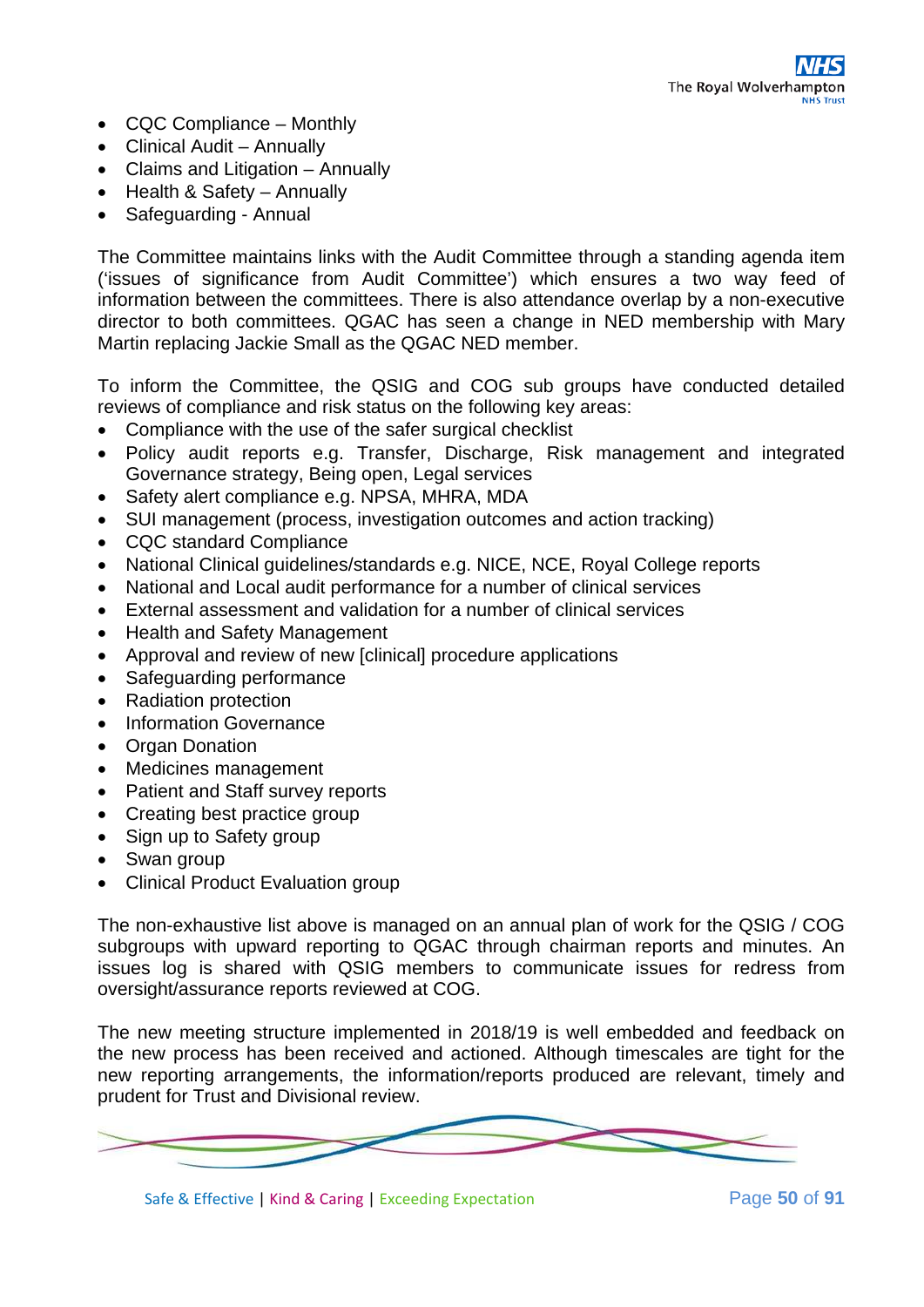- CQC Compliance – Monthly
- Clinical Audit – Annually
- Claims and Litigation – Annually
- Health & Safety – Annually
- Safeguarding - Annual

The Committee maintains links with the Audit Committee through a standing agenda item ('issues of significance from Audit Committee') which ensures a two way feed of information between the committees. There is also attendance overlap by a non-executive director to both committees. QGAC has seen a change in NED membership with Mary Martin replacing Jackie Small as the QGAC NED member.

To inform the Committee, the QSIG and COG sub groups have conducted detailed reviews of compliance and risk status on the following key areas:

- Compliance with the use of the safer surgical checklist
- Policy audit reports e.g. Transfer, Discharge, Risk management and integrated Governance strategy, Being open, Legal services
- Safety alert compliance e.g. NPSA, MHRA, MDA
- SUI management (process, investigation outcomes and action tracking)
- CQC standard Compliance
- National Clinical guidelines/standards e.g. NICE, NCE, Royal College reports
- National and Local audit performance for a number of clinical services
- External assessment and validation for a number of clinical services
- Health and Safety Management
- Approval and review of new [clinical] procedure applications
- Safeguarding performance
- Radiation protection
- Information Governance
- Organ Donation
- Medicines management
- Patient and Staff survey reports
- Creating best practice group
- Sign up to Safety group
- Swan group
- Clinical Product Evaluation group

The non-exhaustive list above is managed on an annual plan of work for the QSIG / COG subgroups with upward reporting to QGAC through chairman reports and minutes. An issues log is shared with QSIG members to communicate issues for redress from oversight/assurance reports reviewed at COG.

The new meeting structure implemented in 2018/19 is well embedded and feedback on the new process has been received and actioned. Although timescales are tight for the new reporting arrangements, the information/reports produced are relevant, timely and prudent for Trust and Divisional review.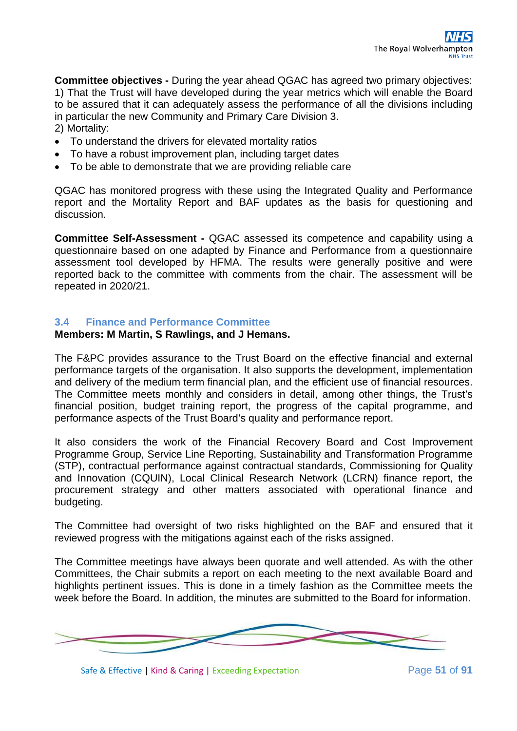**Committee objectives -** During the year ahead QGAC has agreed two primary objectives:
1) That the Trust will have developed during the year metrics which will enable the Board to be assured that it can adequately assess the performance of all the divisions including in particular the new Community and Primary Care Division 3.
2) Mortality:

- To understand the drivers for elevated mortality ratios
- To have a robust improvement plan, including target dates
- To be able to demonstrate that we are providing reliable care

QGAC has monitored progress with these using the Integrated Quality and Performance report and the Mortality Report and BAF updates as the basis for questioning and discussion.

**Committee Self-Assessment -** QGAC assessed its competence and capability using a questionnaire based on one adapted by Finance and Performance from a questionnaire assessment tool developed by HFMA. The results were generally positive and were reported back to the committee with comments from the chair. The assessment will be repeated in 2020/21.

### 3.4 Finance and Performance Committee

**Members: M Martin, S Rawlings, and J Hemans.**

The F&PC provides assurance to the Trust Board on the effective financial and external performance targets of the organisation. It also supports the development, implementation and delivery of the medium term financial plan, and the efficient use of financial resources. The Committee meets monthly and considers in detail, among other things, the Trust's financial position, budget training report, the progress of the capital programme, and performance aspects of the Trust Board's quality and performance report.

It also considers the work of the Financial Recovery Board and Cost Improvement Programme Group, Service Line Reporting, Sustainability and Transformation Programme (STP), contractual performance against contractual standards, Commissioning for Quality and Innovation (CQUIN), Local Clinical Research Network (LCRN) finance report, the procurement strategy and other matters associated with operational finance and budgeting.

The Committee had oversight of two risks highlighted on the BAF and ensured that it reviewed progress with the mitigations against each of the risks assigned.

The Committee meetings have always been quorate and well attended. As with the other Committees, the Chair submits a report on each meeting to the next available Board and highlights pertinent issues. This is done in a timely fashion as the Committee meets the week before the Board. In addition, the minutes are submitted to the Board for information.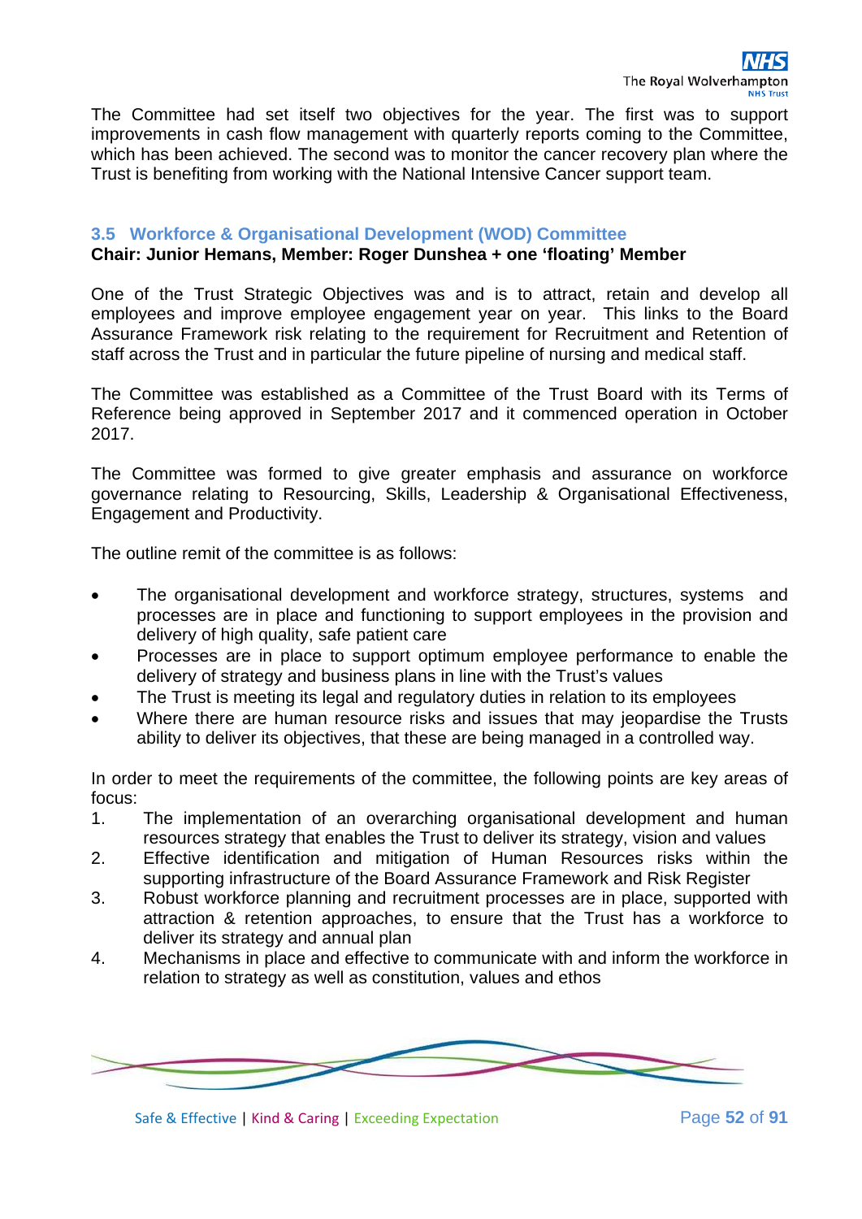The Committee had set itself two objectives for the year. The first was to support improvements in cash flow management with quarterly reports coming to the Committee, which has been achieved. The second was to monitor the cancer recovery plan where the Trust is benefiting from working with the National Intensive Cancer support team.

### 3.5 Workforce & Organisational Development (WOD) Committee

**Chair: Junior Hemans, Member: Roger Dunshea + one 'floating' Member**

One of the Trust Strategic Objectives was and is to attract, retain and develop all employees and improve employee engagement year on year. This links to the Board Assurance Framework risk relating to the requirement for Recruitment and Retention of staff across the Trust and in particular the future pipeline of nursing and medical staff.

The Committee was established as a Committee of the Trust Board with its Terms of Reference being approved in September 2017 and it commenced operation in October 2017.

The Committee was formed to give greater emphasis and assurance on workforce governance relating to Resourcing, Skills, Leadership & Organisational Effectiveness, Engagement and Productivity.

The outline remit of the committee is as follows:

- The organisational development and workforce strategy, structures, systems and processes are in place and functioning to support employees in the provision and delivery of high quality, safe patient care
- Processes are in place to support optimum employee performance to enable the delivery of strategy and business plans in line with the Trust's values
- The Trust is meeting its legal and regulatory duties in relation to its employees
- Where there are human resource risks and issues that may jeopardise the Trusts ability to deliver its objectives, that these are being managed in a controlled way.

In order to meet the requirements of the committee, the following points are key areas of focus:

1. The implementation of an overarching organisational development and human resources strategy that enables the Trust to deliver its strategy, vision and values
2. Effective identification and mitigation of Human Resources risks within the supporting infrastructure of the Board Assurance Framework and Risk Register
3. Robust workforce planning and recruitment processes are in place, supported with attraction & retention approaches, to ensure that the Trust has a workforce to deliver its strategy and annual plan
4. Mechanisms in place and effective to communicate with and inform the workforce in relation to strategy as well as constitution, values and ethos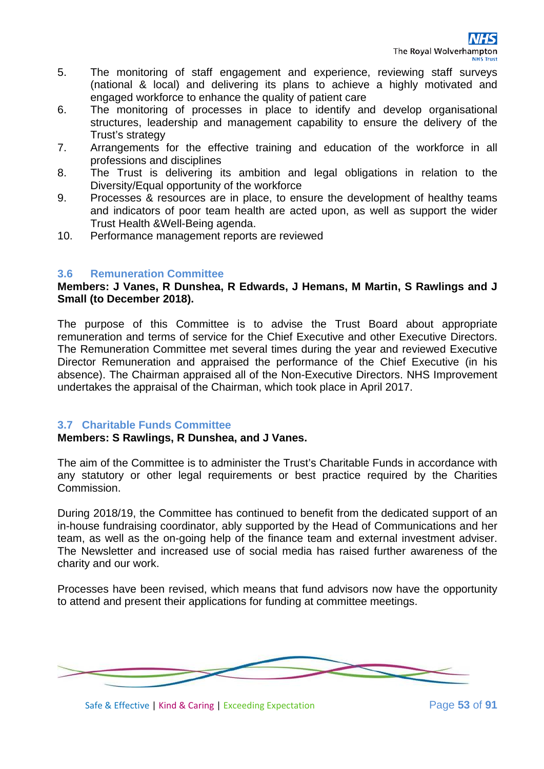5. The monitoring of staff engagement and experience, reviewing staff surveys (national & local) and delivering its plans to achieve a highly motivated and engaged workforce to enhance the quality of patient care
6. The monitoring of processes in place to identify and develop organisational structures, leadership and management capability to ensure the delivery of the Trust's strategy
7. Arrangements for the effective training and education of the workforce in all professions and disciplines
8. The Trust is delivering its ambition and legal obligations in relation to the Diversity/Equal opportunity of the workforce
9. Processes & resources are in place, to ensure the development of healthy teams and indicators of poor team health are acted upon, as well as support the wider Trust Health &Well-Being agenda.
10. Performance management reports are reviewed

### 3.6 Remuneration Committee

**Members: J Vanes, R Dunshea, R Edwards, J Hemans, M Martin, S Rawlings and J Small (to December 2018).**

The purpose of this Committee is to advise the Trust Board about appropriate remuneration and terms of service for the Chief Executive and other Executive Directors. The Remuneration Committee met several times during the year and reviewed Executive Director Remuneration and appraised the performance of the Chief Executive (in his absence). The Chairman appraised all of the Non-Executive Directors. NHS Improvement undertakes the appraisal of the Chairman, which took place in April 2017.

### 3.7 Charitable Funds Committee

**Members: S Rawlings, R Dunshea, and J Vanes.**

The aim of the Committee is to administer the Trust's Charitable Funds in accordance with any statutory or other legal requirements or best practice required by the Charities Commission.

During 2018/19, the Committee has continued to benefit from the dedicated support of an in-house fundraising coordinator, ably supported by the Head of Communications and her team, as well as the on-going help of the finance team and external investment adviser. The Newsletter and increased use of social media has raised further awareness of the charity and our work.

Processes have been revised, which means that fund advisors now have the opportunity to attend and present their applications for funding at committee meetings.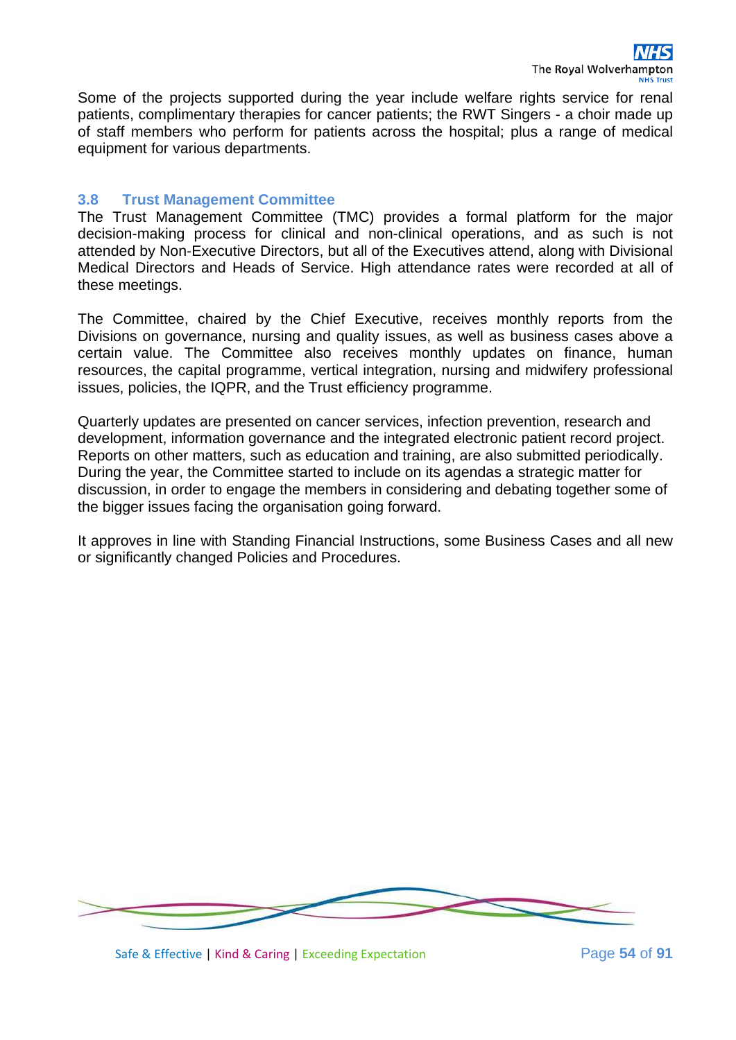Some of the projects supported during the year include welfare rights service for renal patients, complimentary therapies for cancer patients; the RWT Singers - a choir made up of staff members who perform for patients across the hospital; plus a range of medical equipment for various departments.

### 3.8 Trust Management Committee

The Trust Management Committee (TMC) provides a formal platform for the major decision-making process for clinical and non-clinical operations, and as such is not attended by Non-Executive Directors, but all of the Executives attend, along with Divisional Medical Directors and Heads of Service. High attendance rates were recorded at all of these meetings.

The Committee, chaired by the Chief Executive, receives monthly reports from the Divisions on governance, nursing and quality issues, as well as business cases above a certain value. The Committee also receives monthly updates on finance, human resources, the capital programme, vertical integration, nursing and midwifery professional issues, policies, the IQPR, and the Trust efficiency programme.

Quarterly updates are presented on cancer services, infection prevention, research and development, information governance and the integrated electronic patient record project. Reports on other matters, such as education and training, are also submitted periodically. During the year, the Committee started to include on its agendas a strategic matter for discussion, in order to engage the members in considering and debating together some of the bigger issues facing the organisation going forward.

It approves in line with Standing Financial Instructions, some Business Cases and all new or significantly changed Policies and Procedures.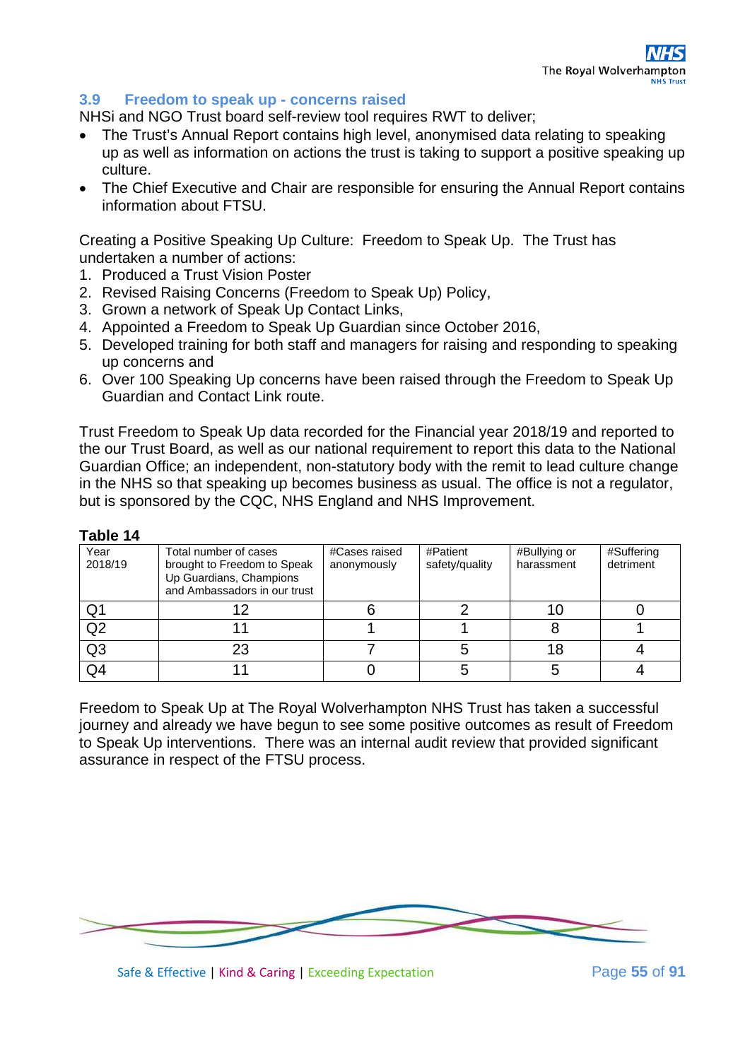### 3.9 Freedom to speak up - concerns raised

NHSi and NGO Trust board self-review tool requires RWT to deliver;

- The Trust's Annual Report contains high level, anonymised data relating to speaking up as well as information on actions the trust is taking to support a positive speaking up culture.
- The Chief Executive and Chair are responsible for ensuring the Annual Report contains information about FTSU.

Creating a Positive Speaking Up Culture: Freedom to Speak Up. The Trust has undertaken a number of actions:

1. Produced a Trust Vision Poster
2. Revised Raising Concerns (Freedom to Speak Up) Policy,
3. Grown a network of Speak Up Contact Links,
4. Appointed a Freedom to Speak Up Guardian since October 2016,
5. Developed training for both staff and managers for raising and responding to speaking up concerns and
6. Over 100 Speaking Up concerns have been raised through the Freedom to Speak Up Guardian and Contact Link route.

Trust Freedom to Speak Up data recorded for the Financial year 2018/19 and reported to the our Trust Board, as well as our national requirement to report this data to the National Guardian Office; an independent, non-statutory body with the remit to lead culture change in the NHS so that speaking up becomes business as usual. The office is not a regulator, but is sponsored by the CQC, NHS England and NHS Improvement.

**Table 14**

| Year 2018/19 | Total number of cases brought to Freedom to Speak Up Guardians, Champions and Ambassadors in our trust | #Cases raised anonymously | #Patient safety/quality | #Bullying or harassment | #Suffering detriment |
|---|---|---|---|---|---|
| Q1 | 12 | 6 | 2 | 10 | 0 |
| Q2 | 11 | 1 | 1 | 8 | 1 |
| Q3 | 23 | 7 | 5 | 18 | 4 |
| Q4 | 11 | 0 | 5 | 5 | 4 |

Freedom to Speak Up at The Royal Wolverhampton NHS Trust has taken a successful journey and already we have begun to see some positive outcomes as result of Freedom to Speak Up interventions. There was an internal audit review that provided significant assurance in respect of the FTSU process.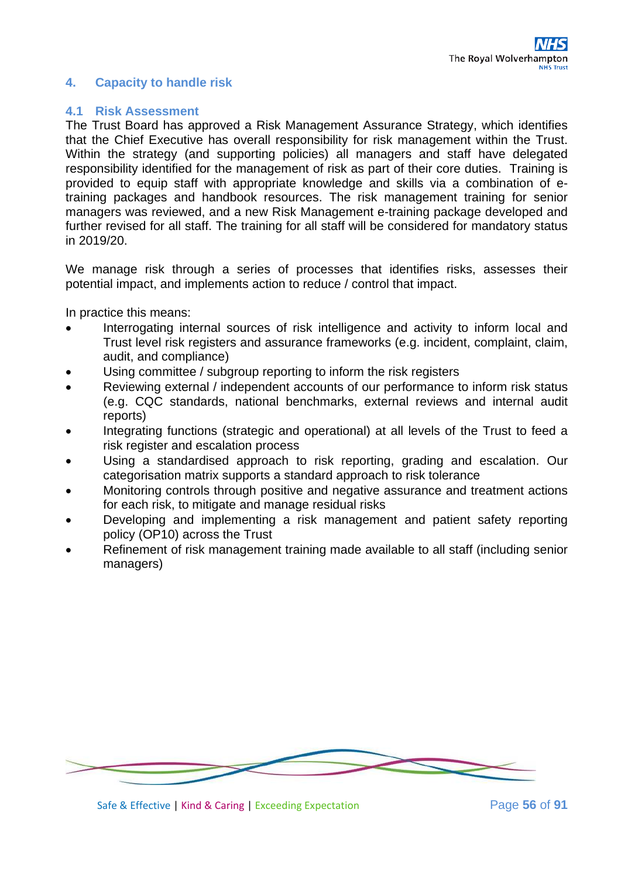## 4. Capacity to handle risk

### 4.1 Risk Assessment

The Trust Board has approved a Risk Management Assurance Strategy, which identifies that the Chief Executive has overall responsibility for risk management within the Trust. Within the strategy (and supporting policies) all managers and staff have delegated responsibility identified for the management of risk as part of their core duties. Training is provided to equip staff with appropriate knowledge and skills via a combination of e-training packages and handbook resources. The risk management training for senior managers was reviewed, and a new Risk Management e-training package developed and further revised for all staff. The training for all staff will be considered for mandatory status in 2019/20.

We manage risk through a series of processes that identifies risks, assesses their potential impact, and implements action to reduce / control that impact.

In practice this means:

- Interrogating internal sources of risk intelligence and activity to inform local and Trust level risk registers and assurance frameworks (e.g. incident, complaint, claim, audit, and compliance)
- Using committee / subgroup reporting to inform the risk registers
- Reviewing external / independent accounts of our performance to inform risk status (e.g. CQC standards, national benchmarks, external reviews and internal audit reports)
- Integrating functions (strategic and operational) at all levels of the Trust to feed a risk register and escalation process
- Using a standardised approach to risk reporting, grading and escalation. Our categorisation matrix supports a standard approach to risk tolerance
- Monitoring controls through positive and negative assurance and treatment actions for each risk, to mitigate and manage residual risks
- Developing and implementing a risk management and patient safety reporting policy (OP10) across the Trust
- Refinement of risk management training made available to all staff (including senior managers)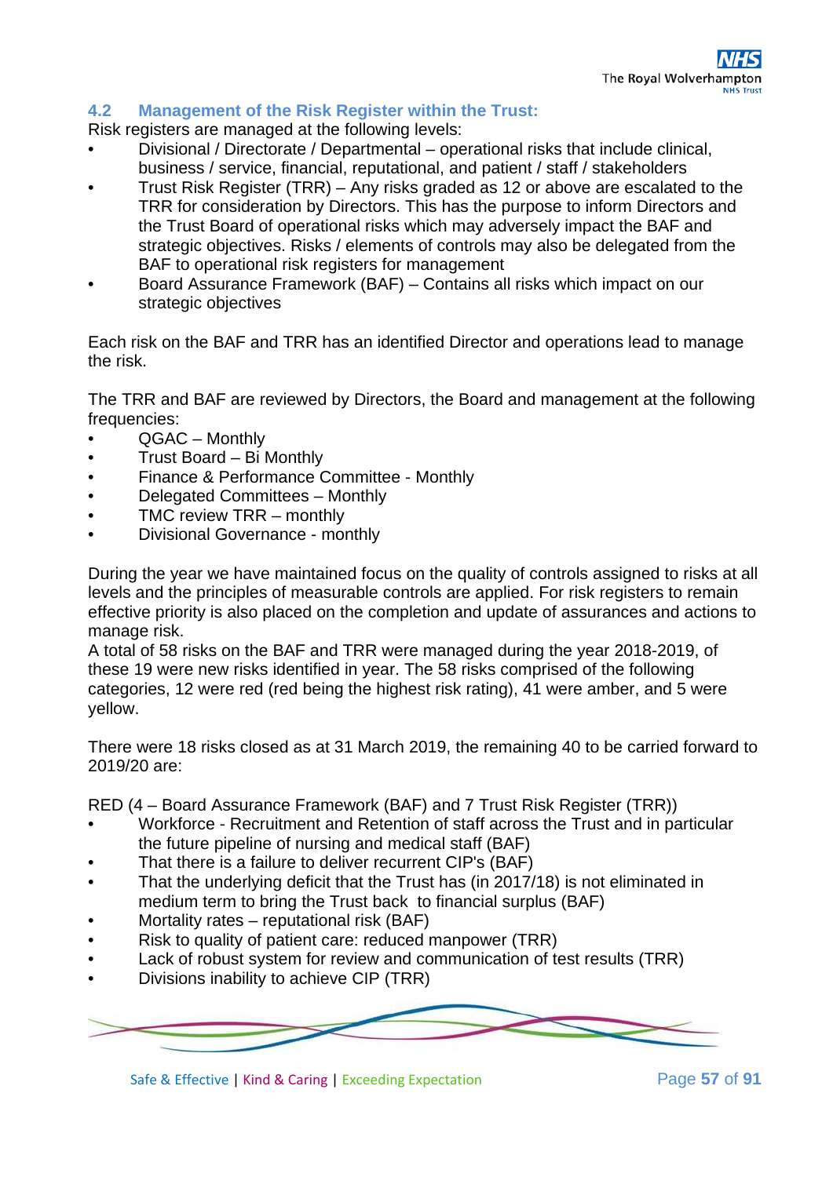### 4.2 Management of the Risk Register within the Trust:

Risk registers are managed at the following levels:

- Divisional / Directorate / Departmental – operational risks that include clinical, business / service, financial, reputational, and patient / staff / stakeholders
- Trust Risk Register (TRR) – Any risks graded as 12 or above are escalated to the TRR for consideration by Directors. This has the purpose to inform Directors and the Trust Board of operational risks which may adversely impact the BAF and strategic objectives. Risks / elements of controls may also be delegated from the BAF to operational risk registers for management
- Board Assurance Framework (BAF) – Contains all risks which impact on our strategic objectives

Each risk on the BAF and TRR has an identified Director and operations lead to manage the risk.

The TRR and BAF are reviewed by Directors, the Board and management at the following frequencies:

- QGAC – Monthly
- Trust Board – Bi Monthly
- Finance & Performance Committee - Monthly
- Delegated Committees – Monthly
- TMC review TRR – monthly
- Divisional Governance - monthly

During the year we have maintained focus on the quality of controls assigned to risks at all levels and the principles of measurable controls are applied. For risk registers to remain effective priority is also placed on the completion and update of assurances and actions to manage risk.
A total of 58 risks on the BAF and TRR were managed during the year 2018-2019, of these 19 were new risks identified in year. The 58 risks comprised of the following categories, 12 were red (red being the highest risk rating), 41 were amber, and 5 were yellow.

There were 18 risks closed as at 31 March 2019, the remaining 40 to be carried forward to 2019/20 are:

RED (4 – Board Assurance Framework (BAF) and 7 Trust Risk Register (TRR))

- Workforce - Recruitment and Retention of staff across the Trust and in particular the future pipeline of nursing and medical staff (BAF)
- That there is a failure to deliver recurrent CIP's (BAF)
- That the underlying deficit that the Trust has (in 2017/18) is not eliminated in medium term to bring the Trust back to financial surplus (BAF)
- Mortality rates – reputational risk (BAF)
- Risk to quality of patient care: reduced manpower (TRR)
- Lack of robust system for review and communication of test results (TRR)
- Divisions inability to achieve CIP (TRR)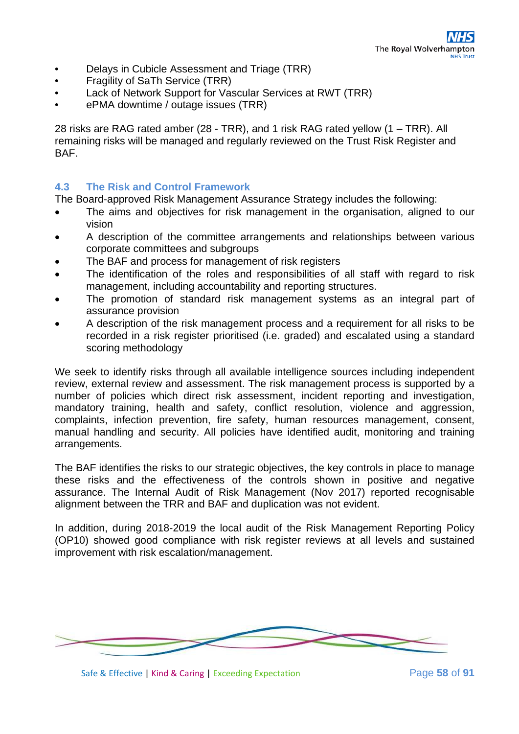- Delays in Cubicle Assessment and Triage (TRR)
- Fragility of SaTh Service (TRR)
- Lack of Network Support for Vascular Services at RWT (TRR)
- ePMA downtime / outage issues (TRR)

28 risks are RAG rated amber (28 - TRR), and 1 risk RAG rated yellow (1 – TRR). All remaining risks will be managed and regularly reviewed on the Trust Risk Register and BAF.

### 4.3 The Risk and Control Framework

The Board-approved Risk Management Assurance Strategy includes the following:

- The aims and objectives for risk management in the organisation, aligned to our vision
- A description of the committee arrangements and relationships between various corporate committees and subgroups
- The BAF and process for management of risk registers
- The identification of the roles and responsibilities of all staff with regard to risk management, including accountability and reporting structures.
- The promotion of standard risk management systems as an integral part of assurance provision
- A description of the risk management process and a requirement for all risks to be recorded in a risk register prioritised (i.e. graded) and escalated using a standard scoring methodology

We seek to identify risks through all available intelligence sources including independent review, external review and assessment. The risk management process is supported by a number of policies which direct risk assessment, incident reporting and investigation, mandatory training, health and safety, conflict resolution, violence and aggression, complaints, infection prevention, fire safety, human resources management, consent, manual handling and security. All policies have identified audit, monitoring and training arrangements.

The BAF identifies the risks to our strategic objectives, the key controls in place to manage these risks and the effectiveness of the controls shown in positive and negative assurance. The Internal Audit of Risk Management (Nov 2017) reported recognisable alignment between the TRR and BAF and duplication was not evident.

In addition, during 2018-2019 the local audit of the Risk Management Reporting Policy (OP10) showed good compliance with risk register reviews at all levels and sustained improvement with risk escalation/management.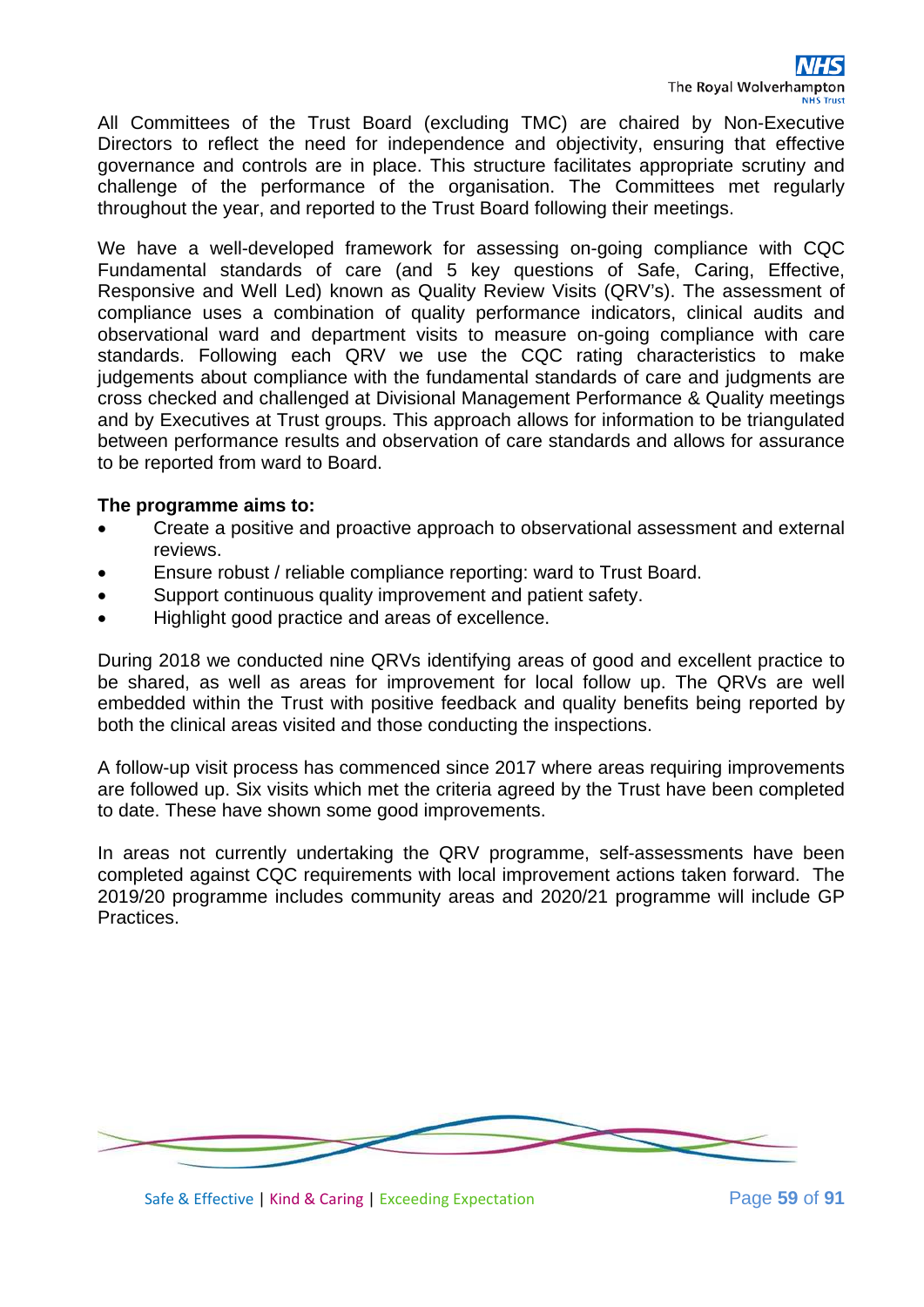All Committees of the Trust Board (excluding TMC) are chaired by Non-Executive Directors to reflect the need for independence and objectivity, ensuring that effective governance and controls are in place. This structure facilitates appropriate scrutiny and challenge of the performance of the organisation. The Committees met regularly throughout the year, and reported to the Trust Board following their meetings.

We have a well-developed framework for assessing on-going compliance with CQC Fundamental standards of care (and 5 key questions of Safe, Caring, Effective, Responsive and Well Led) known as Quality Review Visits (QRV's). The assessment of compliance uses a combination of quality performance indicators, clinical audits and observational ward and department visits to measure on-going compliance with care standards. Following each QRV we use the CQC rating characteristics to make judgements about compliance with the fundamental standards of care and judgments are cross checked and challenged at Divisional Management Performance & Quality meetings and by Executives at Trust groups. This approach allows for information to be triangulated between performance results and observation of care standards and allows for assurance to be reported from ward to Board.

**The programme aims to:**

- Create a positive and proactive approach to observational assessment and external reviews.
- Ensure robust / reliable compliance reporting: ward to Trust Board.
- Support continuous quality improvement and patient safety.
- Highlight good practice and areas of excellence.

During 2018 we conducted nine QRVs identifying areas of good and excellent practice to be shared, as well as areas for improvement for local follow up. The QRVs are well embedded within the Trust with positive feedback and quality benefits being reported by both the clinical areas visited and those conducting the inspections.

A follow-up visit process has commenced since 2017 where areas requiring improvements are followed up. Six visits which met the criteria agreed by the Trust have been completed to date. These have shown some good improvements.

In areas not currently undertaking the QRV programme, self-assessments have been completed against CQC requirements with local improvement actions taken forward. The 2019/20 programme includes community areas and 2020/21 programme will include GP Practices.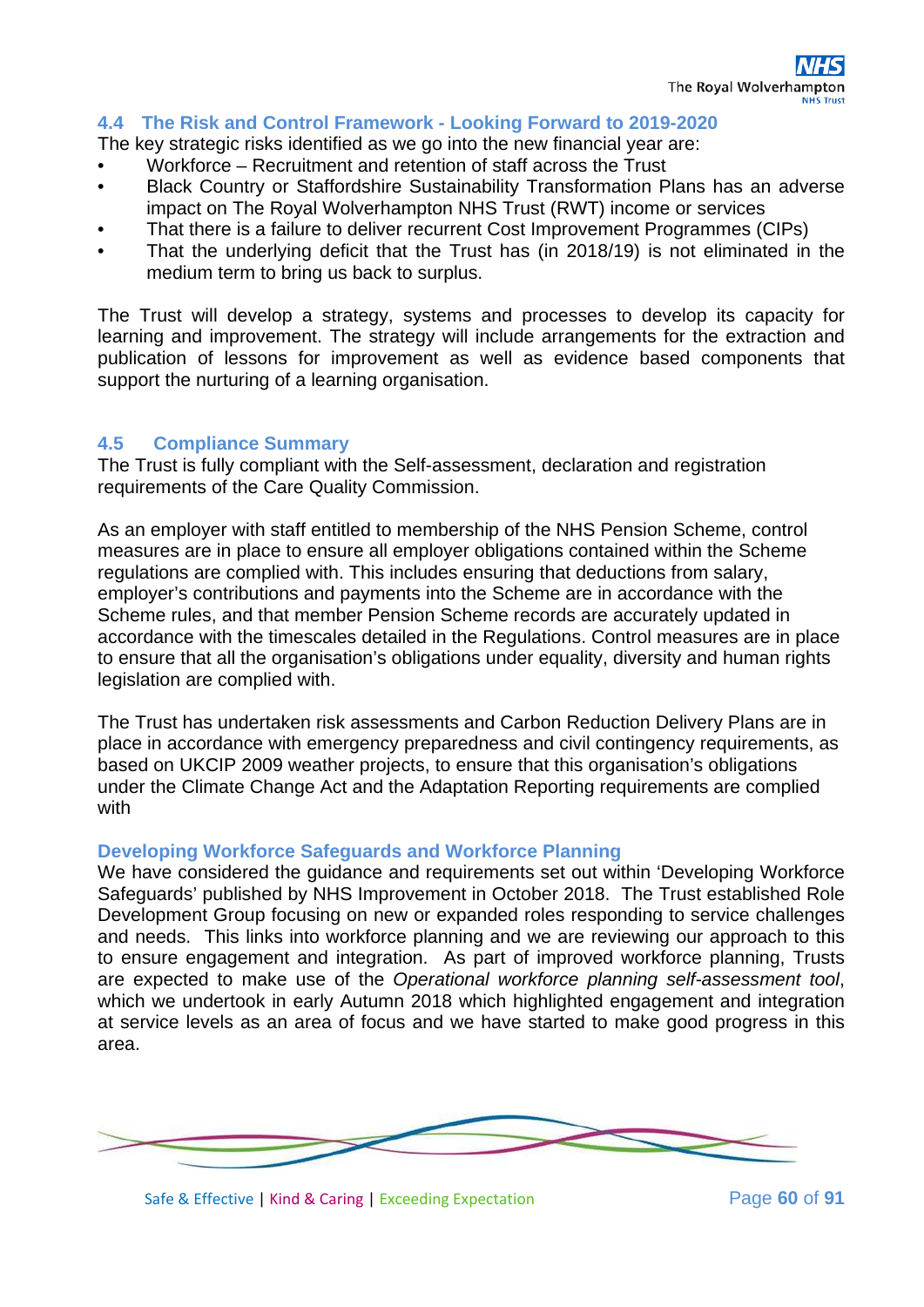### 4.4 The Risk and Control Framework - Looking Forward to 2019-2020

The key strategic risks identified as we go into the new financial year are:

- Workforce – Recruitment and retention of staff across the Trust
- Black Country or Staffordshire Sustainability Transformation Plans has an adverse impact on The Royal Wolverhampton NHS Trust (RWT) income or services
- That there is a failure to deliver recurrent Cost Improvement Programmes (CIPs)
- That the underlying deficit that the Trust has (in 2018/19) is not eliminated in the medium term to bring us back to surplus.

The Trust will develop a strategy, systems and processes to develop its capacity for learning and improvement. The strategy will include arrangements for the extraction and publication of lessons for improvement as well as evidence based components that support the nurturing of a learning organisation.

### 4.5 Compliance Summary

The Trust is fully compliant with the Self-assessment, declaration and registration requirements of the Care Quality Commission.

As an employer with staff entitled to membership of the NHS Pension Scheme, control measures are in place to ensure all employer obligations contained within the Scheme regulations are complied with. This includes ensuring that deductions from salary, employer's contributions and payments into the Scheme are in accordance with the Scheme rules, and that member Pension Scheme records are accurately updated in accordance with the timescales detailed in the Regulations. Control measures are in place to ensure that all the organisation's obligations under equality, diversity and human rights legislation are complied with.

The Trust has undertaken risk assessments and Carbon Reduction Delivery Plans are in place in accordance with emergency preparedness and civil contingency requirements, as based on UKCIP 2009 weather projects, to ensure that this organisation's obligations under the Climate Change Act and the Adaptation Reporting requirements are complied with

#### Developing Workforce Safeguards and Workforce Planning

We have considered the guidance and requirements set out within 'Developing Workforce Safeguards' published by NHS Improvement in October 2018. The Trust established Role Development Group focusing on new or expanded roles responding to service challenges and needs. This links into workforce planning and we are reviewing our approach to this to ensure engagement and integration. As part of improved workforce planning, Trusts are expected to make use of the *Operational workforce planning self-assessment tool*, which we undertook in early Autumn 2018 which highlighted engagement and integration at service levels as an area of focus and we have started to make good progress in this area.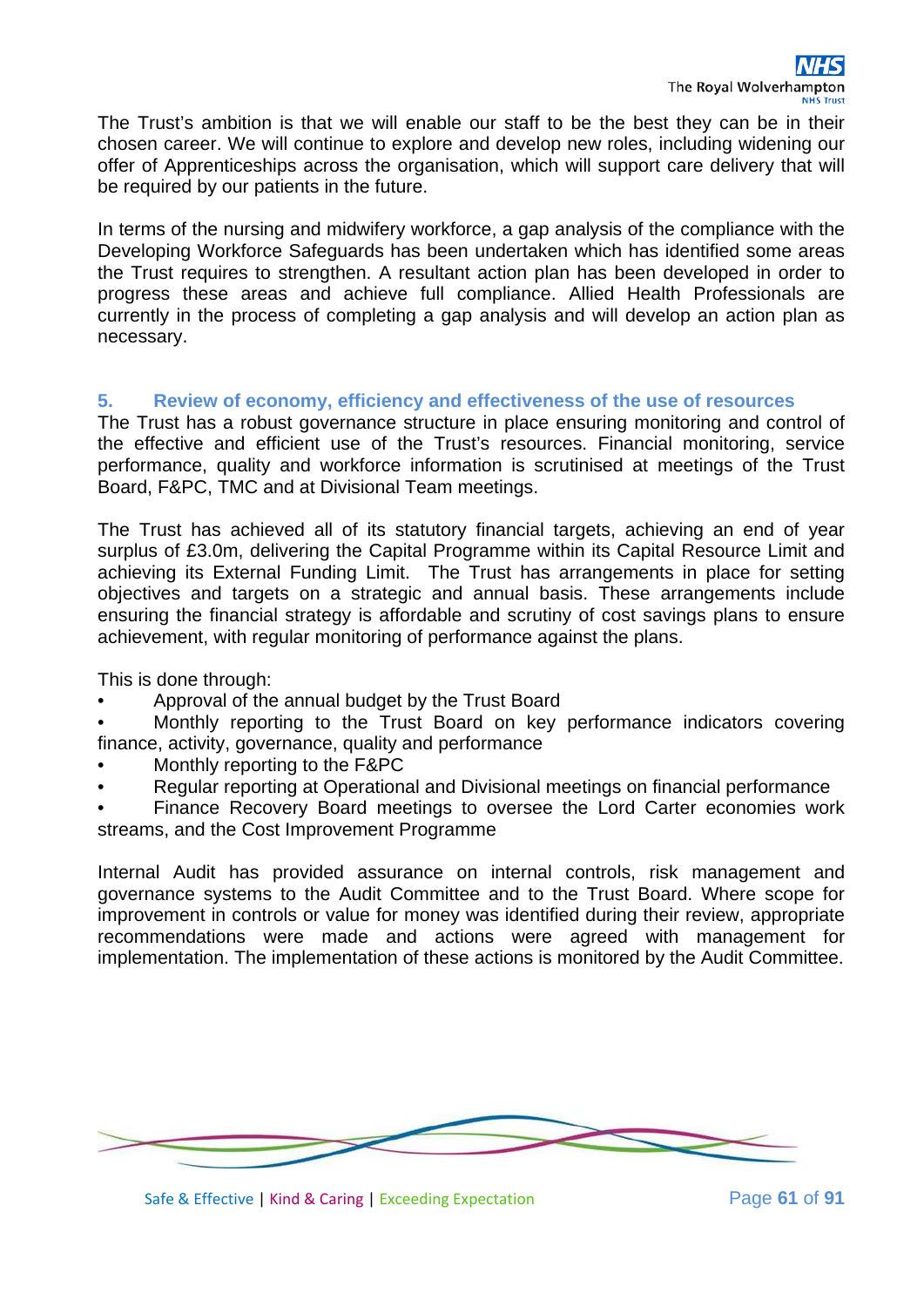The Trust's ambition is that we will enable our staff to be the best they can be in their chosen career. We will continue to explore and develop new roles, including widening our offer of Apprenticeships across the organisation, which will support care delivery that will be required by our patients in the future.

In terms of the nursing and midwifery workforce, a gap analysis of the compliance with the Developing Workforce Safeguards has been undertaken which has identified some areas the Trust requires to strengthen. A resultant action plan has been developed in order to progress these areas and achieve full compliance. Allied Health Professionals are currently in the process of completing a gap analysis and will develop an action plan as necessary.

## 5. Review of economy, efficiency and effectiveness of the use of resources

The Trust has a robust governance structure in place ensuring monitoring and control of the effective and efficient use of the Trust's resources. Financial monitoring, service performance, quality and workforce information is scrutinised at meetings of the Trust Board, F&PC, TMC and at Divisional Team meetings.

The Trust has achieved all of its statutory financial targets, achieving an end of year surplus of £3.0m, delivering the Capital Programme within its Capital Resource Limit and achieving its External Funding Limit. The Trust has arrangements in place for setting objectives and targets on a strategic and annual basis. These arrangements include ensuring the financial strategy is affordable and scrutiny of cost savings plans to ensure achievement, with regular monitoring of performance against the plans.

This is done through:

- Approval of the annual budget by the Trust Board
- Monthly reporting to the Trust Board on key performance indicators covering finance, activity, governance, quality and performance
- Monthly reporting to the F&PC
- Regular reporting at Operational and Divisional meetings on financial performance
- Finance Recovery Board meetings to oversee the Lord Carter economies work streams, and the Cost Improvement Programme

Internal Audit has provided assurance on internal controls, risk management and governance systems to the Audit Committee and to the Trust Board. Where scope for improvement in controls or value for money was identified during their review, appropriate recommendations were made and actions were agreed with management for implementation. The implementation of these actions is monitored by the Audit Committee.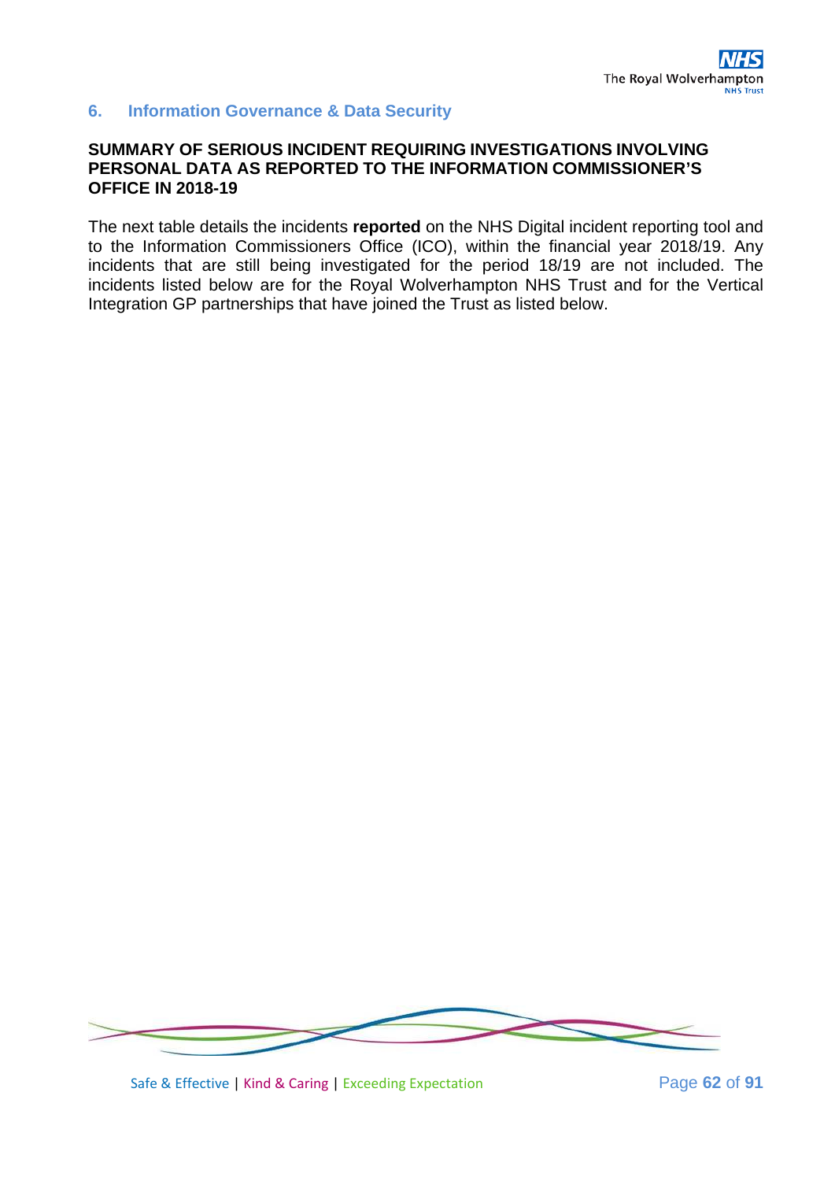## 6. Information Governance & Data Security

**SUMMARY OF SERIOUS INCIDENT REQUIRING INVESTIGATIONS INVOLVING PERSONAL DATA AS REPORTED TO THE INFORMATION COMMISSIONER'S OFFICE IN 2018-19**

The next table details the incidents **reported** on the NHS Digital incident reporting tool and to the Information Commissioners Office (ICO), within the financial year 2018/19. Any incidents that are still being investigated for the period 18/19 are not included. The incidents listed below are for the Royal Wolverhampton NHS Trust and for the Vertical Integration GP partnerships that have joined the Trust as listed below.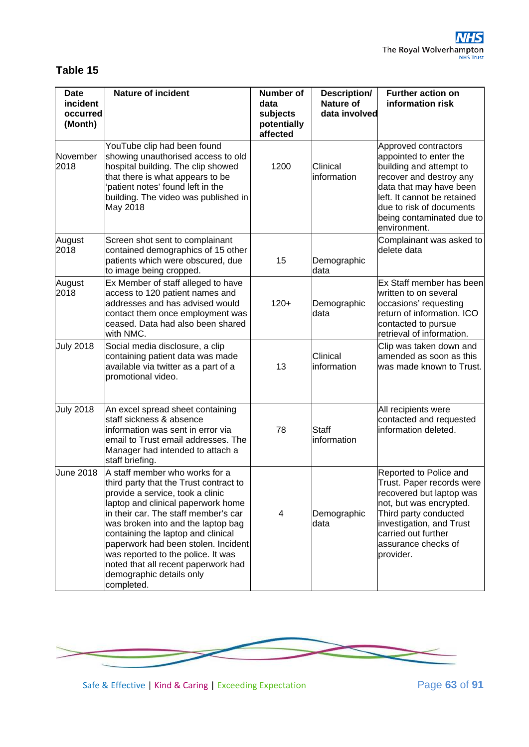## Table 15

| Date incident occurred (Month) | Nature of incident | Number of data subjects potentially affected | Description/ Nature of data involved | Further action on information risk |
|---|---|---|---|---|
| November 2018 | YouTube clip had been found showing unauthorised access to old hospital building. The clip showed that there is what appears to be 'patient notes' found left in the building. The video was published in May 2018 | 1200 | Clinical information | Approved contractors appointed to enter the building and attempt to recover and destroy any data that may have been left. It cannot be retained due to risk of documents being contaminated due to environment. |
| August 2018 | Screen shot sent to complainant contained demographics of 15 other patients which were obscured, due to image being cropped. | 15 | Demographic data | Complainant was asked to delete data |
| August 2018 | Ex Member of staff alleged to have access to 120 patient names and addresses and has advised would contact them once employment was ceased. Data had also been shared with NMC. | 120+ | Demographic data | Ex Staff member has been written to on several occasions' requesting return of information. ICO contacted to pursue retrieval of information. |
| July 2018 | Social media disclosure, a clip containing patient data was made available via twitter as a part of a promotional video. | 13 | Clinical information | Clip was taken down and amended as soon as this was made known to Trust. |
| July 2018 | An excel spread sheet containing staff sickness & absence information was sent in error via email to Trust email addresses. The Manager had intended to attach a staff briefing. | 78 | Staff information | All recipients were contacted and requested information deleted. |
| June 2018 | A staff member who works for a third party that the Trust contract to provide a service, took a clinic laptop and clinical paperwork home in their car. The staff member's car was broken into and the laptop bag containing the laptop and clinical paperwork had been stolen. Incident was reported to the police. It was noted that all recent paperwork had demographic details only completed. | 4 | Demographic data | Reported to Police and Trust. Paper records were recovered but laptop was not, but was encrypted. Third party conducted investigation, and Trust carried out further assurance checks of provider. |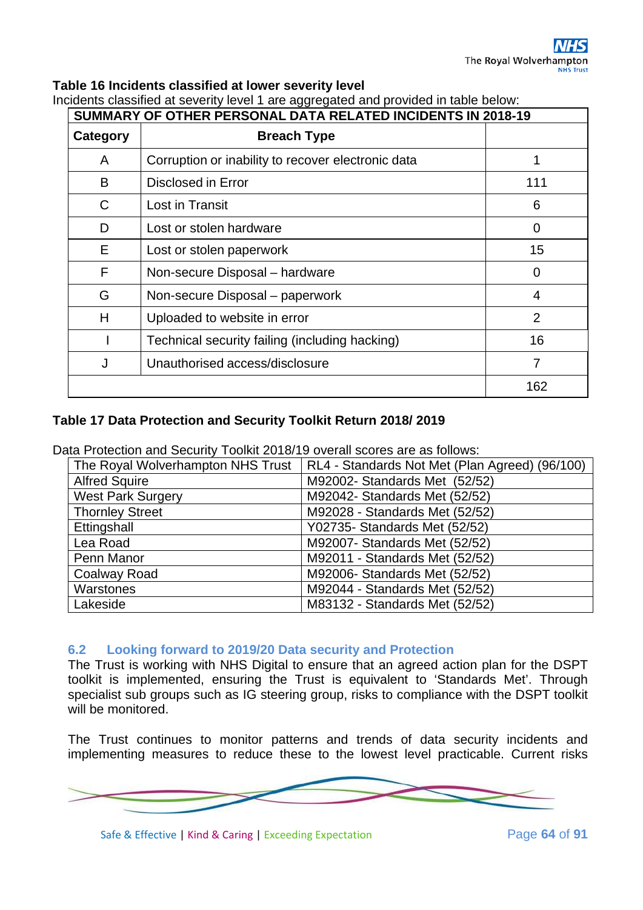**Table 16 Incidents classified at lower severity level**

Incidents classified at severity level 1 are aggregated and provided in table below:

| SUMMARY OF OTHER PERSONAL DATA RELATED INCIDENTS IN 2018-19 | | |
|---|---|---|
| **Category** | **Breach Type** | |
| A | Corruption or inability to recover electronic data | 1 |
| B | Disclosed in Error | 111 |
| C | Lost in Transit | 6 |
| D | Lost or stolen hardware | 0 |
| E | Lost or stolen paperwork | 15 |
| F | Non-secure Disposal – hardware | 0 |
| G | Non-secure Disposal – paperwork | 4 |
| H | Uploaded to website in error | 2 |
| I | Technical security failing (including hacking) | 16 |
| J | Unauthorised access/disclosure | 7 |
| | | 162 |

**Table 17 Data Protection and Security Toolkit Return 2018/ 2019**

Data Protection and Security Toolkit 2018/19 overall scores are as follows:

| | |
|---|---|
| The Royal Wolverhampton NHS Trust | RL4 - Standards Not Met (Plan Agreed) (96/100) |
| Alfred Squire | M92002- Standards Met (52/52) |
| West Park Surgery | M92042- Standards Met (52/52) |
| Thornley Street | M92028 - Standards Met (52/52) |
| Ettingshall | Y02735- Standards Met (52/52) |
| Lea Road | M92007- Standards Met (52/52) |
| Penn Manor | M92011 - Standards Met (52/52) |
| Coalway Road | M92006- Standards Met (52/52) |
| Warstones | M92044 - Standards Met (52/52) |
| Lakeside | M83132 - Standards Met (52/52) |

### 6.2 Looking forward to 2019/20 Data security and Protection

The Trust is working with NHS Digital to ensure that an agreed action plan for the DSPT toolkit is implemented, ensuring the Trust is equivalent to 'Standards Met'. Through specialist sub groups such as IG steering group, risks to compliance with the DSPT toolkit will be monitored.

The Trust continues to monitor patterns and trends of data security incidents and implementing measures to reduce these to the lowest level practicable. Current risks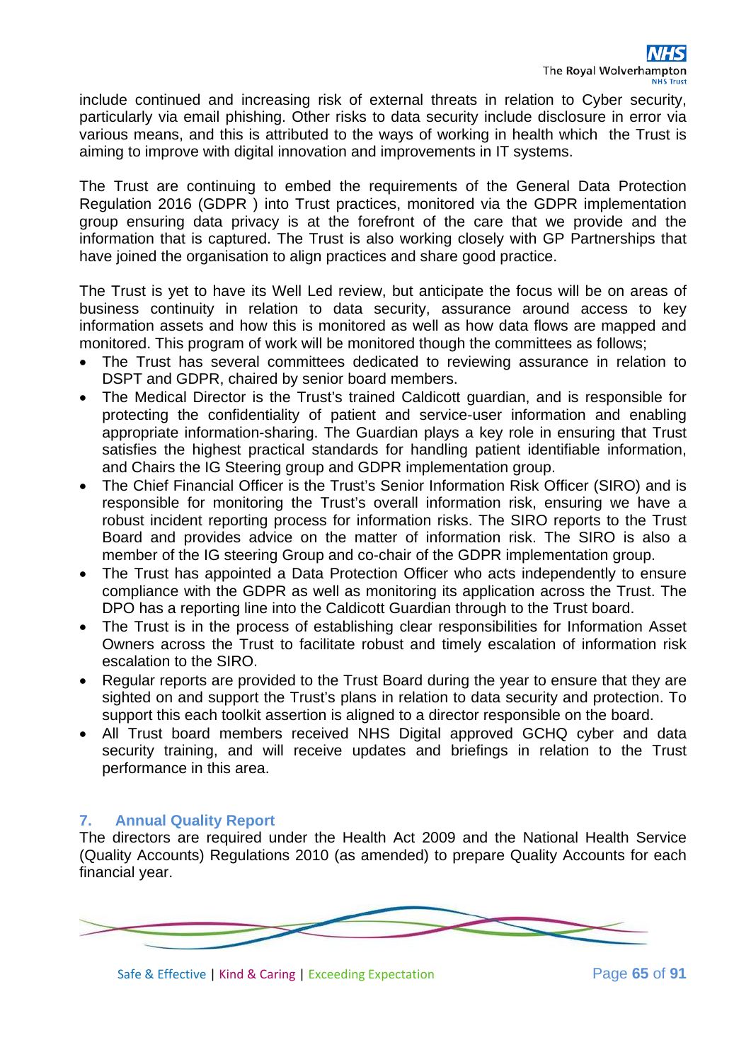include continued and increasing risk of external threats in relation to Cyber security, particularly via email phishing. Other risks to data security include disclosure in error via various means, and this is attributed to the ways of working in health which the Trust is aiming to improve with digital innovation and improvements in IT systems.

The Trust are continuing to embed the requirements of the General Data Protection Regulation 2016 (GDPR ) into Trust practices, monitored via the GDPR implementation group ensuring data privacy is at the forefront of the care that we provide and the information that is captured. The Trust is also working closely with GP Partnerships that have joined the organisation to align practices and share good practice.

The Trust is yet to have its Well Led review, but anticipate the focus will be on areas of business continuity in relation to data security, assurance around access to key information assets and how this is monitored as well as how data flows are mapped and monitored. This program of work will be monitored though the committees as follows;

- The Trust has several committees dedicated to reviewing assurance in relation to DSPT and GDPR, chaired by senior board members.
- The Medical Director is the Trust's trained Caldicott guardian, and is responsible for protecting the confidentiality of patient and service-user information and enabling appropriate information-sharing. The Guardian plays a key role in ensuring that Trust satisfies the highest practical standards for handling patient identifiable information, and Chairs the IG Steering group and GDPR implementation group.
- The Chief Financial Officer is the Trust's Senior Information Risk Officer (SIRO) and is responsible for monitoring the Trust's overall information risk, ensuring we have a robust incident reporting process for information risks. The SIRO reports to the Trust Board and provides advice on the matter of information risk. The SIRO is also a member of the IG steering Group and co-chair of the GDPR implementation group.
- The Trust has appointed a Data Protection Officer who acts independently to ensure compliance with the GDPR as well as monitoring its application across the Trust. The DPO has a reporting line into the Caldicott Guardian through to the Trust board.
- The Trust is in the process of establishing clear responsibilities for Information Asset Owners across the Trust to facilitate robust and timely escalation of information risk escalation to the SIRO.
- Regular reports are provided to the Trust Board during the year to ensure that they are sighted on and support the Trust's plans in relation to data security and protection. To support this each toolkit assertion is aligned to a director responsible on the board.
- All Trust board members received NHS Digital approved GCHQ cyber and data security training, and will receive updates and briefings in relation to the Trust performance in this area.

## 7. Annual Quality Report

The directors are required under the Health Act 2009 and the National Health Service (Quality Accounts) Regulations 2010 (as amended) to prepare Quality Accounts for each financial year.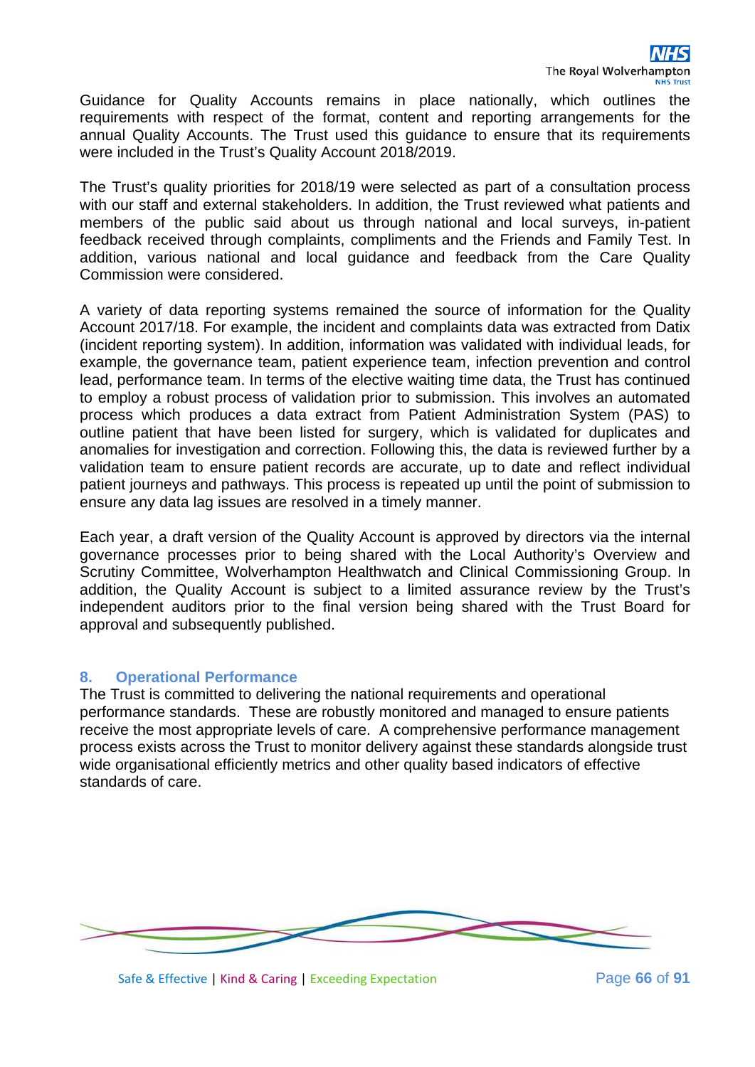Guidance for Quality Accounts remains in place nationally, which outlines the requirements with respect of the format, content and reporting arrangements for the annual Quality Accounts. The Trust used this guidance to ensure that its requirements were included in the Trust's Quality Account 2018/2019.

The Trust's quality priorities for 2018/19 were selected as part of a consultation process with our staff and external stakeholders. In addition, the Trust reviewed what patients and members of the public said about us through national and local surveys, in-patient feedback received through complaints, compliments and the Friends and Family Test. In addition, various national and local guidance and feedback from the Care Quality Commission were considered.

A variety of data reporting systems remained the source of information for the Quality Account 2017/18. For example, the incident and complaints data was extracted from Datix (incident reporting system). In addition, information was validated with individual leads, for example, the governance team, patient experience team, infection prevention and control lead, performance team. In terms of the elective waiting time data, the Trust has continued to employ a robust process of validation prior to submission. This involves an automated process which produces a data extract from Patient Administration System (PAS) to outline patient that have been listed for surgery, which is validated for duplicates and anomalies for investigation and correction. Following this, the data is reviewed further by a validation team to ensure patient records are accurate, up to date and reflect individual patient journeys and pathways. This process is repeated up until the point of submission to ensure any data lag issues are resolved in a timely manner.

Each year, a draft version of the Quality Account is approved by directors via the internal governance processes prior to being shared with the Local Authority's Overview and Scrutiny Committee, Wolverhampton Healthwatch and Clinical Commissioning Group. In addition, the Quality Account is subject to a limited assurance review by the Trust's independent auditors prior to the final version being shared with the Trust Board for approval and subsequently published.

## 8. Operational Performance

The Trust is committed to delivering the national requirements and operational performance standards. These are robustly monitored and managed to ensure patients receive the most appropriate levels of care. A comprehensive performance management process exists across the Trust to monitor delivery against these standards alongside trust wide organisational efficiently metrics and other quality based indicators of effective standards of care.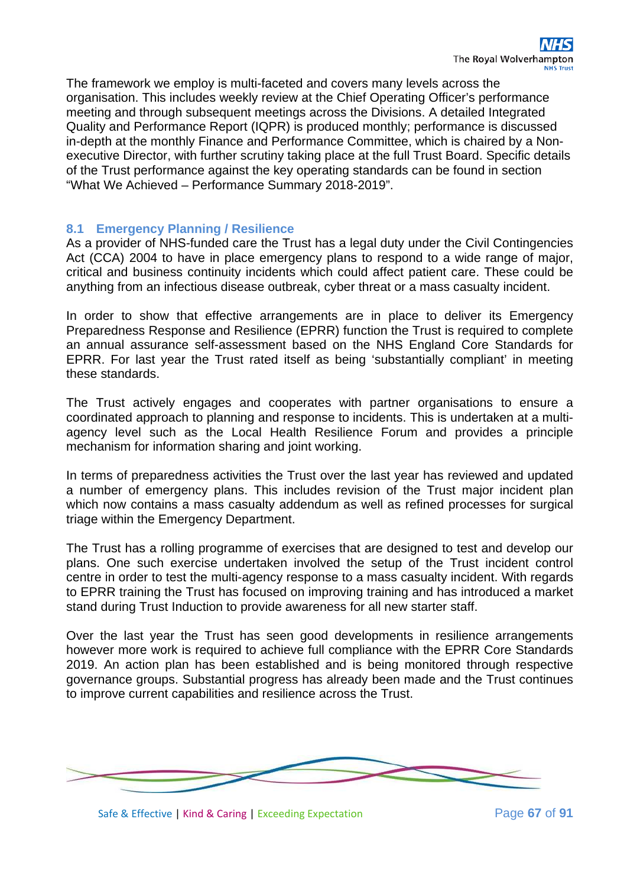The framework we employ is multi-faceted and covers many levels across the organisation. This includes weekly review at the Chief Operating Officer's performance meeting and through subsequent meetings across the Divisions. A detailed Integrated Quality and Performance Report (IQPR) is produced monthly; performance is discussed in-depth at the monthly Finance and Performance Committee, which is chaired by a Non-executive Director, with further scrutiny taking place at the full Trust Board. Specific details of the Trust performance against the key operating standards can be found in section "What We Achieved – Performance Summary 2018-2019".

### 8.1 Emergency Planning / Resilience

As a provider of NHS-funded care the Trust has a legal duty under the Civil Contingencies Act (CCA) 2004 to have in place emergency plans to respond to a wide range of major, critical and business continuity incidents which could affect patient care. These could be anything from an infectious disease outbreak, cyber threat or a mass casualty incident.

In order to show that effective arrangements are in place to deliver its Emergency Preparedness Response and Resilience (EPRR) function the Trust is required to complete an annual assurance self-assessment based on the NHS England Core Standards for EPRR. For last year the Trust rated itself as being 'substantially compliant' in meeting these standards.

The Trust actively engages and cooperates with partner organisations to ensure a coordinated approach to planning and response to incidents. This is undertaken at a multi-agency level such as the Local Health Resilience Forum and provides a principle mechanism for information sharing and joint working.

In terms of preparedness activities the Trust over the last year has reviewed and updated a number of emergency plans. This includes revision of the Trust major incident plan which now contains a mass casualty addendum as well as refined processes for surgical triage within the Emergency Department.

The Trust has a rolling programme of exercises that are designed to test and develop our plans. One such exercise undertaken involved the setup of the Trust incident control centre in order to test the multi-agency response to a mass casualty incident. With regards to EPRR training the Trust has focused on improving training and has introduced a market stand during Trust Induction to provide awareness for all new starter staff.

Over the last year the Trust has seen good developments in resilience arrangements however more work is required to achieve full compliance with the EPRR Core Standards 2019. An action plan has been established and is being monitored through respective governance groups. Substantial progress has already been made and the Trust continues to improve current capabilities and resilience across the Trust.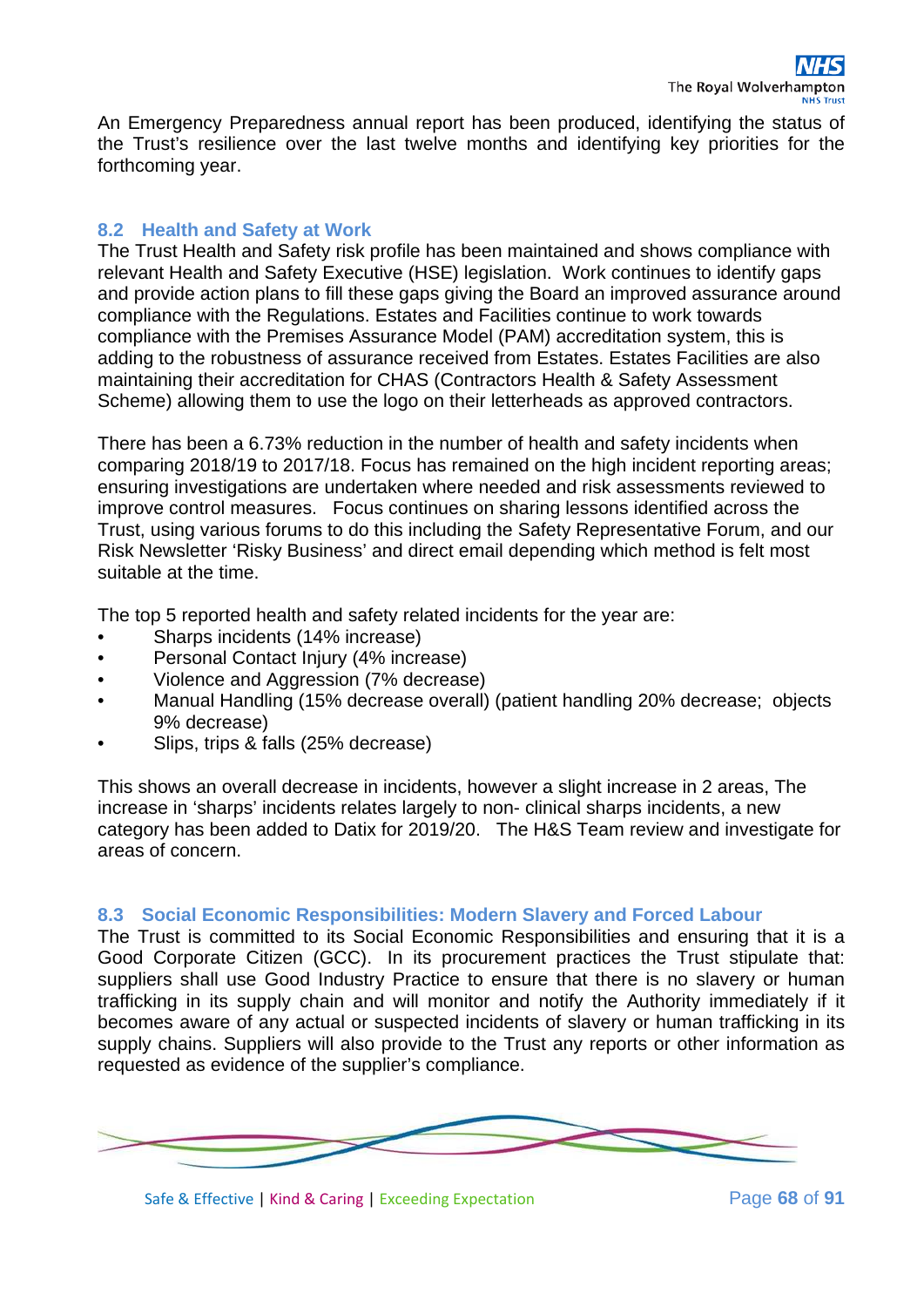An Emergency Preparedness annual report has been produced, identifying the status of the Trust's resilience over the last twelve months and identifying key priorities for the forthcoming year.

### 8.2 Health and Safety at Work

The Trust Health and Safety risk profile has been maintained and shows compliance with relevant Health and Safety Executive (HSE) legislation. Work continues to identify gaps and provide action plans to fill these gaps giving the Board an improved assurance around compliance with the Regulations. Estates and Facilities continue to work towards compliance with the Premises Assurance Model (PAM) accreditation system, this is adding to the robustness of assurance received from Estates. Estates Facilities are also maintaining their accreditation for CHAS (Contractors Health & Safety Assessment Scheme) allowing them to use the logo on their letterheads as approved contractors.

There has been a 6.73% reduction in the number of health and safety incidents when comparing 2018/19 to 2017/18. Focus has remained on the high incident reporting areas; ensuring investigations are undertaken where needed and risk assessments reviewed to improve control measures. Focus continues on sharing lessons identified across the Trust, using various forums to do this including the Safety Representative Forum, and our Risk Newsletter 'Risky Business' and direct email depending which method is felt most suitable at the time.

The top 5 reported health and safety related incidents for the year are:

- Sharps incidents (14% increase)
- Personal Contact Injury (4% increase)
- Violence and Aggression (7% decrease)
- Manual Handling (15% decrease overall) (patient handling 20% decrease; objects 9% decrease)
- Slips, trips & falls (25% decrease)

This shows an overall decrease in incidents, however a slight increase in 2 areas, The increase in 'sharps' incidents relates largely to non- clinical sharps incidents, a new category has been added to Datix for 2019/20. The H&S Team review and investigate for areas of concern.

### 8.3 Social Economic Responsibilities: Modern Slavery and Forced Labour

The Trust is committed to its Social Economic Responsibilities and ensuring that it is a Good Corporate Citizen (GCC). In its procurement practices the Trust stipulate that: suppliers shall use Good Industry Practice to ensure that there is no slavery or human trafficking in its supply chain and will monitor and notify the Authority immediately if it becomes aware of any actual or suspected incidents of slavery or human trafficking in its supply chains. Suppliers will also provide to the Trust any reports or other information as requested as evidence of the supplier's compliance.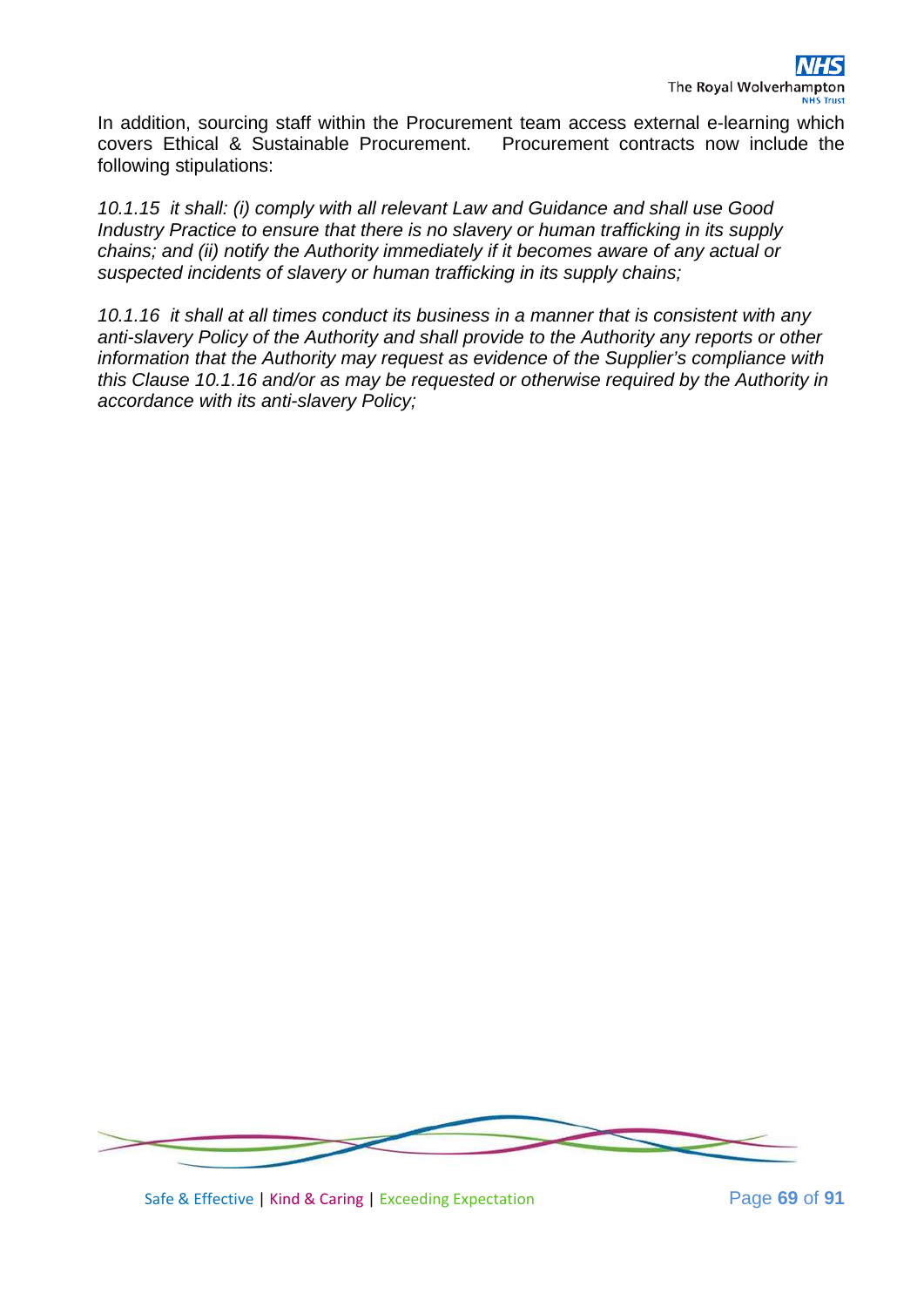In addition, sourcing staff within the Procurement team access external e-learning which covers Ethical & Sustainable Procurement. Procurement contracts now include the following stipulations:

*10.1.15 it shall: (i) comply with all relevant Law and Guidance and shall use Good Industry Practice to ensure that there is no slavery or human trafficking in its supply chains; and (ii) notify the Authority immediately if it becomes aware of any actual or suspected incidents of slavery or human trafficking in its supply chains;*

*10.1.16 it shall at all times conduct its business in a manner that is consistent with any anti-slavery Policy of the Authority and shall provide to the Authority any reports or other information that the Authority may request as evidence of the Supplier's compliance with this Clause 10.1.16 and/or as may be requested or otherwise required by the Authority in accordance with its anti-slavery Policy;*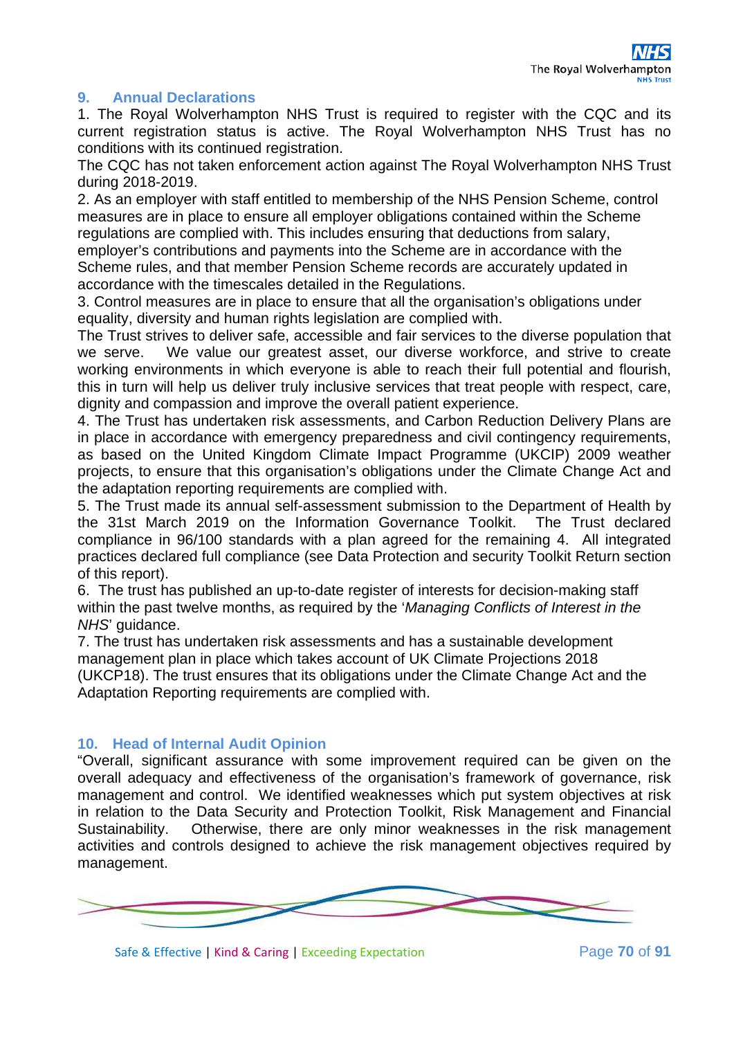## 9. Annual Declarations

1. The Royal Wolverhampton NHS Trust is required to register with the CQC and its current registration status is active. The Royal Wolverhampton NHS Trust has no conditions with its continued registration.
The CQC has not taken enforcement action against The Royal Wolverhampton NHS Trust during 2018-2019.
2. As an employer with staff entitled to membership of the NHS Pension Scheme, control measures are in place to ensure all employer obligations contained within the Scheme regulations are complied with. This includes ensuring that deductions from salary, employer's contributions and payments into the Scheme are in accordance with the Scheme rules, and that member Pension Scheme records are accurately updated in accordance with the timescales detailed in the Regulations.
3. Control measures are in place to ensure that all the organisation's obligations under equality, diversity and human rights legislation are complied with.
The Trust strives to deliver safe, accessible and fair services to the diverse population that we serve. We value our greatest asset, our diverse workforce, and strive to create working environments in which everyone is able to reach their full potential and flourish, this in turn will help us deliver truly inclusive services that treat people with respect, care, dignity and compassion and improve the overall patient experience.
4. The Trust has undertaken risk assessments, and Carbon Reduction Delivery Plans are in place in accordance with emergency preparedness and civil contingency requirements, as based on the United Kingdom Climate Impact Programme (UKCIP) 2009 weather projects, to ensure that this organisation's obligations under the Climate Change Act and the adaptation reporting requirements are complied with.
5. The Trust made its annual self-assessment submission to the Department of Health by the 31st March 2019 on the Information Governance Toolkit. The Trust declared compliance in 96/100 standards with a plan agreed for the remaining 4. All integrated practices declared full compliance (see Data Protection and security Toolkit Return section of this report).
6. The trust has published an up-to-date register of interests for decision-making staff within the past twelve months, as required by the '*Managing Conflicts of Interest in the NHS*' guidance.
7. The trust has undertaken risk assessments and has a sustainable development management plan in place which takes account of UK Climate Projections 2018 (UKCP18). The trust ensures that its obligations under the Climate Change Act and the Adaptation Reporting requirements are complied with.

## 10. Head of Internal Audit Opinion

"Overall, significant assurance with some improvement required can be given on the overall adequacy and effectiveness of the organisation's framework of governance, risk management and control. We identified weaknesses which put system objectives at risk in relation to the Data Security and Protection Toolkit, Risk Management and Financial Sustainability. Otherwise, there are only minor weaknesses in the risk management activities and controls designed to achieve the risk management objectives required by management.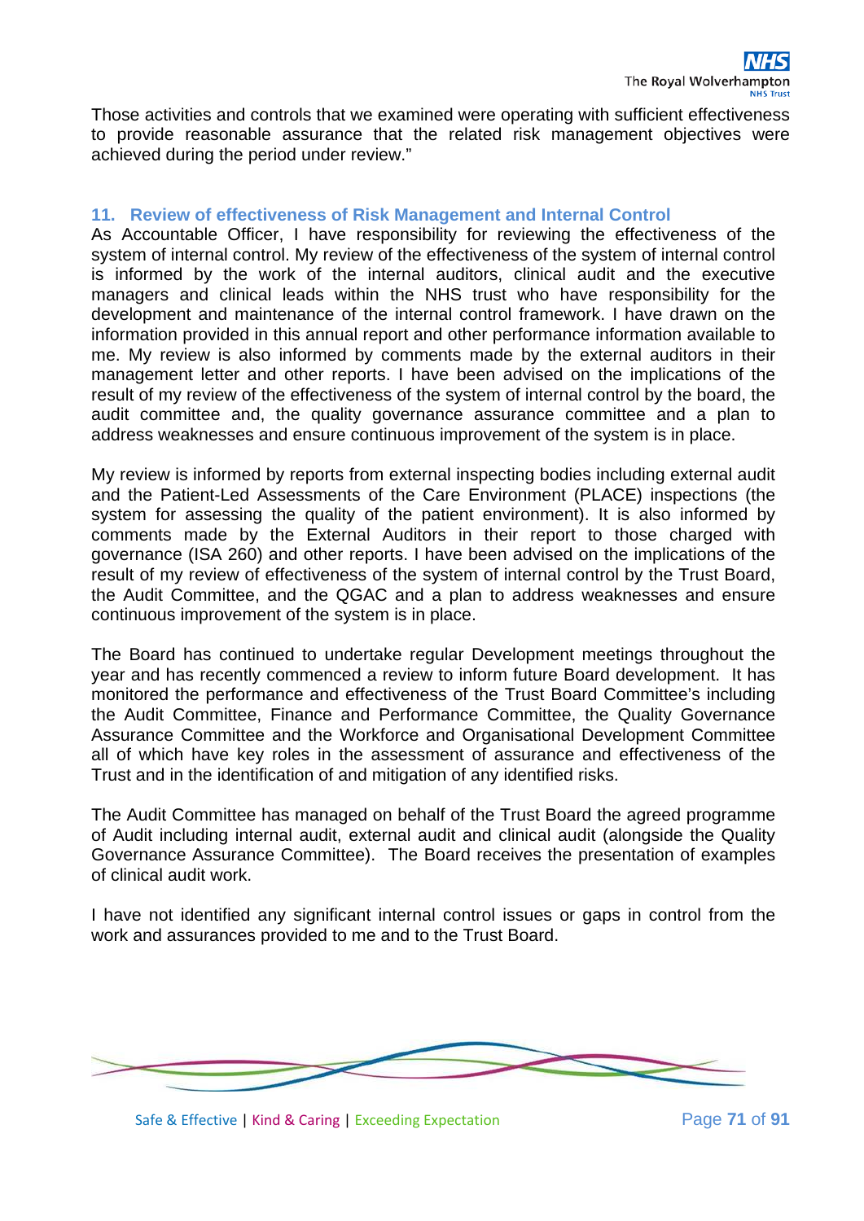Those activities and controls that we examined were operating with sufficient effectiveness to provide reasonable assurance that the related risk management objectives were achieved during the period under review."

## 11. Review of effectiveness of Risk Management and Internal Control

As Accountable Officer, I have responsibility for reviewing the effectiveness of the system of internal control. My review of the effectiveness of the system of internal control is informed by the work of the internal auditors, clinical audit and the executive managers and clinical leads within the NHS trust who have responsibility for the development and maintenance of the internal control framework. I have drawn on the information provided in this annual report and other performance information available to me. My review is also informed by comments made by the external auditors in their management letter and other reports. I have been advised on the implications of the result of my review of the effectiveness of the system of internal control by the board, the audit committee and, the quality governance assurance committee and a plan to address weaknesses and ensure continuous improvement of the system is in place.

My review is informed by reports from external inspecting bodies including external audit and the Patient-Led Assessments of the Care Environment (PLACE) inspections (the system for assessing the quality of the patient environment). It is also informed by comments made by the External Auditors in their report to those charged with governance (ISA 260) and other reports. I have been advised on the implications of the result of my review of effectiveness of the system of internal control by the Trust Board, the Audit Committee, and the QGAC and a plan to address weaknesses and ensure continuous improvement of the system is in place.

The Board has continued to undertake regular Development meetings throughout the year and has recently commenced a review to inform future Board development. It has monitored the performance and effectiveness of the Trust Board Committee's including the Audit Committee, Finance and Performance Committee, the Quality Governance Assurance Committee and the Workforce and Organisational Development Committee all of which have key roles in the assessment of assurance and effectiveness of the Trust and in the identification of and mitigation of any identified risks.

The Audit Committee has managed on behalf of the Trust Board the agreed programme of Audit including internal audit, external audit and clinical audit (alongside the Quality Governance Assurance Committee). The Board receives the presentation of examples of clinical audit work.

I have not identified any significant internal control issues or gaps in control from the work and assurances provided to me and to the Trust Board.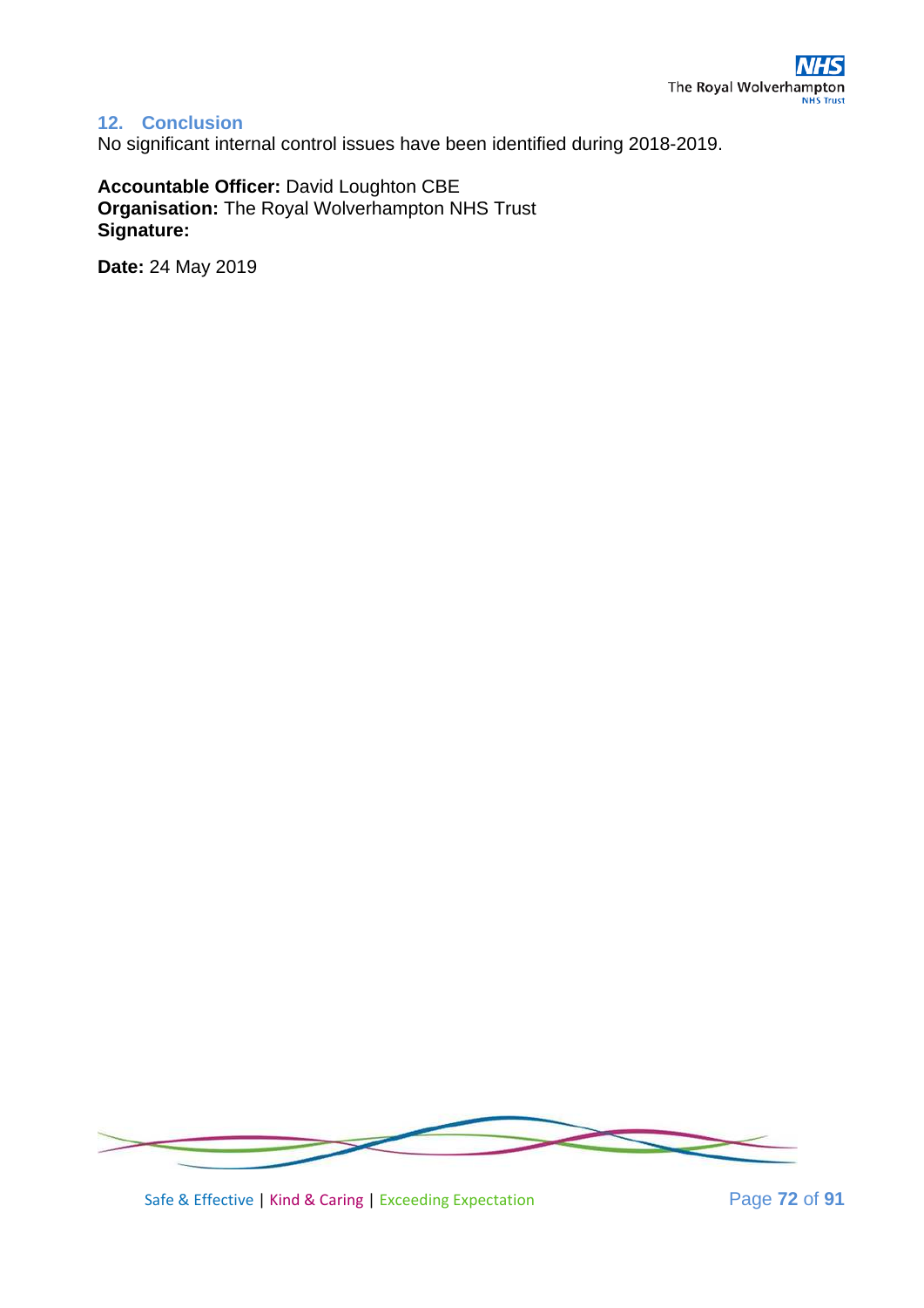## 12. Conclusion

No significant internal control issues have been identified during 2018-2019.

**Accountable Officer:** David Loughton CBE
**Organisation:** The Royal Wolverhampton NHS Trust
**Signature:**

**Date:** 24 May 2019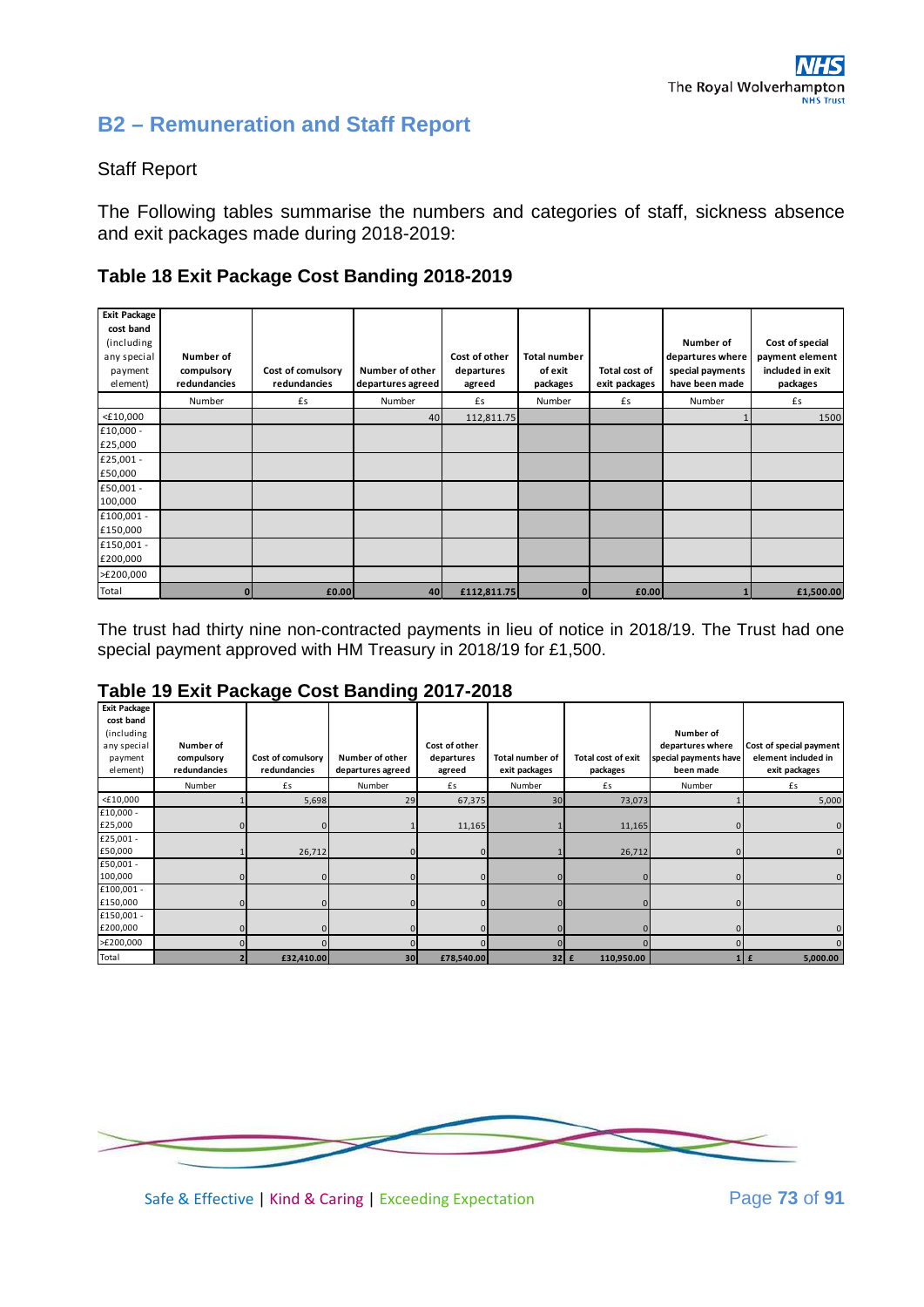## B2 – Remuneration and Staff Report

Staff Report

The Following tables summarise the numbers and categories of staff, sickness absence and exit packages made during 2018-2019:

### Table 18 Exit Package Cost Banding 2018-2019

| Exit Package cost band (including any special payment element) | Number of compulsory redundancies | Cost of comulsory redundancies | Number of other departures agreed | Cost of other departures agreed | Total number of exit packages | Total cost of exit packages | Number of departures where special payments have been made | Cost of special payment element included in exit packages |
|---|---|---|---|---|---|---|---|---|
| | Number | £s | Number | £s | Number | £s | Number | £s |
| <£10,000 | | | 40 | 112,811.75 | | | 1 | 1500 |
| £10,000 - £25,000 | | | | | | | | |
| £25,001 - £50,000 | | | | | | | | |
| £50,001 - 100,000 | | | | | | | | |
| £100,001 - £150,000 | | | | | | | | |
| £150,001 - £200,000 | | | | | | | | |
| >£200,000 | | | | | | | | |
| Total | 0 | £0.00 | 40 | £112,811.75 | 0 | £0.00 | 1 | £1,500.00 |

The trust had thirty nine non-contracted payments in lieu of notice in 2018/19. The Trust had one special payment approved with HM Treasury in 2018/19 for £1,500.

### Table 19 Exit Package Cost Banding 2017-2018

| Exit Package cost band (including any special payment element) | Number of compulsory redundancies | Cost of comulsory redundancies | Number of other departures agreed | Cost of other departures agreed | Total number of exit packages | Total cost of exit packages | Number of departures where special payments have been made | Cost of special payment element included in exit packages |
|---|---|---|---|---|---|---|---|---|
| | Number | £s | Number | £s | Number | £s | Number | £s |
| <£10,000 | 1 | 5,698 | 29 | 67,375 | 30 | 73,073 | 1 | 5,000 |
| £10,000 - £25,000 | 0 | 0 | 1 | 11,165 | 1 | 11,165 | 0 | 0 |
| £25,001 - £50,000 | 1 | 26,712 | 0 | 0 | 1 | 26,712 | 0 | 0 |
| £50,001 - 100,000 | 0 | 0 | 0 | 0 | 0 | 0 | 0 | 0 |
| £100,001 - £150,000 | 0 | 0 | 0 | 0 | 0 | 0 | 0 | |
| £150,001 - £200,000 | 0 | 0 | 0 | 0 | 0 | 0 | 0 | 0 |
| >£200,000 | 0 | 0 | 0 | 0 | 0 | 0 | 0 | 0 |
| Total | 2 | £32,410.00 | 30 | £78,540.00 | 32 | £ 110,950.00 | 1 | £ 5,000.00 |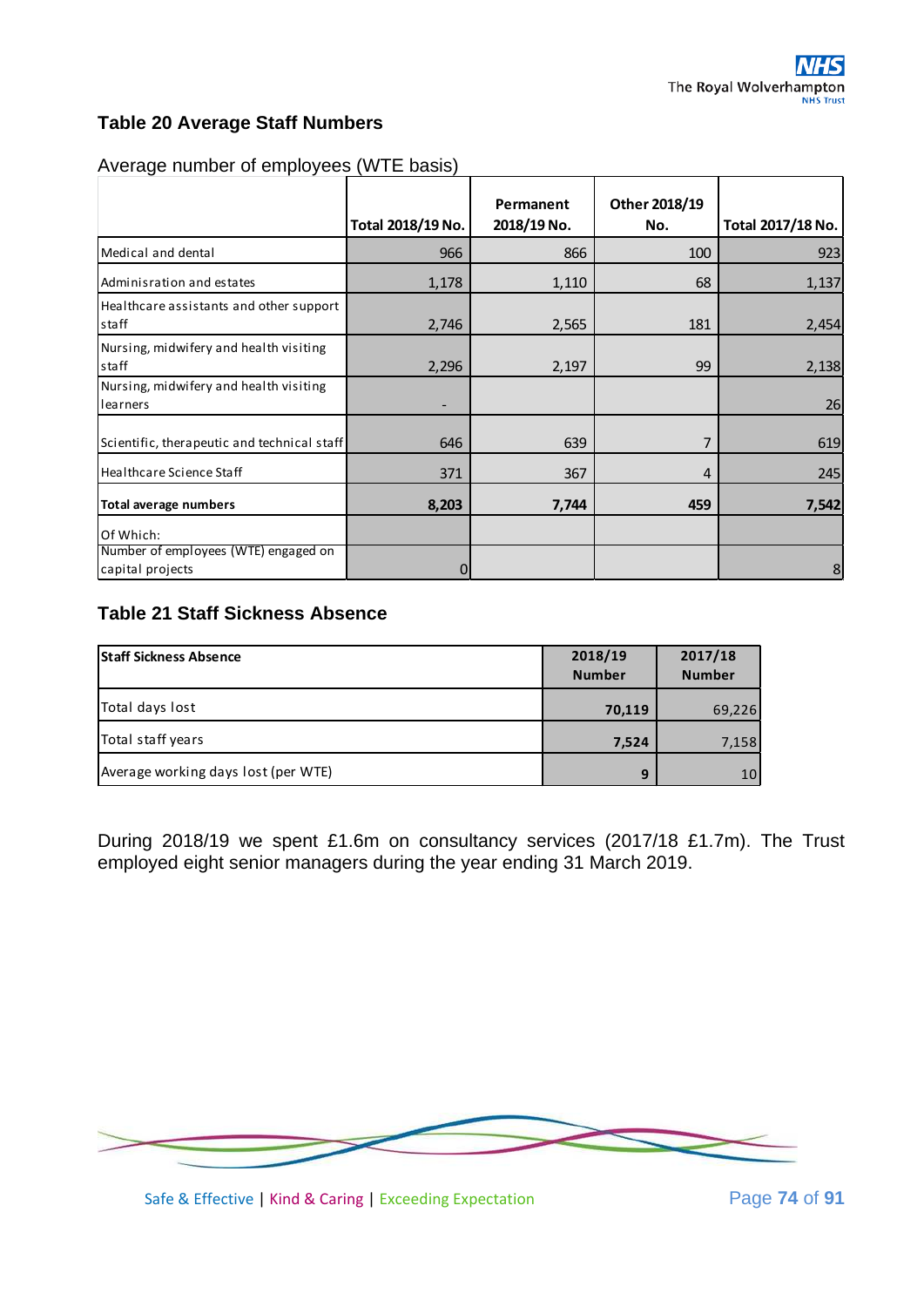### Table 20 Average Staff Numbers

Average number of employees (WTE basis)

| | Total 2018/19 No. | Permanent 2018/19 No. | Other 2018/19 No. | Total 2017/18 No. |
|---|---|---|---|---|
| Medical and dental | 966 | 866 | 100 | 923 |
| Adminisration and estates | 1,178 | 1,110 | 68 | 1,137 |
| Healthcare assistants and other support staff | 2,746 | 2,565 | 181 | 2,454 |
| Nursing, midwifery and health visiting staff | 2,296 | 2,197 | 99 | 2,138 |
| Nursing, midwifery and health visiting learners | - | | | 26 |
| Scientific, therapeutic and technical staff | 646 | 639 | 7 | 619 |
| Healthcare Science Staff | 371 | 367 | 4 | 245 |
| **Total average numbers** | **8,203** | **7,744** | **459** | **7,542** |
| Of Which: | | | | |
| Number of employees (WTE) engaged on capital projects | 0 | | | 8 |

### Table 21 Staff Sickness Absence

| **Staff Sickness Absence** | 2018/19 Number | 2017/18 Number |
|---|---|---|
| Total days lost | **70,119** | 69,226 |
| Total staff years | **7,524** | 7,158 |
| Average working days lost (per WTE) | **9** | 10 |

During 2018/19 we spent £1.6m on consultancy services (2017/18 £1.7m). The Trust employed eight senior managers during the year ending 31 March 2019.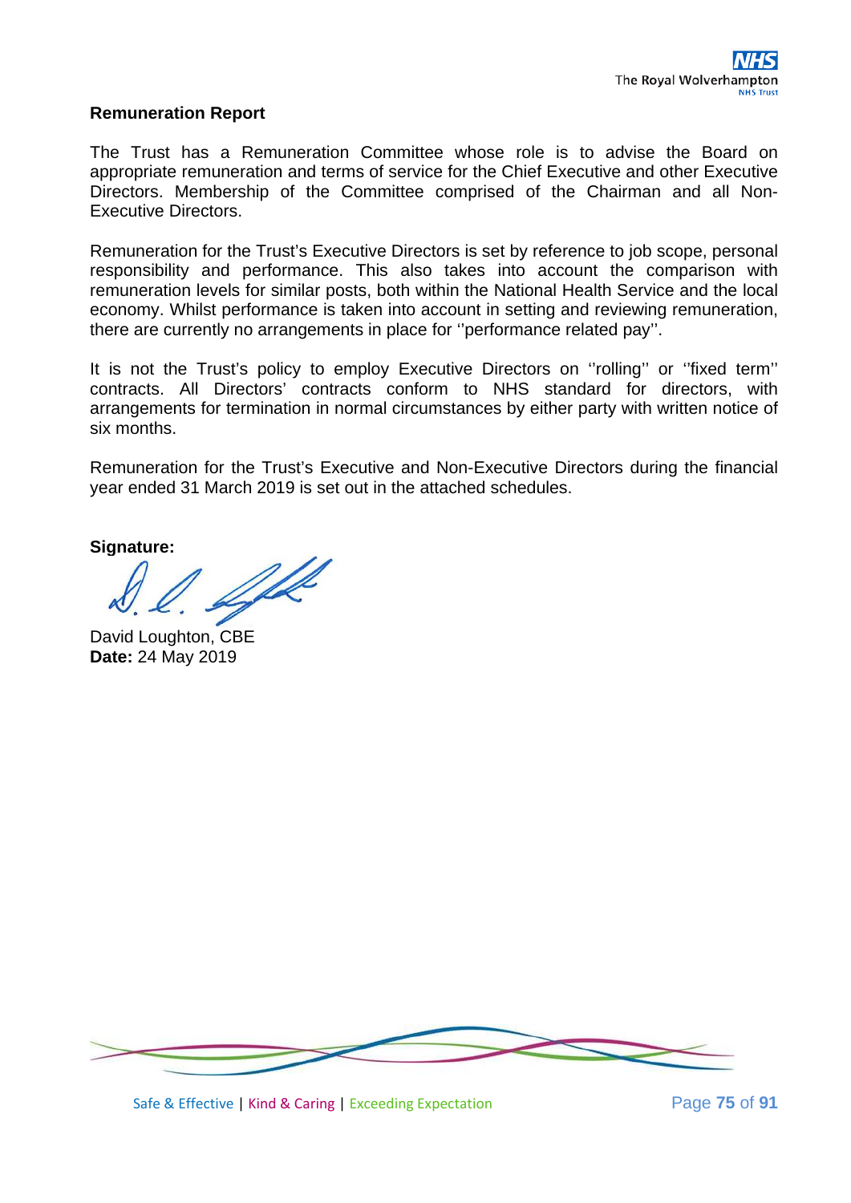## Remuneration Report

The Trust has a Remuneration Committee whose role is to advise the Board on appropriate remuneration and terms of service for the Chief Executive and other Executive Directors. Membership of the Committee comprised of the Chairman and all Non-Executive Directors.

Remuneration for the Trust's Executive Directors is set by reference to job scope, personal responsibility and performance. This also takes into account the comparison with remuneration levels for similar posts, both within the National Health Service and the local economy. Whilst performance is taken into account in setting and reviewing remuneration, there are currently no arrangements in place for ''performance related pay''.

It is not the Trust's policy to employ Executive Directors on ''rolling'' or ''fixed term'' contracts. All Directors' contracts conform to NHS standard for directors, with arrangements for termination in normal circumstances by either party with written notice of six months.

Remuneration for the Trust's Executive and Non-Executive Directors during the financial year ended 31 March 2019 is set out in the attached schedules.

**Signature:**

David Loughton, CBE
**Date:** 24 May 2019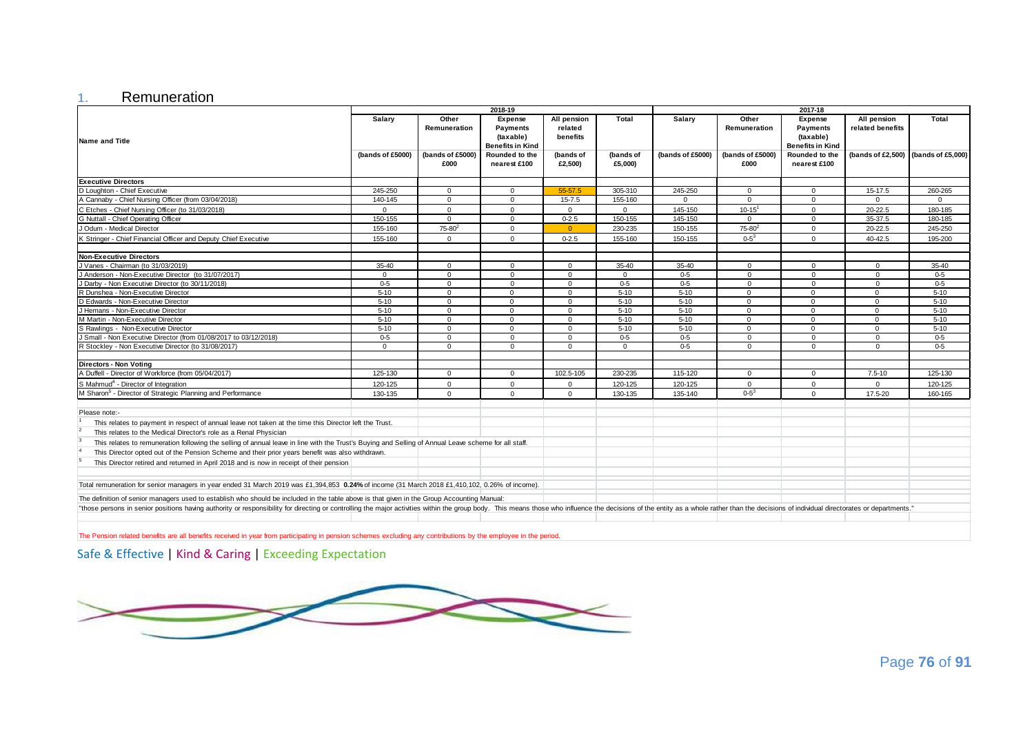## 1. Remuneration

| Name and Title | 2018-19 Salary | Other Remuneration | Expense Payments (taxable) Benefits in Kind | All pension related benefits | Total | 2017-18 Salary | Other Remuneration | Expense Payments (taxable) Benefits in Kind | All pension related benefits | Total |
|---|---|---|---|---|---|---|---|---|---|---|
| | (bands of £5000) | (bands of £5000) £000 | Rounded to the nearest £100 | (bands of £2,500) | (bands of £5,000) | (bands of £5000) | (bands of £5000) £000 | Rounded to the nearest £100 | (bands of £2,500) | (bands of £5,000) |
| **Executive Directors** | | | | | | | | | | |
| D Loughton - Chief Executive | 245-250 | 0 | 0 | 55-57.5 | 305-310 | 245-250 | 0 | 0 | 15-17.5 | 260-265 |
| A Cannaby - Chief Nursing Officer (from 03/04/2018) | 140-145 | 0 | 0 | 15-7.5 | 155-160 | 0 | 0 | 0 | 0 | 0 |
| C Etches - Chief Nursing Officer (to 31/03/2018) | 0 | 0 | 0 | 0 | 0 | 145-150 | 10-15[1] | 0 | 20-22.5 | 180-185 |
| G Nuttall - Chief Operating Officer | 150-155 | 0 | 0 | 0-2.5 | 150-155 | 145-150 | 0 | 0 | 35-37.5 | 180-185 |
| J Odum - Medical Director | 155-160 | 75-80[2] | 0 | 0 | 230-235 | 150-155 | 75-80[2] | 0 | 20-22.5 | 245-250 |
| K Stringer - Chief Financial Officer and Deputy Chief Executive | 155-160 | 0 | 0 | 0-2.5 | 155-160 | 150-155 | 0-5[3] | 0 | 40-42.5 | 195-200 |
| **Non-Executive Directors** | | | | | | | | | | |
| J Vanes - Chairman (to 31/03/2019) | 35-40 | 0 | 0 | 0 | 35-40 | 35-40 | 0 | 0 | 0 | 35-40 |
| J Anderson - Non-Executive Director (to 31/07/2017) | 0 | 0 | 0 | 0 | 0 | 0-5 | 0 | 0 | 0 | 0-5 |
| J Darby - Non Executive Director (to 30/11/2018) | 0-5 | 0 | 0 | 0 | 0-5 | 0-5 | 0 | 0 | 0 | 0-5 |
| R Dunshea - Non-Executive Director | 5-10 | 0 | 0 | 0 | 5-10 | 5-10 | 0 | 0 | 0 | 5-10 |
| D Edwards - Non-Executive Director | 5-10 | 0 | 0 | 0 | 5-10 | 5-10 | 0 | 0 | 0 | 5-10 |
| J Hemans - Non-Executive Director | 5-10 | 0 | 0 | 0 | 5-10 | 5-10 | 0 | 0 | 0 | 5-10 |
| M Martin - Non-Executive Director | 5-10 | 0 | 0 | 0 | 5-10 | 5-10 | 0 | 0 | 0 | 5-10 |
| S Rawlings - Non-Executive Director | 5-10 | 0 | 0 | 0 | 5-10 | 5-10 | 0 | 0 | 0 | 5-10 |
| J Small - Non Executive Director (from 01/08/2017 to 03/12/2018) | 0-5 | 0 | 0 | 0 | 0-5 | 0-5 | 0 | 0 | 0 | 0-5 |
| R Stockley - Non Executive Director (to 31/08/2017) | 0 | 0 | 0 | 0 | 0 | 0-5 | 0 | 0 | 0 | 0-5 |
| **Directors - Non Voting** | | | | | | | | | | |
| A Duffell - Director of Workforce (from 05/04/2017) | 125-130 | 0 | 0 | 102.5-105 | 230-235 | 115-120 | 0 | 0 | 7.5-10 | 125-130 |
| S Mahmud[4] - Director of Integration | 120-125 | 0 | 0 | 0 | 120-125 | 120-125 | 0 | 0 | 0 | 120-125 |
| M Sharon[5] - Director of Strategic Planning and Performance | 130-135 | 0 | 0 | 0 | 130-135 | 135-140 | 0-5[3] | 0 | 17.5-20 | 160-165 |

Please note:-

[1] This relates to payment in respect of annual leave not taken at the time this Director left the Trust.

[2] This relates to the Medical Director's role as a Renal Physician

[3] This relates to remuneration following the selling of annual leave in line with the Trust's Buying and Selling of Annual Leave scheme for all staff.

[4] This Director opted out of the Pension Scheme and their prior years benefit was also withdrawn.

[5] This Director retired and returned in April 2018 and is now in receipt of their pension

Total remuneration for senior managers in year ended 31 March 2019 was £1,394,853 **0.24%** of income (31 March 2018 £1,410,102, 0.26% of income).

The definition of senior managers used to establish who should be included in the table above is that given in the Group Accounting Manual:

"those persons in senior positions having authority or responsibility for directing or controlling the major activities within the group body. This means those who influence the decisions of the entity as a whole rather than the decisions of individual directorates or departments."

The Pension related benefits are all benefits received in year from participating in pension schemes excluding any contributions by the employee in the period.

Safe & Effective | Kind & Caring | Exceeding Expectation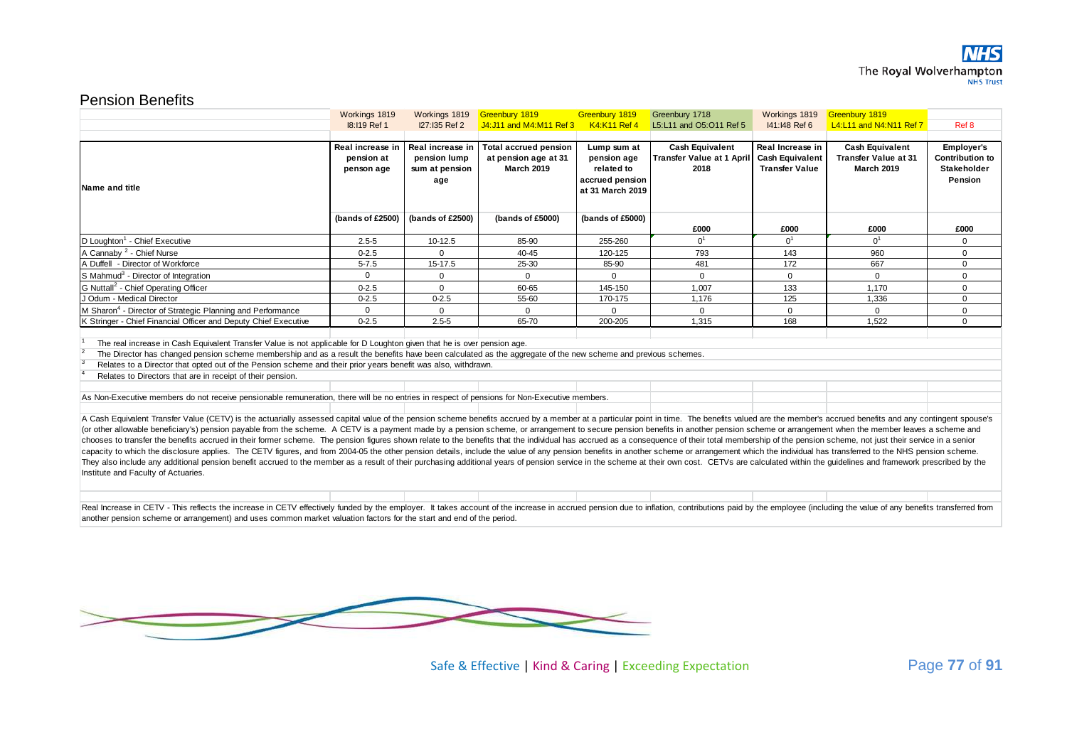## Pension Benefits

| | Workings 1819 | Workings 1819 | Greenbury 1819 | Greenbury 1819 | Greenbury 1718 | Workings 1819 | Greenbury 1819 | |
|---|---|---|---|---|---|---|---|---|
| | I8:I19 Ref 1 | I27:I35 Ref 2 | J4:J11 and M4:M11 Ref 3 | K4:K11 Ref 4 | L5:L11 and O5:O11 Ref 5 | I41:I48 Ref 6 | L4:L11 and N4:N11 Ref 7 | Ref 8 |
| **Name and title** | **Real increase in pension at penson age** | **Real increase in pension lump sum at pension age** | **Total accrued pension at pension age at 31 March 2019** | **Lump sum at pension age related to accrued pension at 31 March 2019** | **Cash Equivalent Transfer Value at 1 April 2018** | **Real Increase in Cash Equivalent Transfer Value** | **Cash Equivalent Transfer Value at 31 March 2019** | **Employer's Contribution to Stakeholder Pension** |
| | **(bands of £2500)** | **(bands of £2500)** | **(bands of £5000)** | **(bands of £5000)** | **£000** | **£000** | **£000** | **£000** |
| D Loughton[1] - Chief Executive | 2.5-5 | 10-12.5 | 85-90 | 255-260 | 0[1] | 0[1] | 0[1] | 0 |
| A Cannaby [2] - Chief Nurse | 0-2.5 | 0 | 40-45 | 120-125 | 793 | 143 | 960 | 0 |
| A Duffell - Director of Workforce | 5-7.5 | 15-17.5 | 25-30 | 85-90 | 481 | 172 | 667 | 0 |
| S Mahmud[3] - Director of Integration | 0 | 0 | 0 | 0 | 0 | 0 | 0 | 0 |
| G Nuttall[2] - Chief Operating Officer | 0-2.5 | 0 | 60-65 | 145-150 | 1,007 | 133 | 1,170 | 0 |
| J Odum - Medical Director | 0-2.5 | 0-2.5 | 55-60 | 170-175 | 1,176 | 125 | 1,336 | 0 |
| M Sharon[4] - Director of Strategic Planning and Performance | 0 | 0 | 0 | 0 | 0 | 0 | 0 | 0 |
| K Stringer - Chief Financial Officer and Deputy Chief Executive | 0-2.5 | 2.5-5 | 65-70 | 200-205 | 1,315 | 168 | 1,522 | 0 |

[1] The real increase in Cash Equivalent Transfer Value is not applicable for D Loughton given that he is over pension age.

[2] The Director has changed pension scheme membership and as a result the benefits have been calculated as the aggregate of the new scheme and previous schemes.

[3] Relates to a Director that opted out of the Pension scheme and their prior years benefit was also, withdrawn.

[4] Relates to Directors that are in receipt of their pension.

As Non-Executive members do not receive pensionable remuneration, there will be no entries in respect of pensions for Non-Executive members.

A Cash Equivalent Transfer Value (CETV) is the actuarially assessed capital value of the pension scheme benefits accrued by a member at a particular point in time. The benefits valued are the member's accrued benefits and any contingent spouse's (or other allowable beneficiary's) pension payable from the scheme. A CETV is a payment made by a pension scheme, or arrangement to secure pension benefits in another pension scheme or arrangement when the member leaves a scheme and chooses to transfer the benefits accrued in their former scheme. The pension figures shown relate to the benefits that the individual has accrued as a consequence of their total membership of the pension scheme, not just their service in a senior capacity to which the disclosure applies. The CETV figures, and from 2004-05 the other pension details, include the value of any pension benefits in another scheme or arrangement which the individual has transferred to the NHS pension scheme. They also include any additional pension benefit accrued to the member as a result of their purchasing additional years of pension service in the scheme at their own cost. CETVs are calculated within the guidelines and framework prescribed by the Institute and Faculty of Actuaries.

Real Increase in CETV - This reflects the increase in CETV effectively funded by the employer. It takes account of the increase in accrued pension due to inflation, contributions paid by the employee (including the value of any benefits transferred from another pension scheme or arrangement) and uses common market valuation factors for the start and end of the period.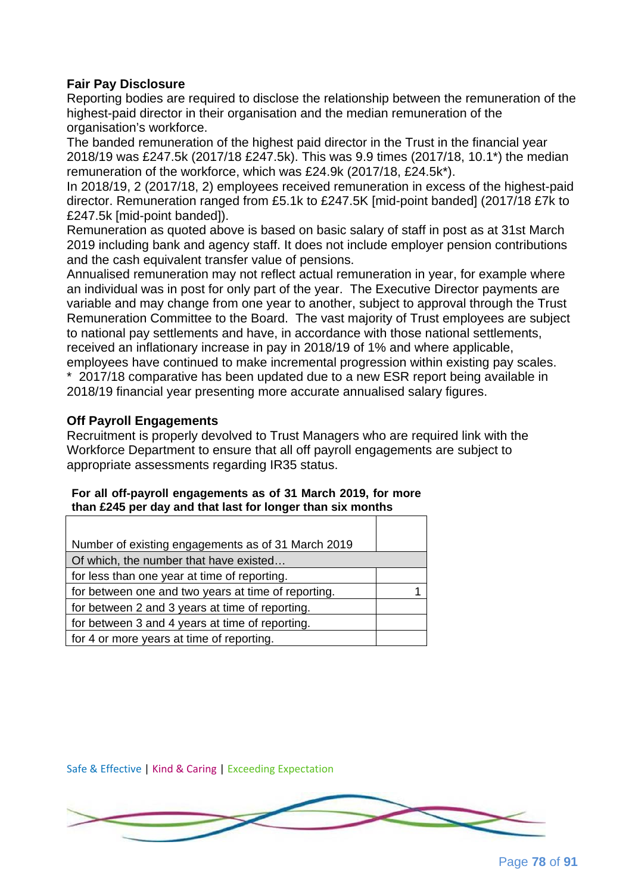### Fair Pay Disclosure

Reporting bodies are required to disclose the relationship between the remuneration of the highest-paid director in their organisation and the median remuneration of the organisation's workforce.

The banded remuneration of the highest paid director in the Trust in the financial year 2018/19 was £247.5k (2017/18 £247.5k). This was 9.9 times (2017/18, 10.1*) the median remuneration of the workforce, which was £24.9k (2017/18, £24.5k*).

In 2018/19, 2 (2017/18, 2) employees received remuneration in excess of the highest-paid director. Remuneration ranged from £5.1k to £247.5K [mid-point banded] (2017/18 £7k to £247.5k [mid-point banded]).

Remuneration as quoted above is based on basic salary of staff in post as at 31st March 2019 including bank and agency staff. It does not include employer pension contributions and the cash equivalent transfer value of pensions.

Annualised remuneration may not reflect actual remuneration in year, for example where an individual was in post for only part of the year. The Executive Director payments are variable and may change from one year to another, subject to approval through the Trust Remuneration Committee to the Board. The vast majority of Trust employees are subject to national pay settlements and have, in accordance with those national settlements, received an inflationary increase in pay in 2018/19 of 1% and where applicable, employees have continued to make incremental progression within existing pay scales.

* 2017/18 comparative has been updated due to a new ESR report being available in 2018/19 financial year presenting more accurate annualised salary figures.

### Off Payroll Engagements

Recruitment is properly devolved to Trust Managers who are required link with the Workforce Department to ensure that all off payroll engagements are subject to appropriate assessments regarding IR35 status.

**For all off-payroll engagements as of 31 March 2019, for more than £245 per day and that last for longer than six months**

| | |
|---|---|
| Number of existing engagements as of 31 March 2019 | |
| Of which, the number that have existed… | |
| for less than one year at time of reporting. | |
| for between one and two years at time of reporting. | 1 |
| for between 2 and 3 years at time of reporting. | |
| for between 3 and 4 years at time of reporting. | |
| for 4 or more years at time of reporting. | |

Safe & Effective | Kind & Caring | Exceeding Expectation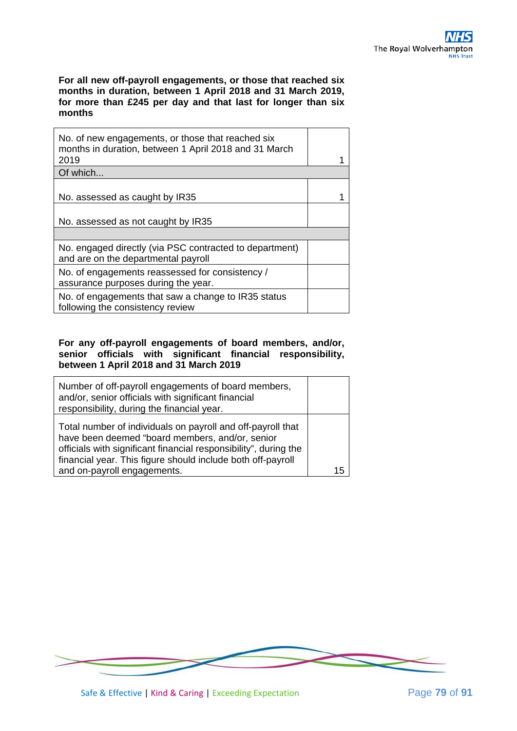**For all new off-payroll engagements, or those that reached six months in duration, between 1 April 2018 and 31 March 2019, for more than £245 per day and that last for longer than six months**

| | |
|---|---|
| No. of new engagements, or those that reached six months in duration, between 1 April 2018 and 31 March 2019 | 1 |
| Of which... | |
| No. assessed as caught by IR35 | 1 |
| No. assessed as not caught by IR35 | |
| | |
| No. engaged directly (via PSC contracted to department) and are on the departmental payroll | |
| No. of engagements reassessed for consistency / assurance purposes during the year. | |
| No. of engagements that saw a change to IR35 status following the consistency review | |

**For any off-payroll engagements of board members, and/or, senior officials with significant financial responsibility, between 1 April 2018 and 31 March 2019**

| | |
|---|---|
| Number of off-payroll engagements of board members, and/or, senior officials with significant financial responsibility, during the financial year. | |
| Total number of individuals on payroll and off-payroll that have been deemed "board members, and/or, senior officials with significant financial responsibility", during the financial year. This figure should include both off-payroll and on-payroll engagements. | 15 |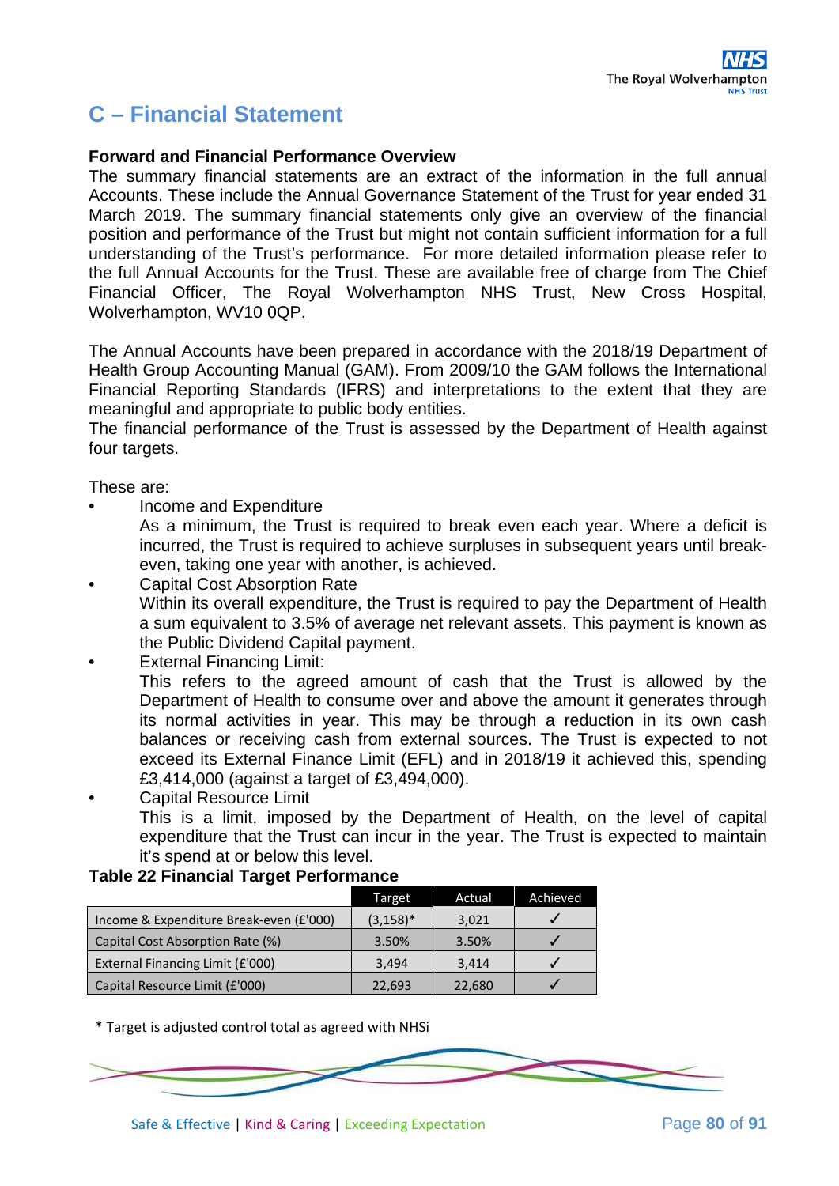# C – Financial Statement

**Forward and Financial Performance Overview**

The summary financial statements are an extract of the information in the full annual Accounts. These include the Annual Governance Statement of the Trust for year ended 31 March 2019. The summary financial statements only give an overview of the financial position and performance of the Trust but might not contain sufficient information for a full understanding of the Trust's performance. For more detailed information please refer to the full Annual Accounts for the Trust. These are available free of charge from The Chief Financial Officer, The Royal Wolverhampton NHS Trust, New Cross Hospital, Wolverhampton, WV10 0QP.

The Annual Accounts have been prepared in accordance with the 2018/19 Department of Health Group Accounting Manual (GAM). From 2009/10 the GAM follows the International Financial Reporting Standards (IFRS) and interpretations to the extent that they are meaningful and appropriate to public body entities.

The financial performance of the Trust is assessed by the Department of Health against four targets.

These are:

- Income and Expenditure
  As a minimum, the Trust is required to break even each year. Where a deficit is incurred, the Trust is required to achieve surpluses in subsequent years until break-even, taking one year with another, is achieved.
- Capital Cost Absorption Rate
  Within its overall expenditure, the Trust is required to pay the Department of Health a sum equivalent to 3.5% of average net relevant assets. This payment is known as the Public Dividend Capital payment.
- External Financing Limit:
  This refers to the agreed amount of cash that the Trust is allowed by the Department of Health to consume over and above the amount it generates through its normal activities in year. This may be through a reduction in its own cash balances or receiving cash from external sources. The Trust is expected to not exceed its External Finance Limit (EFL) and in 2018/19 it achieved this, spending £3,414,000 (against a target of £3,494,000).
- Capital Resource Limit
  This is a limit, imposed by the Department of Health, on the level of capital expenditure that the Trust can incur in the year. The Trust is expected to maintain it's spend at or below this level.

**Table 22 Financial Target Performance**

| | Target | Actual | Achieved |
|---|---|---|---|
| Income & Expenditure Break-even (£'000) | (3,158)* | 3,021 | ✓ |
| Capital Cost Absorption Rate (%) | 3.50% | 3.50% | ✓ |
| External Financing Limit (£'000) | 3,494 | 3,414 | ✓ |
| Capital Resource Limit (£'000) | 22,693 | 22,680 | ✓ |

* Target is adjusted control total as agreed with NHSi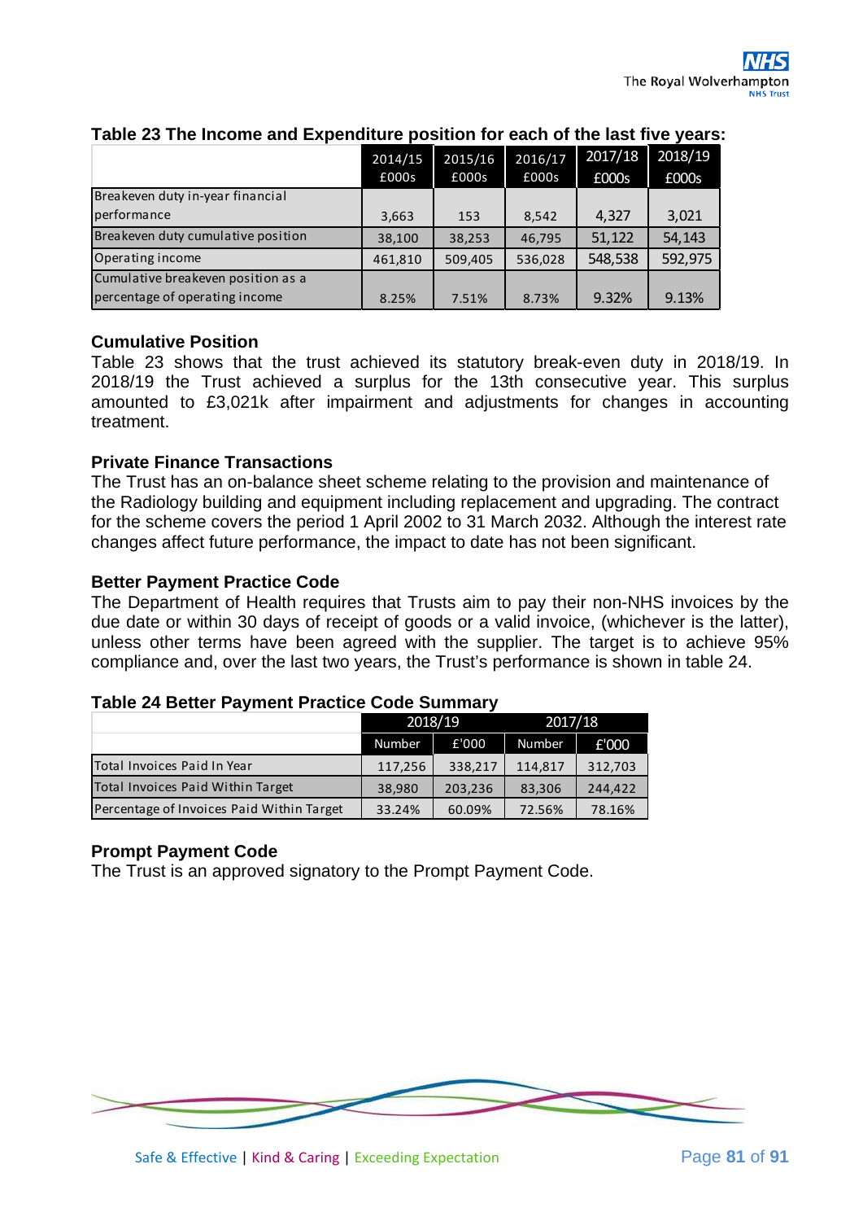**Table 23 The Income and Expenditure position for each of the last five years:**

| | 2014/15 £000s | 2015/16 £000s | 2016/17 £000s | 2017/18 £000s | 2018/19 £000s |
|---|---|---|---|---|---|
| Breakeven duty in-year financial performance | 3,663 | 153 | 8,542 | 4,327 | 3,021 |
| Breakeven duty cumulative position | 38,100 | 38,253 | 46,795 | 51,122 | 54,143 |
| Operating income | 461,810 | 509,405 | 536,028 | 548,538 | 592,975 |
| Cumulative breakeven position as a percentage of operating income | 8.25% | 7.51% | 8.73% | 9.32% | 9.13% |

### Cumulative Position

Table 23 shows that the trust achieved its statutory break-even duty in 2018/19. In 2018/19 the Trust achieved a surplus for the 13th consecutive year. This surplus amounted to £3,021k after impairment and adjustments for changes in accounting treatment.

### Private Finance Transactions

The Trust has an on-balance sheet scheme relating to the provision and maintenance of the Radiology building and equipment including replacement and upgrading. The contract for the scheme covers the period 1 April 2002 to 31 March 2032. Although the interest rate changes affect future performance, the impact to date has not been significant.

### Better Payment Practice Code

The Department of Health requires that Trusts aim to pay their non-NHS invoices by the due date or within 30 days of receipt of goods or a valid invoice, (whichever is the latter), unless other terms have been agreed with the supplier. The target is to achieve 95% compliance and, over the last two years, the Trust's performance is shown in table 24.

**Table 24 Better Payment Practice Code Summary**

| | 2018/19 | | 2017/18 | |
|---|---|---|---|---|
| | Number | £'000 | Number | £'000 |
| Total Invoices Paid In Year | 117,256 | 338,217 | 114,817 | 312,703 |
| Total Invoices Paid Within Target | 38,980 | 203,236 | 83,306 | 244,422 |
| Percentage of Invoices Paid Within Target | 33.24% | 60.09% | 72.56% | 78.16% |

### Prompt Payment Code

The Trust is an approved signatory to the Prompt Payment Code.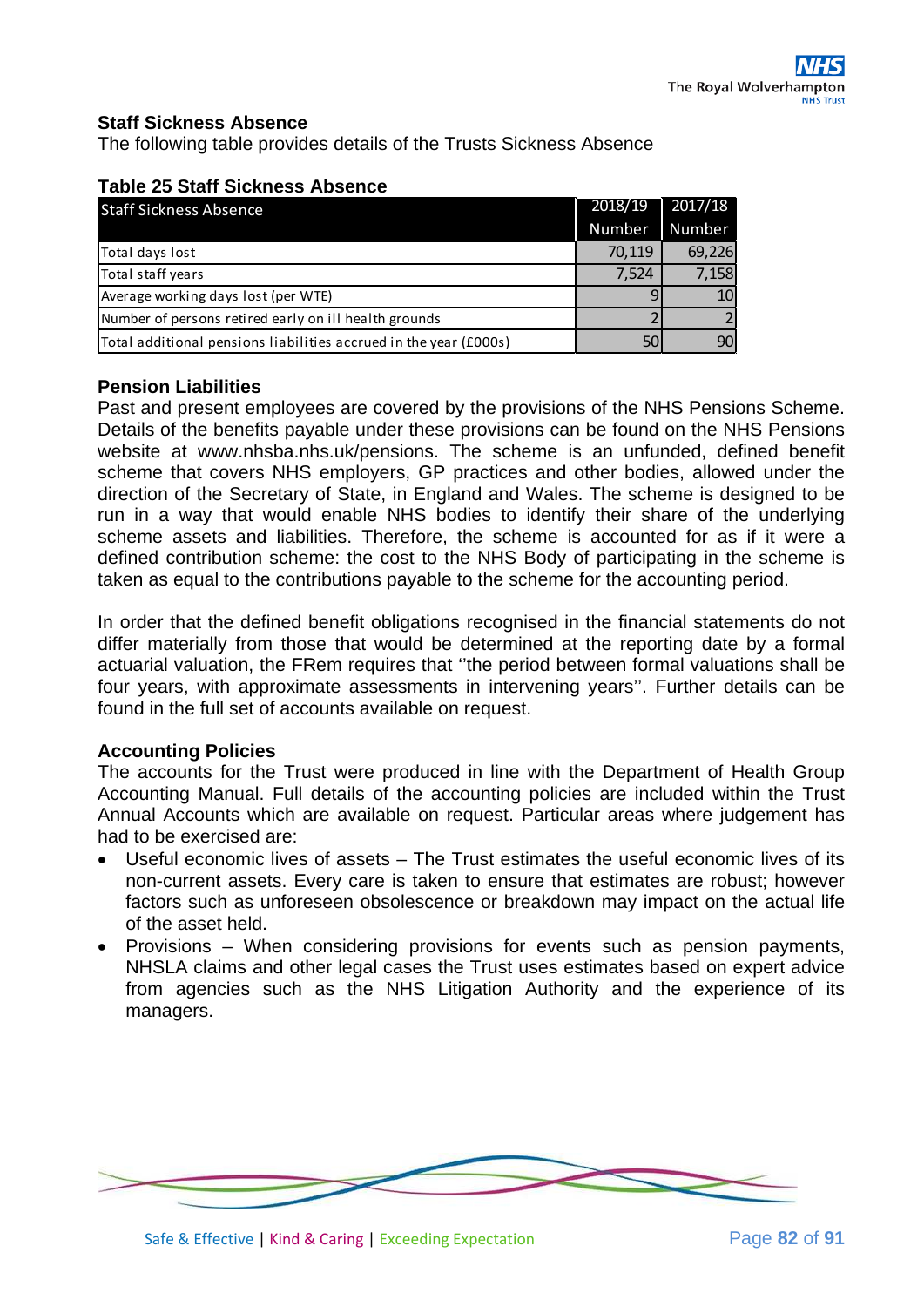## Staff Sickness Absence

The following table provides details of the Trusts Sickness Absence

### Table 25 Staff Sickness Absence

| Staff Sickness Absence | 2018/19<br>Number | 2017/18<br>Number |
|---|---|---|
| Total days lost | 70,119 | 69,226 |
| Total staff years | 7,524 | 7,158 |
| Average working days lost (per WTE) | 9 | 10 |
| Number of persons retired early on ill health grounds | 2 | 2 |
| Total additional pensions liabilities accrued in the year (£000s) | 50 | 90 |

## Pension Liabilities

Past and present employees are covered by the provisions of the NHS Pensions Scheme. Details of the benefits payable under these provisions can be found on the NHS Pensions website at www.nhsba.nhs.uk/pensions. The scheme is an unfunded, defined benefit scheme that covers NHS employers, GP practices and other bodies, allowed under the direction of the Secretary of State, in England and Wales. The scheme is designed to be run in a way that would enable NHS bodies to identify their share of the underlying scheme assets and liabilities. Therefore, the scheme is accounted for as if it were a defined contribution scheme: the cost to the NHS Body of participating in the scheme is taken as equal to the contributions payable to the scheme for the accounting period.

In order that the defined benefit obligations recognised in the financial statements do not differ materially from those that would be determined at the reporting date by a formal actuarial valuation, the FRem requires that ''the period between formal valuations shall be four years, with approximate assessments in intervening years''. Further details can be found in the full set of accounts available on request.

## Accounting Policies

The accounts for the Trust were produced in line with the Department of Health Group Accounting Manual. Full details of the accounting policies are included within the Trust Annual Accounts which are available on request. Particular areas where judgement has had to be exercised are:

- Useful economic lives of assets – The Trust estimates the useful economic lives of its non-current assets. Every care is taken to ensure that estimates are robust; however factors such as unforeseen obsolescence or breakdown may impact on the actual life of the asset held.
- Provisions – When considering provisions for events such as pension payments, NHSLA claims and other legal cases the Trust uses estimates based on expert advice from agencies such as the NHS Litigation Authority and the experience of its managers.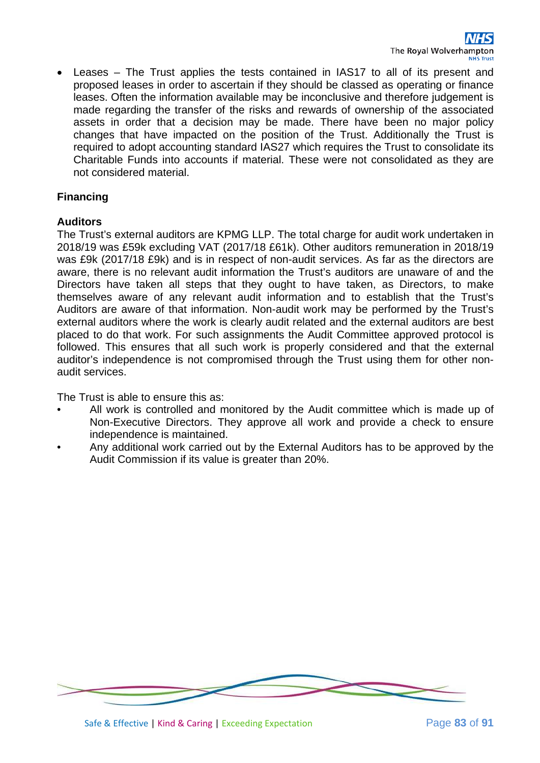- Leases – The Trust applies the tests contained in IAS17 to all of its present and proposed leases in order to ascertain if they should be classed as operating or finance leases. Often the information available may be inconclusive and therefore judgement is made regarding the transfer of the risks and rewards of ownership of the associated assets in order that a decision may be made. There have been no major policy changes that have impacted on the position of the Trust. Additionally the Trust is required to adopt accounting standard IAS27 which requires the Trust to consolidate its Charitable Funds into accounts if material. These were not consolidated as they are not considered material.

**Financing**

**Auditors**

The Trust's external auditors are KPMG LLP. The total charge for audit work undertaken in 2018/19 was £59k excluding VAT (2017/18 £61k). Other auditors remuneration in 2018/19 was £9k (2017/18 £9k) and is in respect of non-audit services. As far as the directors are aware, there is no relevant audit information the Trust's auditors are unaware of and the Directors have taken all steps that they ought to have taken, as Directors, to make themselves aware of any relevant audit information and to establish that the Trust's Auditors are aware of that information. Non-audit work may be performed by the Trust's external auditors where the work is clearly audit related and the external auditors are best placed to do that work. For such assignments the Audit Committee approved protocol is followed. This ensures that all such work is properly considered and that the external auditor's independence is not compromised through the Trust using them for other non-audit services.

The Trust is able to ensure this as:

- All work is controlled and monitored by the Audit committee which is made up of Non-Executive Directors. They approve all work and provide a check to ensure independence is maintained.
- Any additional work carried out by the External Auditors has to be approved by the Audit Commission if its value is greater than 20%.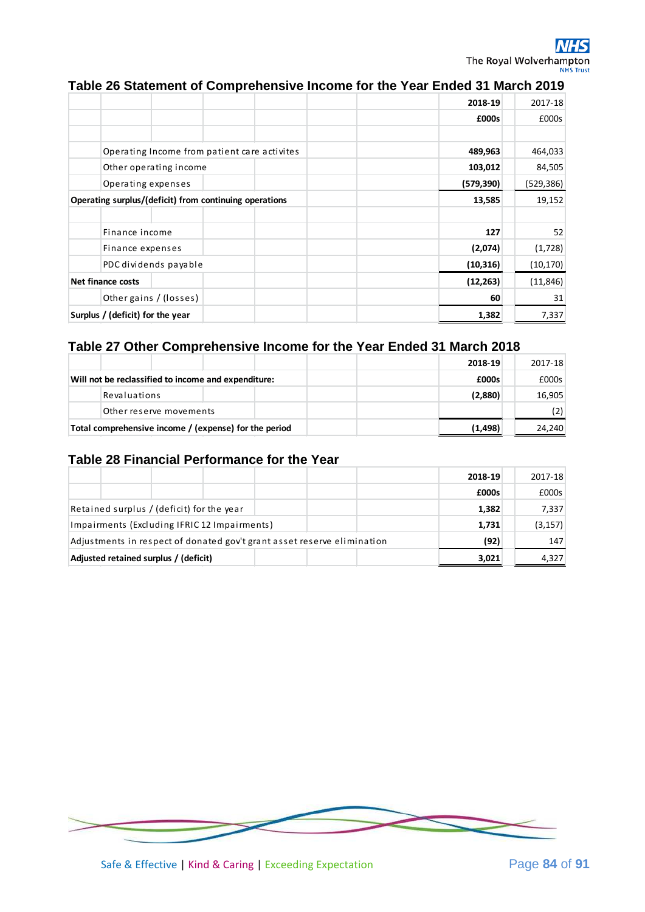## Table 26 Statement of Comprehensive Income for the Year Ended 31 March 2019

| | 2018-19 | 2017-18 |
|---|---|---|
| | £000s | £000s |
| Operating Income from patient care activites | 489,963 | 464,033 |
| Other operating income | 103,012 | 84,505 |
| Operating expenses | (579,390) | (529,386) |
| **Operating surplus/(deficit) from continuing operations** | **13,585** | 19,152 |
| Finance income | 127 | 52 |
| Finance expenses | (2,074) | (1,728) |
| PDC dividends payable | (10,316) | (10,170) |
| **Net finance costs** | **(12,263)** | (11,846) |
| Other gains / (losses) | 60 | 31 |
| **Surplus / (deficit) for the year** | **1,382** | 7,337 |

## Table 27 Other Comprehensive Income for the Year Ended 31 March 2018

| | 2018-19 | 2017-18 |
|---|---|---|
| **Will not be reclassified to income and expenditure:** | £000s | £000s |
| Revaluations | (2,880) | 16,905 |
| Other reserve movements | | (2) |
| **Total comprehensive income / (expense) for the period** | **(1,498)** | 24,240 |

## Table 28 Financial Performance for the Year

| | 2018-19 | 2017-18 |
|---|---|---|
| | £000s | £000s |
| Retained surplus / (deficit) for the year | 1,382 | 7,337 |
| Impairments (Excluding IFRIC 12 Impairments) | 1,731 | (3,157) |
| Adjustments in respect of donated gov't grant asset reserve elimination | (92) | 147 |
| **Adjusted retained surplus / (deficit)** | **3,021** | 4,327 |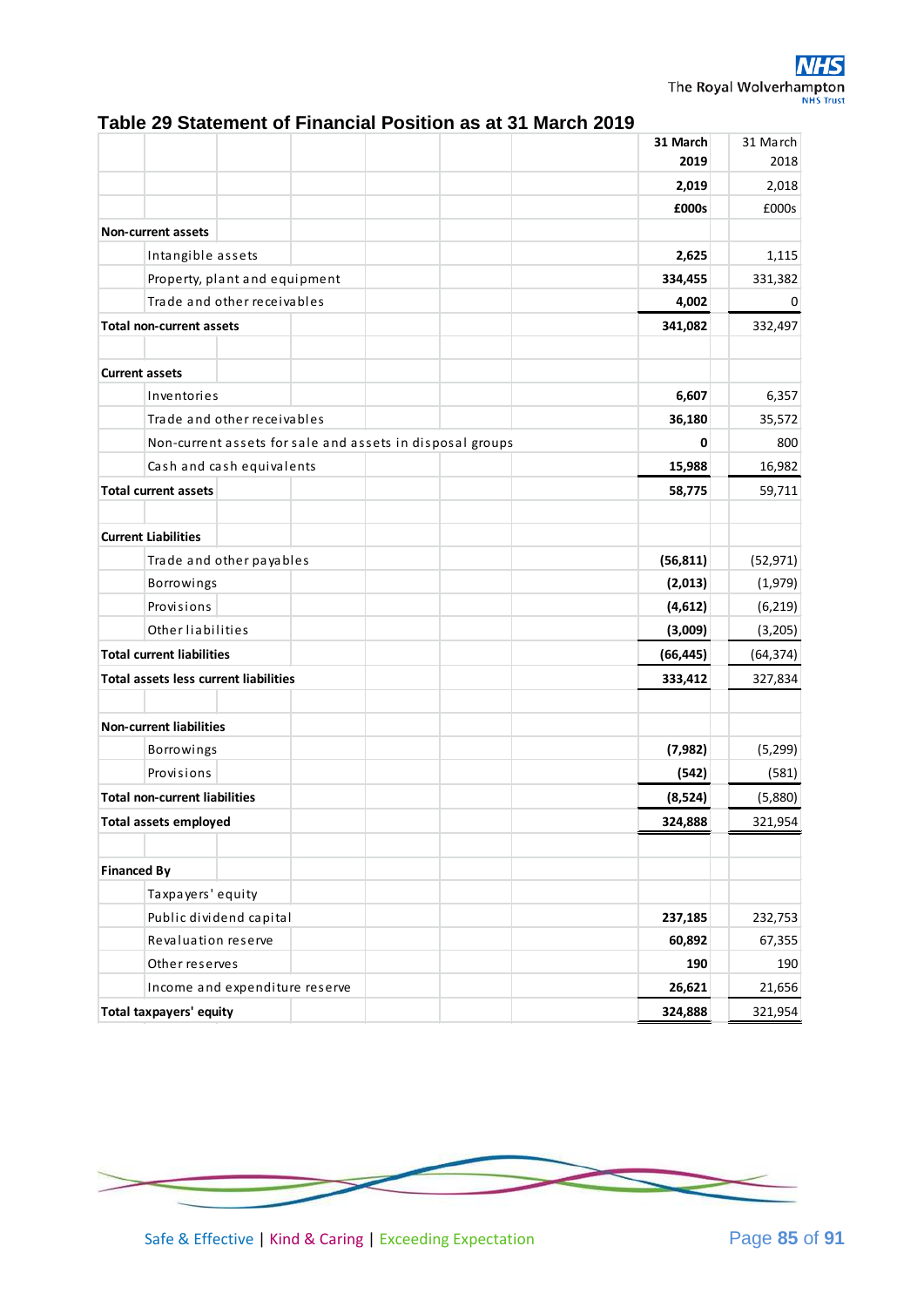# Table 29 Statement of Financial Position as at 31 March 2019

| | 31 March 2019 | 31 March 2018 |
|---|---|---|
| | 2,019 | 2,018 |
| | £000s | £000s |
| **Non-current assets** | | |
| Intangible assets | 2,625 | 1,115 |
| Property, plant and equipment | 334,455 | 331,382 |
| Trade and other receivables | 4,002 | 0 |
| **Total non-current assets** | 341,082 | 332,497 |
| | | |
| **Current assets** | | |
| Inventories | 6,607 | 6,357 |
| Trade and other receivables | 36,180 | 35,572 |
| Non-current assets for sale and assets in disposal groups | 0 | 800 |
| Cash and cash equivalents | 15,988 | 16,982 |
| **Total current assets** | 58,775 | 59,711 |
| | | |
| **Current Liabilities** | | |
| Trade and other payables | (56,811) | (52,971) |
| Borrowings | (2,013) | (1,979) |
| Provisions | (4,612) | (6,219) |
| Other liabilities | (3,009) | (3,205) |
| **Total current liabilities** | (66,445) | (64,374) |
| **Total assets less current liabilities** | 333,412 | 327,834 |
| | | |
| **Non-current liabilities** | | |
| Borrowings | (7,982) | (5,299) |
| Provisions | (542) | (581) |
| **Total non-current liabilities** | (8,524) | (5,880) |
| **Total assets employed** | 324,888 | 321,954 |
| | | |
| **Financed By** | | |
| Taxpayers' equity | | |
| Public dividend capital | 237,185 | 232,753 |
| Revaluation reserve | 60,892 | 67,355 |
| Other reserves | 190 | 190 |
| Income and expenditure reserve | 26,621 | 21,656 |
| **Total taxpayers' equity** | 324,888 | 321,954 |

Safe & Effective | Kind & Caring | Exceeding Expectation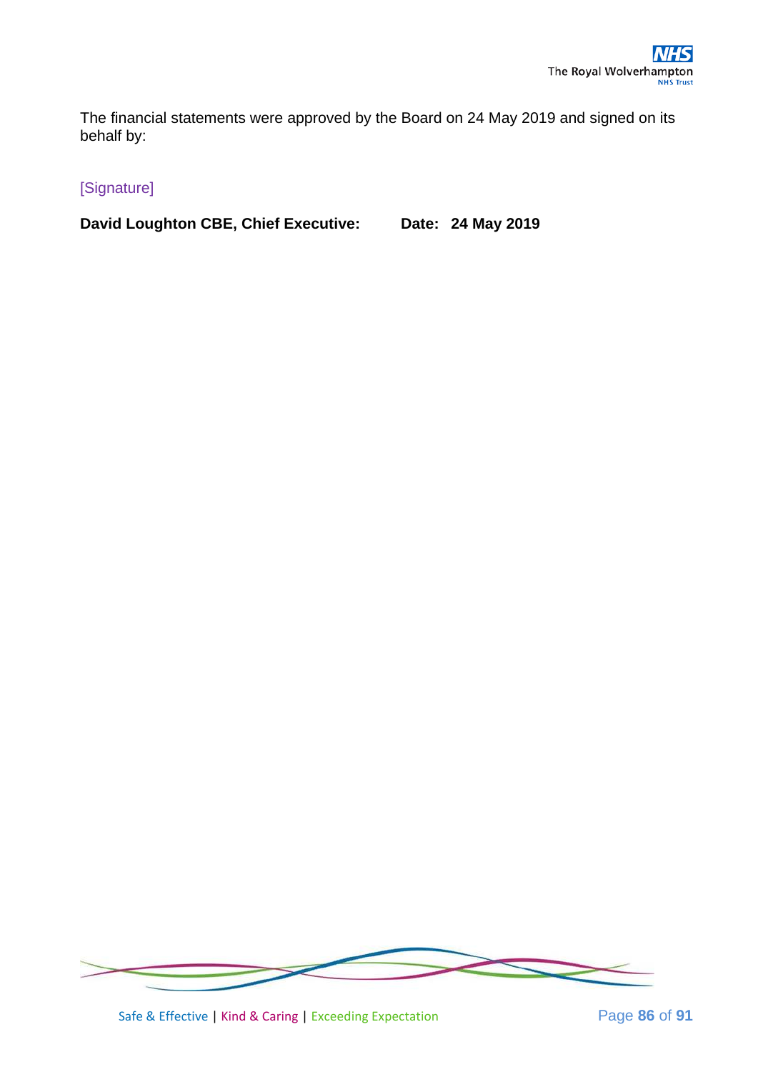The financial statements were approved by the Board on 24 May 2019 and signed on its behalf by:

[Signature]

**David Loughton CBE, Chief Executive: Date: 24 May 2019**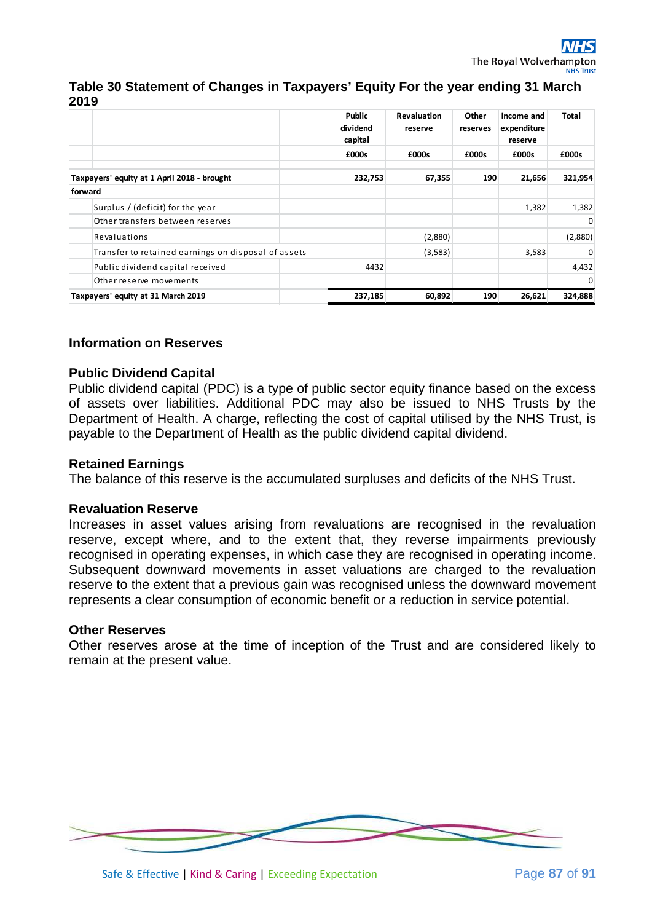### Table 30 Statement of Changes in Taxpayers' Equity For the year ending 31 March 2019

| | Public dividend capital | Revaluation reserve | Other reserves | Income and expenditure reserve | Total |
|---|---|---|---|---|---|
| | £000s | £000s | £000s | £000s | £000s |
| **Taxpayers' equity at 1 April 2018 - brought forward** | **232,753** | **67,355** | **190** | **21,656** | **321,954** |
| Surplus / (deficit) for the year | | | | 1,382 | 1,382 |
| Other transfers between reserves | | | | | 0 |
| Revaluations | | (2,880) | | | (2,880) |
| Transfer to retained earnings on disposal of assets | | (3,583) | | 3,583 | 0 |
| Public dividend capital received | 4432 | | | | 4,432 |
| Other reserve movements | | | | | 0 |
| **Taxpayers' equity at 31 March 2019** | **237,185** | **60,892** | **190** | **26,621** | **324,888** |

### Information on Reserves

#### Public Dividend Capital

Public dividend capital (PDC) is a type of public sector equity finance based on the excess of assets over liabilities. Additional PDC may also be issued to NHS Trusts by the Department of Health. A charge, reflecting the cost of capital utilised by the NHS Trust, is payable to the Department of Health as the public dividend capital dividend.

#### Retained Earnings

The balance of this reserve is the accumulated surpluses and deficits of the NHS Trust.

#### Revaluation Reserve

Increases in asset values arising from revaluations are recognised in the revaluation reserve, except where, and to the extent that, they reverse impairments previously recognised in operating expenses, in which case they are recognised in operating income. Subsequent downward movements in asset valuations are charged to the revaluation reserve to the extent that a previous gain was recognised unless the downward movement represents a clear consumption of economic benefit or a reduction in service potential.

#### Other Reserves

Other reserves arose at the time of inception of the Trust and are considered likely to remain at the present value.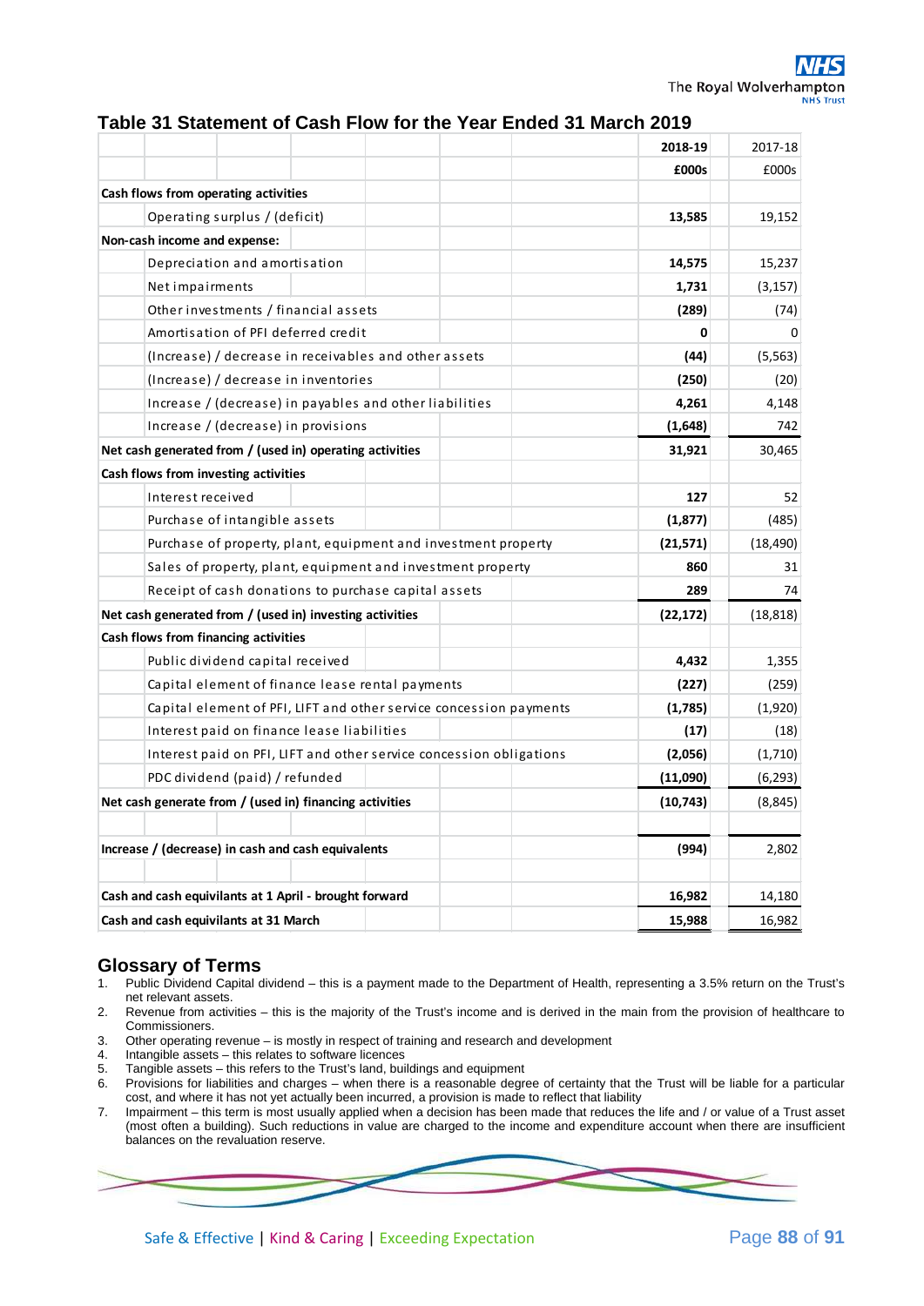## Table 31 Statement of Cash Flow for the Year Ended 31 March 2019

| | 2018-19 | 2017-18 |
|---|---|---|
| | **£000s** | £000s |
| **Cash flows from operating activities** | | |
| Operating surplus / (deficit) | **13,585** | 19,152 |
| **Non-cash income and expense:** | | |
| Depreciation and amortisation | **14,575** | 15,237 |
| Net impairments | **1,731** | (3,157) |
| Other investments / financial assets | **(289)** | (74) |
| Amortisation of PFI deferred credit | **0** | 0 |
| (Increase) / decrease in receivables and other assets | **(44)** | (5,563) |
| (Increase) / decrease in inventories | **(250)** | (20) |
| Increase / (decrease) in payables and other liabilities | **4,261** | 4,148 |
| Increase / (decrease) in provisions | **(1,648)** | 742 |
| **Net cash generated from / (used in) operating activities** | **31,921** | 30,465 |
| **Cash flows from investing activities** | | |
| Interest received | **127** | 52 |
| Purchase of intangible assets | **(1,877)** | (485) |
| Purchase of property, plant, equipment and investment property | **(21,571)** | (18,490) |
| Sales of property, plant, equipment and investment property | **860** | 31 |
| Receipt of cash donations to purchase capital assets | **289** | 74 |
| **Net cash generated from / (used in) investing activities** | **(22,172)** | (18,818) |
| **Cash flows from financing activities** | | |
| Public dividend capital received | **4,432** | 1,355 |
| Capital element of finance lease rental payments | **(227)** | (259) |
| Capital element of PFI, LIFT and other service concession payments | **(1,785)** | (1,920) |
| Interest paid on finance lease liabilities | **(17)** | (18) |
| Interest paid on PFI, LIFT and other service concession obligations | **(2,056)** | (1,710) |
| PDC dividend (paid) / refunded | **(11,090)** | (6,293) |
| **Net cash generate from / (used in) financing activities** | **(10,743)** | (8,845) |
| | | |
| **Increase / (decrease) in cash and cash equivalents** | **(994)** | 2,802 |
| | | |
| **Cash and cash equivilants at 1 April - brought forward** | **16,982** | 14,180 |
| **Cash and cash equivilants at 31 March** | **15,988** | 16,982 |

## Glossary of Terms

1. Public Dividend Capital dividend – this is a payment made to the Department of Health, representing a 3.5% return on the Trust's net relevant assets.
2. Revenue from activities – this is the majority of the Trust's income and is derived in the main from the provision of healthcare to Commissioners.
3. Other operating revenue – is mostly in respect of training and research and development
4. Intangible assets – this relates to software licences
5. Tangible assets – this refers to the Trust's land, buildings and equipment
6. Provisions for liabilities and charges – when there is a reasonable degree of certainty that the Trust will be liable for a particular cost, and where it has not yet actually been incurred, a provision is made to reflect that liability
7. Impairment – this term is most usually applied when a decision has been made that reduces the life and / or value of a Trust asset (most often a building). Such reductions in value are charged to the income and expenditure account when there are insufficient balances on the revaluation reserve.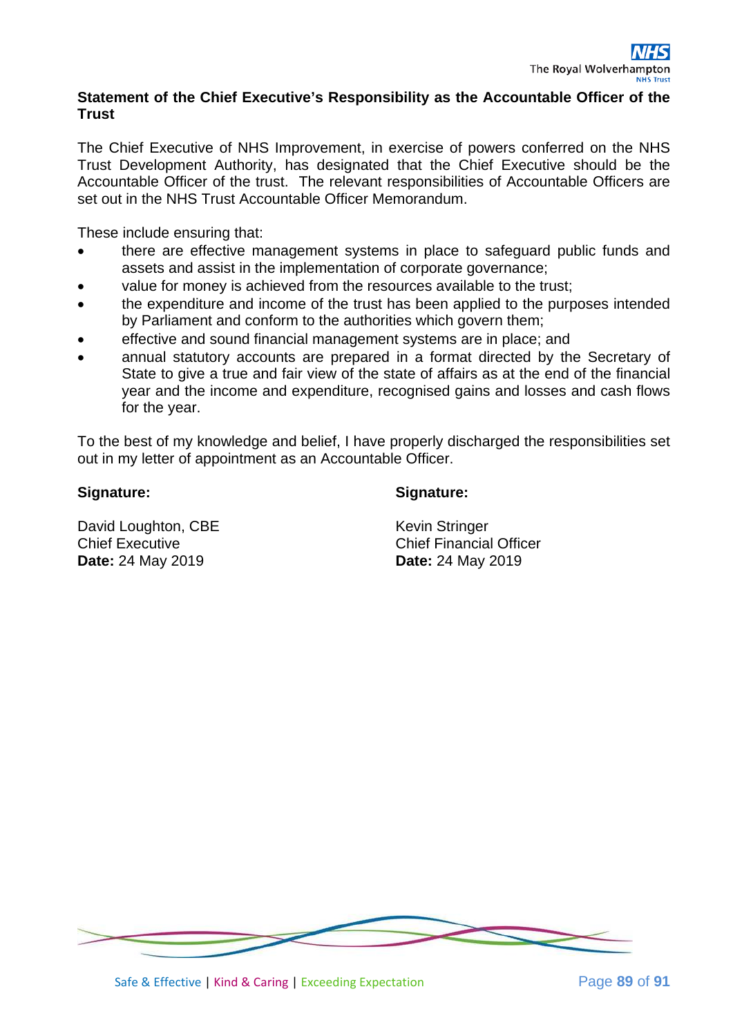## Statement of the Chief Executive's Responsibility as the Accountable Officer of the Trust

The Chief Executive of NHS Improvement, in exercise of powers conferred on the NHS Trust Development Authority, has designated that the Chief Executive should be the Accountable Officer of the trust. The relevant responsibilities of Accountable Officers are set out in the NHS Trust Accountable Officer Memorandum.

These include ensuring that:

- there are effective management systems in place to safeguard public funds and assets and assist in the implementation of corporate governance;
- value for money is achieved from the resources available to the trust;
- the expenditure and income of the trust has been applied to the purposes intended by Parliament and conform to the authorities which govern them;
- effective and sound financial management systems are in place; and
- annual statutory accounts are prepared in a format directed by the Secretary of State to give a true and fair view of the state of affairs as at the end of the financial year and the income and expenditure, recognised gains and losses and cash flows for the year.

To the best of my knowledge and belief, I have properly discharged the responsibilities set out in my letter of appointment as an Accountable Officer.

**Signature:**

David Loughton, CBE
Chief Executive
**Date:** 24 May 2019

**Signature:**

Kevin Stringer
Chief Financial Officer
**Date:** 24 May 2019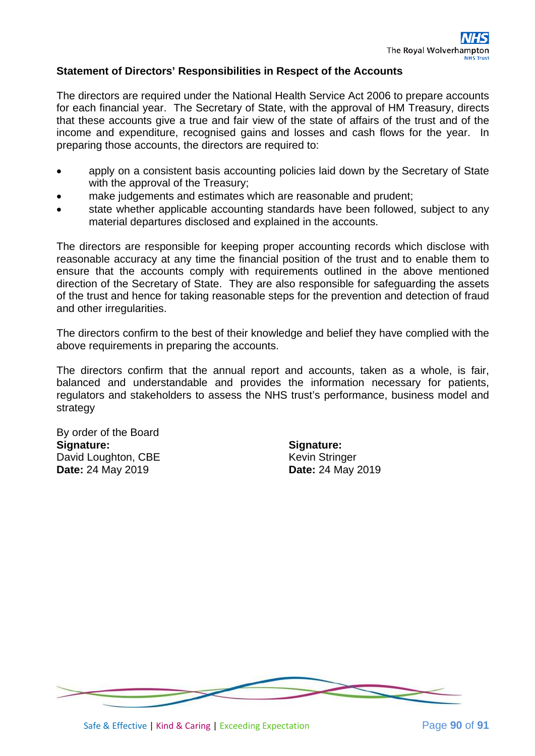## Statement of Directors' Responsibilities in Respect of the Accounts

The directors are required under the National Health Service Act 2006 to prepare accounts for each financial year. The Secretary of State, with the approval of HM Treasury, directs that these accounts give a true and fair view of the state of affairs of the trust and of the income and expenditure, recognised gains and losses and cash flows for the year. In preparing those accounts, the directors are required to:

- apply on a consistent basis accounting policies laid down by the Secretary of State with the approval of the Treasury;
- make judgements and estimates which are reasonable and prudent;
- state whether applicable accounting standards have been followed, subject to any material departures disclosed and explained in the accounts.

The directors are responsible for keeping proper accounting records which disclose with reasonable accuracy at any time the financial position of the trust and to enable them to ensure that the accounts comply with requirements outlined in the above mentioned direction of the Secretary of State. They are also responsible for safeguarding the assets of the trust and hence for taking reasonable steps for the prevention and detection of fraud and other irregularities.

The directors confirm to the best of their knowledge and belief they have complied with the above requirements in preparing the accounts.

The directors confirm that the annual report and accounts, taken as a whole, is fair, balanced and understandable and provides the information necessary for patients, regulators and stakeholders to assess the NHS trust's performance, business model and strategy

By order of the Board

**Signature:**
David Loughton, CBE
**Date:** 24 May 2019

**Signature:**
Kevin Stringer
**Date:** 24 May 2019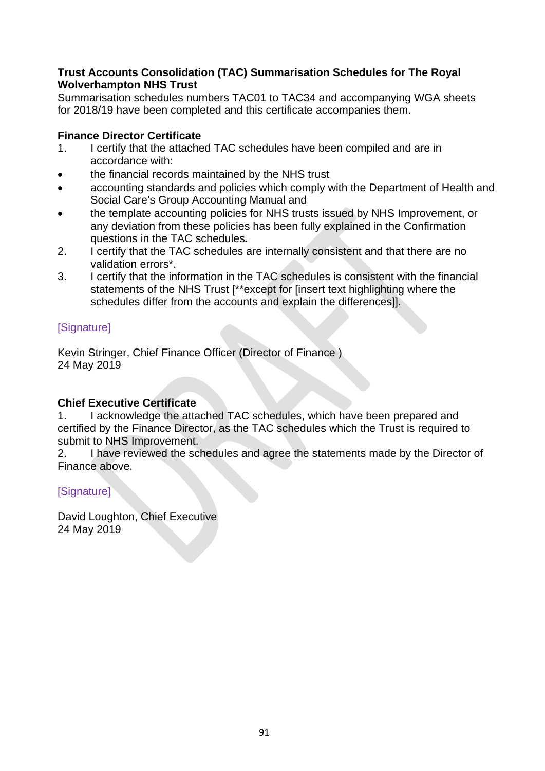**Trust Accounts Consolidation (TAC) Summarisation Schedules for The Royal Wolverhampton NHS Trust**

Summarisation schedules numbers TAC01 to TAC34 and accompanying WGA sheets for 2018/19 have been completed and this certificate accompanies them.

**Finance Director Certificate**

1. I certify that the attached TAC schedules have been compiled and are in accordance with:
   - the financial records maintained by the NHS trust
   - accounting standards and policies which comply with the Department of Health and Social Care's Group Accounting Manual and
   - the template accounting policies for NHS trusts issued by NHS Improvement, or any deviation from these policies has been fully explained in the Confirmation questions in the TAC schedules*.*
2. I certify that the TAC schedules are internally consistent and that there are no validation errors*.
3. I certify that the information in the TAC schedules is consistent with the financial statements of the NHS Trust [**except for [insert text highlighting where the schedules differ from the accounts and explain the differences]].

[Signature]

Kevin Stringer, Chief Finance Officer (Director of Finance )
24 May 2019

**Chief Executive Certificate**

1. I acknowledge the attached TAC schedules, which have been prepared and certified by the Finance Director, as the TAC schedules which the Trust is required to submit to NHS Improvement.
2. I have reviewed the schedules and agree the statements made by the Director of Finance above.

[Signature]

David Loughton, Chief Executive
24 May 2019